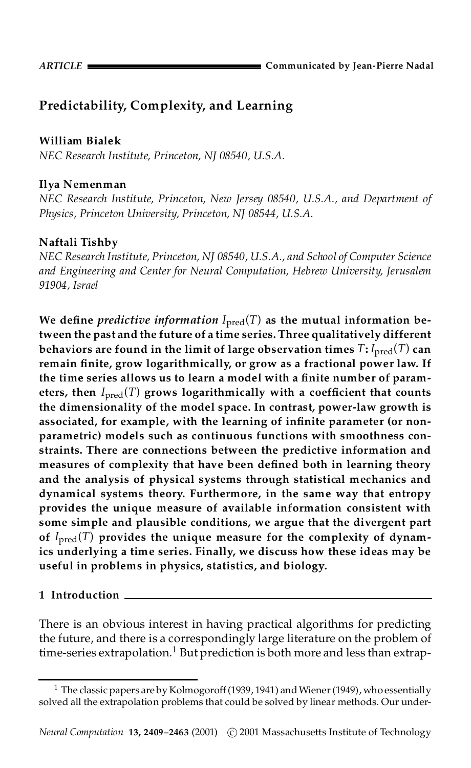# Predictability, Complexity, and Learning

**William Bialek**
*NEC Research Institute, Princeton, NJ 08540, U.S.A.*

**Ilya Nemenman**
*NEC Research Institute, Princeton, New Jersey 08540, U.S.A., and Department of Physics, Princeton University, Princeton, NJ 08544, U.S.A.*

**Naftali Tishby**
*NEC Research Institute, Princeton, NJ 08540, U.S.A., and School of Computer Science and Engineering and Center for Neural Computation, Hebrew University, Jerusalem 91904, Israel*

**We define *predictive information* $I_{\text{pred}}(T)$ as the mutual information between the past and the future of a time series. Three qualitatively different behaviors are found in the limit of large observation times $T$: $I_{\text{pred}}(T)$ can remain finite, grow logarithmically, or grow as a fractional power law. If the time series allows us to learn a model with a finite number of parameters, then $I_{\text{pred}}(T)$ grows logarithmically with a coefficient that counts the dimensionality of the model space. In contrast, power-law growth is associated, for example, with the learning of infinite parameter (or nonparametric) models such as continuous functions with smoothness constraints. There are connections between the predictive information and measures of complexity that have been defined both in learning theory and the analysis of physical systems through statistical mechanics and dynamical systems theory. Furthermore, in the same way that entropy provides the unique measure of available information consistent with some simple and plausible conditions, we argue that the divergent part of $I_{\text{pred}}(T)$ provides the unique measure for the complexity of dynamics underlying a time series. Finally, we discuss how these ideas may be useful in problems in physics, statistics, and biology.**

## 1 Introduction

There is an obvious interest in having practical algorithms for predicting the future, and there is a correspondingly large literature on the problem of time-series extrapolation.[1] But prediction is both more and less than extrap-

[1] The classic papers are by Kolmogoroff (1939, 1941) and Wiener (1949), who essentially solved all the extrapolation problems that could be solved by linear methods. Our under-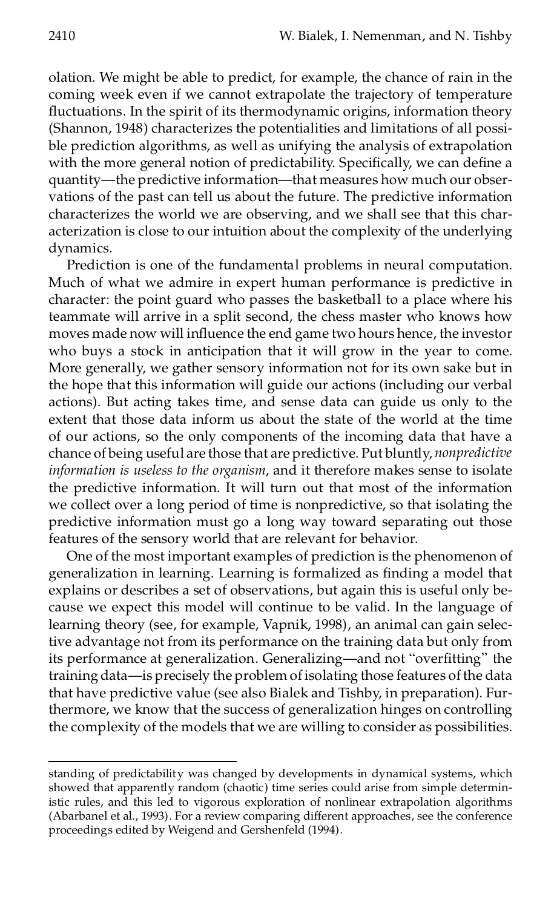olation. We might be able to predict, for example, the chance of rain in the coming week even if we cannot extrapolate the trajectory of temperature fluctuations. In the spirit of its thermodynamic origins, information theory (Shannon, 1948) characterizes the potentialities and limitations of all possible prediction algorithms, as well as unifying the analysis of extrapolation with the more general notion of predictability. Specifically, we can define a quantity—the predictive information—that measures how much our observations of the past can tell us about the future. The predictive information characterizes the world we are observing, and we shall see that this characterization is close to our intuition about the complexity of the underlying dynamics.

Prediction is one of the fundamental problems in neural computation. Much of what we admire in expert human performance is predictive in character: the point guard who passes the basketball to a place where his teammate will arrive in a split second, the chess master who knows how moves made now will influence the end game two hours hence, the investor who buys a stock in anticipation that it will grow in the year to come. More generally, we gather sensory information not for its own sake but in the hope that this information will guide our actions (including our verbal actions). But acting takes time, and sense data can guide us only to the extent that those data inform us about the state of the world at the time of our actions, so the only components of the incoming data that have a chance of being useful are those that are predictive. Put bluntly, *nonpredictive information is useless to the organism*, and it therefore makes sense to isolate the predictive information. It will turn out that most of the information we collect over a long period of time is nonpredictive, so that isolating the predictive information must go a long way toward separating out those features of the sensory world that are relevant for behavior.

One of the most important examples of prediction is the phenomenon of generalization in learning. Learning is formalized as finding a model that explains or describes a set of observations, but again this is useful only because we expect this model will continue to be valid. In the language of learning theory (see, for example, Vapnik, 1998), an animal can gain selective advantage not from its performance on the training data but only from its performance at generalization. Generalizing—and not "overfitting" the training data—is precisely the problem of isolating those features of the data that have predictive value (see also Bialek and Tishby, in preparation). Furthermore, we know that the success of generalization hinges on controlling the complexity of the models that we are willing to consider as possibilities.

standing of predictability was changed by developments in dynamical systems, which showed that apparently random (chaotic) time series could arise from simple deterministic rules, and this led to vigorous exploration of nonlinear extrapolation algorithms (Abarbanel et al., 1993). For a review comparing different approaches, see the conference proceedings edited by Weigend and Gershenfeld (1994).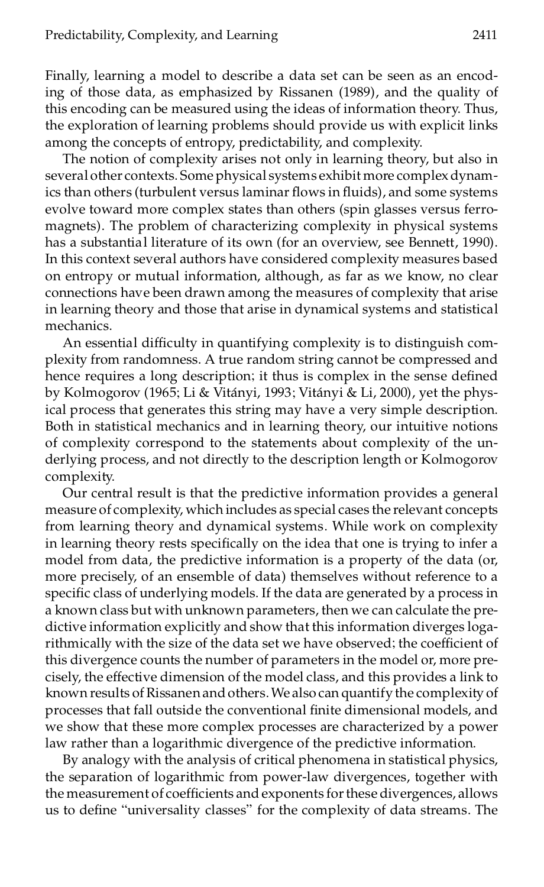Finally, learning a model to describe a data set can be seen as an encoding of those data, as emphasized by Rissanen (1989), and the quality of this encoding can be measured using the ideas of information theory. Thus, the exploration of learning problems should provide us with explicit links among the concepts of entropy, predictability, and complexity.

The notion of complexity arises not only in learning theory, but also in several other contexts. Some physical systems exhibit more complex dynamics than others (turbulent versus laminar flows in fluids), and some systems evolve toward more complex states than others (spin glasses versus ferromagnets). The problem of characterizing complexity in physical systems has a substantial literature of its own (for an overview, see Bennett, 1990). In this context several authors have considered complexity measures based on entropy or mutual information, although, as far as we know, no clear connections have been drawn among the measures of complexity that arise in learning theory and those that arise in dynamical systems and statistical mechanics.

An essential difficulty in quantifying complexity is to distinguish complexity from randomness. A true random string cannot be compressed and hence requires a long description; it thus is complex in the sense defined by Kolmogorov (1965; Li & Vitányi, 1993; Vitányi & Li, 2000), yet the physical process that generates this string may have a very simple description. Both in statistical mechanics and in learning theory, our intuitive notions of complexity correspond to the statements about complexity of the underlying process, and not directly to the description length or Kolmogorov complexity.

Our central result is that the predictive information provides a general measure of complexity, which includes as special cases the relevant concepts from learning theory and dynamical systems. While work on complexity in learning theory rests specifically on the idea that one is trying to infer a model from data, the predictive information is a property of the data (or, more precisely, of an ensemble of data) themselves without reference to a specific class of underlying models. If the data are generated by a process in a known class but with unknown parameters, then we can calculate the predictive information explicitly and show that this information diverges logarithmically with the size of the data set we have observed; the coefficient of this divergence counts the number of parameters in the model or, more precisely, the effective dimension of the model class, and this provides a link to known results of Rissanen and others. We also can quantify the complexity of processes that fall outside the conventional finite dimensional models, and we show that these more complex processes are characterized by a power law rather than a logarithmic divergence of the predictive information.

By analogy with the analysis of critical phenomena in statistical physics, the separation of logarithmic from power-law divergences, together with the measurement of coefficients and exponents for these divergences, allows us to define "universality classes" for the complexity of data streams. The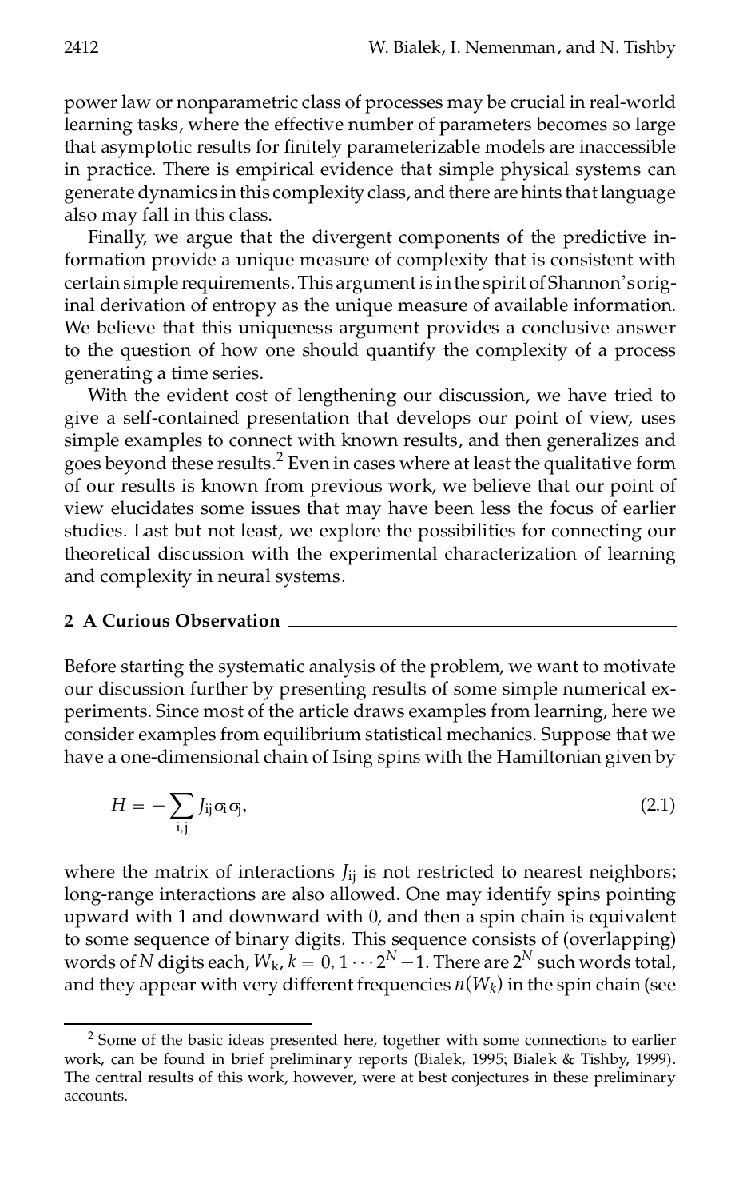power law or nonparametric class of processes may be crucial in real-world learning tasks, where the effective number of parameters becomes so large that asymptotic results for finitely parameterizable models are inaccessible in practice. There is empirical evidence that simple physical systems can generate dynamics in this complexity class, and there are hints that language also may fall in this class.

Finally, we argue that the divergent components of the predictive information provide a unique measure of complexity that is consistent with certain simple requirements. This argument is in the spirit of Shannon's original derivation of entropy as the unique measure of available information. We believe that this uniqueness argument provides a conclusive answer to the question of how one should quantify the complexity of a process generating a time series.

With the evident cost of lengthening our discussion, we have tried to give a self-contained presentation that develops our point of view, uses simple examples to connect with known results, and then generalizes and goes beyond these results.[2] Even in cases where at least the qualitative form of our results is known from previous work, we believe that our point of view elucidates some issues that may have been less the focus of earlier studies. Last but not least, we explore the possibilities for connecting our theoretical discussion with the experimental characterization of learning and complexity in neural systems.

## 2 A Curious Observation

Before starting the systematic analysis of the problem, we want to motivate our discussion further by presenting results of some simple numerical experiments. Since most of the article draws examples from learning, here we consider examples from equilibrium statistical mechanics. Suppose that we have a one-dimensional chain of Ising spins with the Hamiltonian given by

$$H = -\sum_{\mathrm{i,j}} J_{\mathrm{ij}} \sigma_{\mathrm{i}} \sigma_{\mathrm{j}}, \tag{2.1}$$

where the matrix of interactions $J_{\mathrm{ij}}$ is not restricted to nearest neighbors; long-range interactions are also allowed. One may identify spins pointing upward with 1 and downward with 0, and then a spin chain is equivalent to some sequence of binary digits. This sequence consists of (overlapping) words of $N$ digits each, $W_{\mathrm{k}}$, $k = 0, 1 \cdots 2^N - 1$. There are $2^N$ such words total, and they appear with very different frequencies $n(W_k)$ in the spin chain (see

[2] Some of the basic ideas presented here, together with some connections to earlier work, can be found in brief preliminary reports (Bialek, 1995; Bialek & Tishby, 1999). The central results of this work, however, were at best conjectures in these preliminary accounts.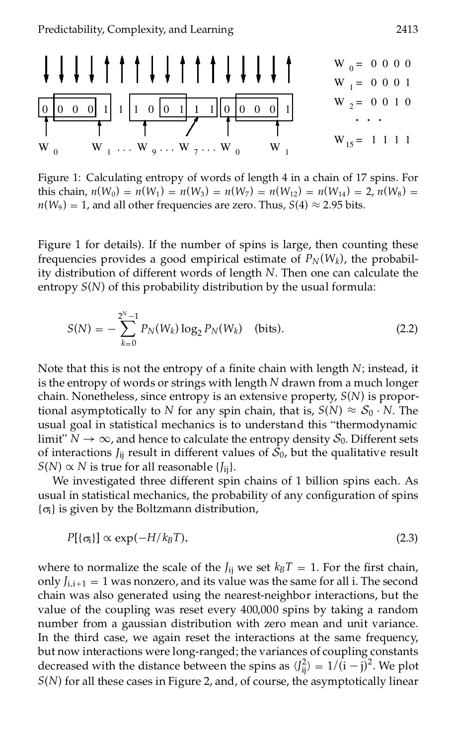Figure 1: Calculating entropy of words of length 4 in a chain of 17 spins. For this chain, $n(W_0) = n(W_1) = n(W_3) = n(W_7) = n(W_{12}) = n(W_{14}) = 2$, $n(W_8) = n(W_9) = 1$, and all other frequencies are zero. Thus, $S(4) \approx 2.95$ bits.

Figure 1 for details). If the number of spins is large, then counting these frequencies provides a good empirical estimate of $P_N(W_k)$, the probability distribution of different words of length $N$. Then one can calculate the entropy $S(N)$ of this probability distribution by the usual formula:

$$S(N) = -\sum_{k=0}^{2^N-1} P_N(W_k) \log_2 P_N(W_k) \quad \text{(bits)}. \tag{2.2}$$

Note that this is not the entropy of a finite chain with length $N$; instead, it is the entropy of words or strings with length $N$ drawn from a much longer chain. Nonetheless, since entropy is an extensive property, $S(N)$ is proportional asymptotically to $N$ for any spin chain, that is, $S(N) \approx \mathcal{S}_0 \cdot N$. The usual goal in statistical mechanics is to understand this "thermodynamic limit" $N \to \infty$, and hence to calculate the entropy density $\mathcal{S}_0$. Different sets of interactions $J_{ij}$ result in different values of $\mathcal{S}_0$, but the qualitative result $S(N) \propto N$ is true for all reasonable $\{J_{ij}\}$.

We investigated three different spin chains of 1 billion spins each. As usual in statistical mechanics, the probability of any configuration of spins $\{\sigma_i\}$ is given by the Boltzmann distribution,

$$P[\{\sigma_i\}] \propto \exp(-H/k_B T), \tag{2.3}$$

where to normalize the scale of the $J_{ij}$ we set $k_B T = 1$. For the first chain, only $J_{i,i+1} = 1$ was nonzero, and its value was the same for all i. The second chain was also generated using the nearest-neighbor interactions, but the value of the coupling was reset every 400,000 spins by taking a random number from a gaussian distribution with zero mean and unit variance. In the third case, we again reset the interactions at the same frequency, but now interactions were long-ranged; the variances of coupling constants decreased with the distance between the spins as $\langle J_{ij}^2 \rangle = 1/(i-j)^2$. We plot $S(N)$ for all these cases in Figure 2, and, of course, the asymptotically linear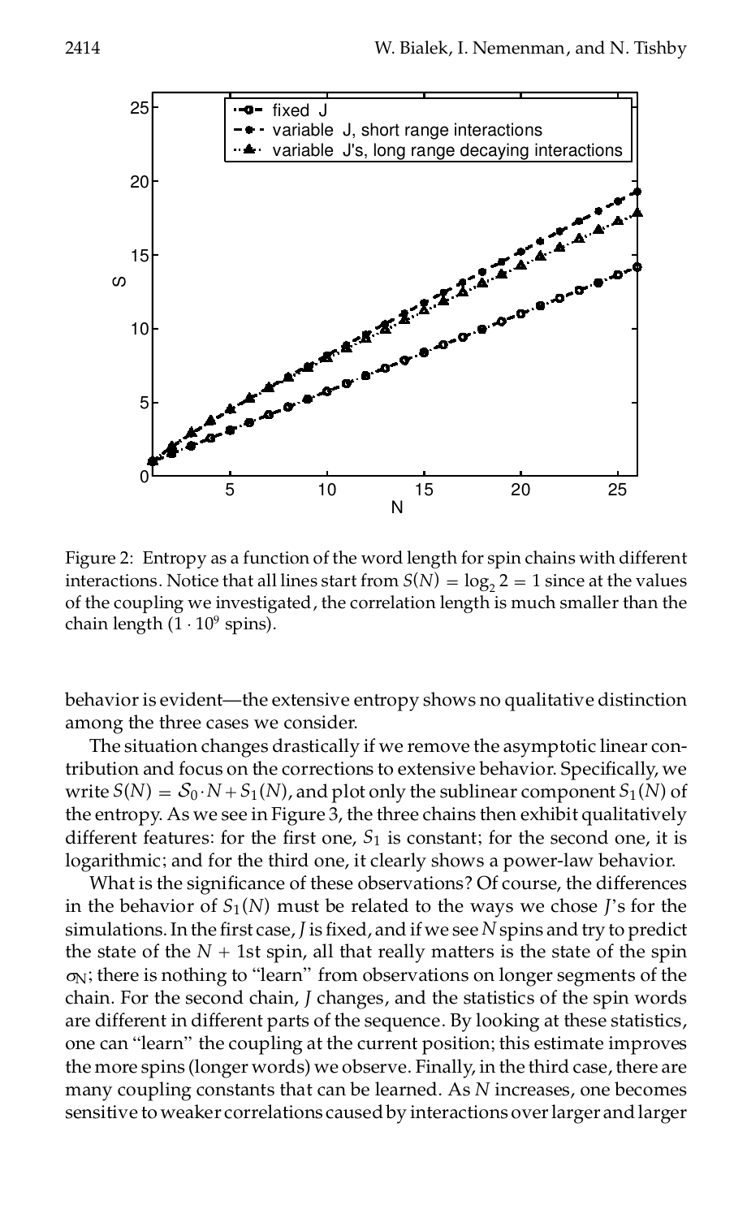Figure 2: Entropy as a function of the word length for spin chains with different interactions. Notice that all lines start from $S(N) = \log_2 2 = 1$ since at the values of the coupling we investigated, the correlation length is much smaller than the chain length ($1 \cdot 10^9$ spins).

behavior is evident—the extensive entropy shows no qualitative distinction among the three cases we consider.

The situation changes drastically if we remove the asymptotic linear contribution and focus on the corrections to extensive behavior. Specifically, we write $S(N) = \mathcal{S}_0 \cdot N + S_1(N)$, and plot only the sublinear component $S_1(N)$ of the entropy. As we see in Figure 3, the three chains then exhibit qualitatively different features: for the first one, $S_1$ is constant; for the second one, it is logarithmic; and for the third one, it clearly shows a power-law behavior.

What is the significance of these observations? Of course, the differences in the behavior of $S_1(N)$ must be related to the ways we chose $J$'s for the simulations. In the first case, $J$ is fixed, and if we see $N$ spins and try to predict the state of the $N + 1$st spin, all that really matters is the state of the spin $\sigma_N$; there is nothing to "learn" from observations on longer segments of the chain. For the second chain, $J$ changes, and the statistics of the spin words are different in different parts of the sequence. By looking at these statistics, one can "learn" the coupling at the current position; this estimate improves the more spins (longer words) we observe. Finally, in the third case, there are many coupling constants that can be learned. As $N$ increases, one becomes sensitive to weaker correlations caused by interactions over larger and larger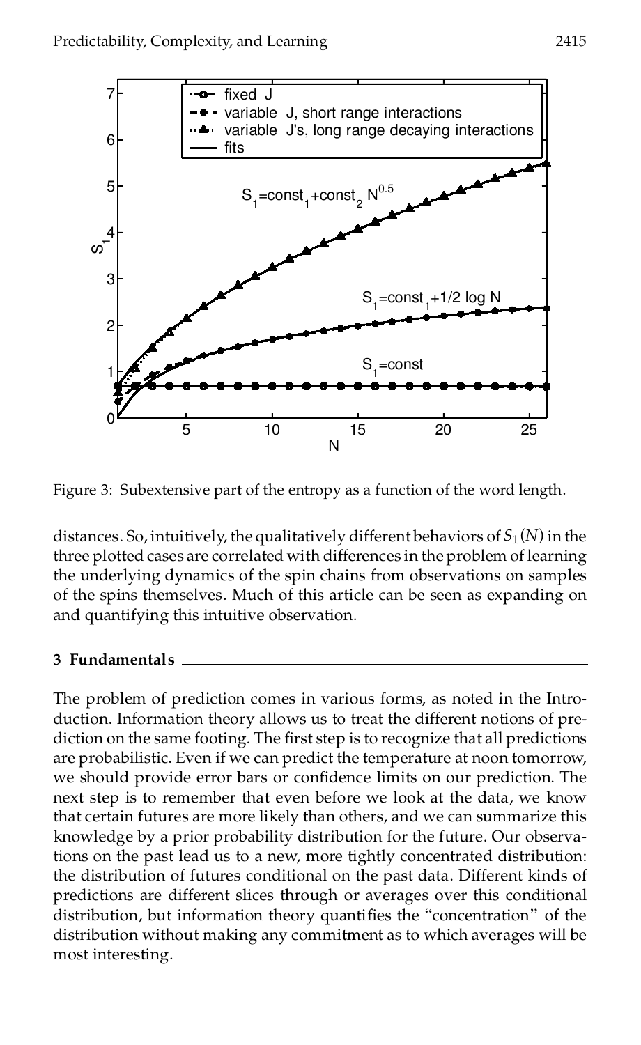Figure 3: Subextensive part of the entropy as a function of the word length.

distances. So, intuitively, the qualitatively different behaviors of $S_1(N)$ in the three plotted cases are correlated with differences in the problem of learning the underlying dynamics of the spin chains from observations on samples of the spins themselves. Much of this article can be seen as expanding on and quantifying this intuitive observation.

## 3 Fundamentals

The problem of prediction comes in various forms, as noted in the Introduction. Information theory allows us to treat the different notions of prediction on the same footing. The first step is to recognize that all predictions are probabilistic. Even if we can predict the temperature at noon tomorrow, we should provide error bars or confidence limits on our prediction. The next step is to remember that even before we look at the data, we know that certain futures are more likely than others, and we can summarize this knowledge by a prior probability distribution for the future. Our observations on the past lead us to a new, more tightly concentrated distribution: the distribution of futures conditional on the past data. Different kinds of predictions are different slices through or averages over this conditional distribution, but information theory quantifies the "concentration" of the distribution without making any commitment as to which averages will be most interesting.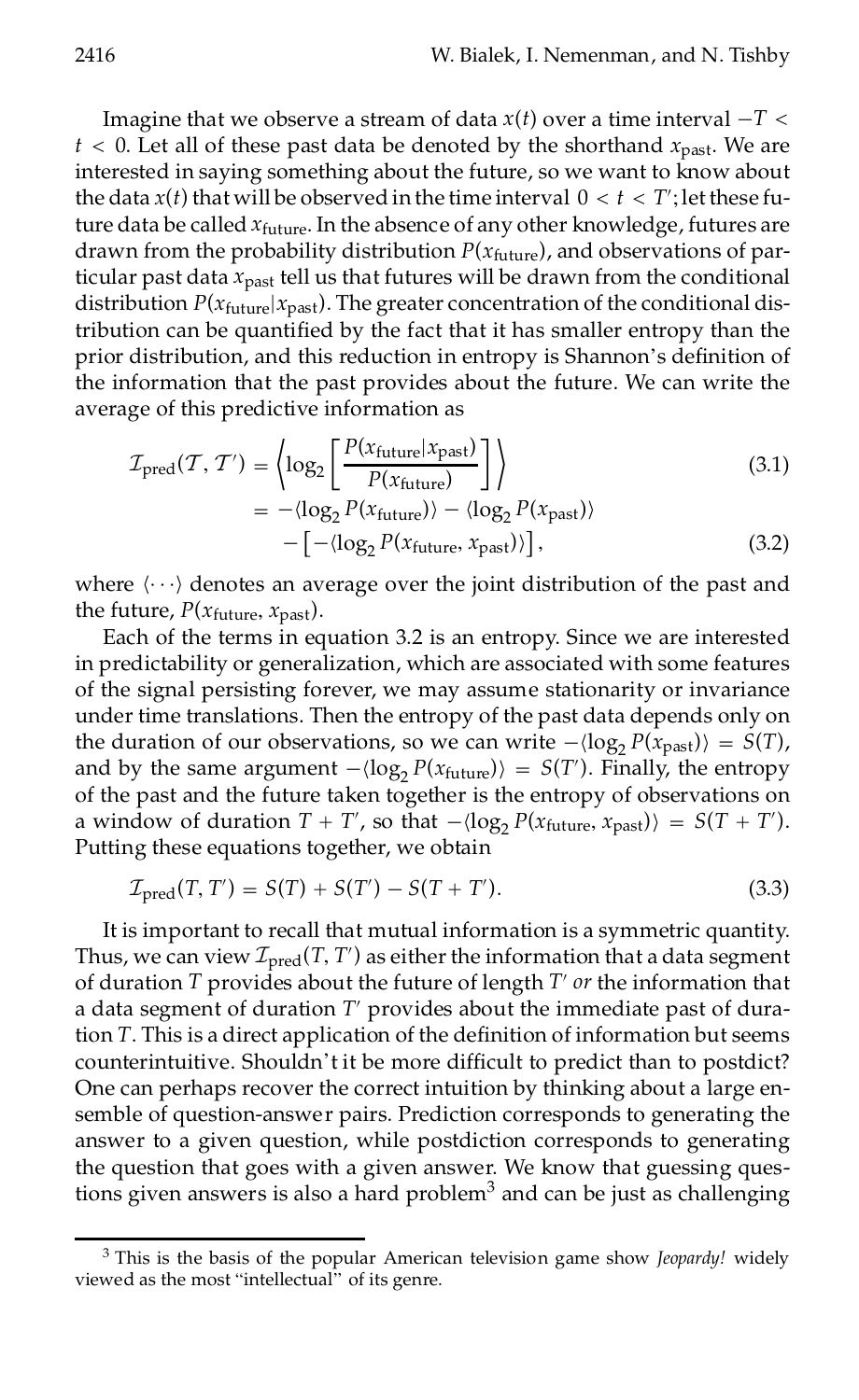Imagine that we observe a stream of data $x(t)$ over a time interval $-T < t < 0$. Let all of these past data be denoted by the shorthand $x_{\text{past}}$. We are interested in saying something about the future, so we want to know about the data $x(t)$ that will be observed in the time interval $0 < t < T'$; let these future data be called $x_{\text{future}}$. In the absence of any other knowledge, futures are drawn from the probability distribution $P(x_{\text{future}})$, and observations of particular past data $x_{\text{past}}$ tell us that futures will be drawn from the conditional distribution $P(x_{\text{future}}|x_{\text{past}})$. The greater concentration of the conditional distribution can be quantified by the fact that it has smaller entropy than the prior distribution, and this reduction in entropy is Shannon's definition of the information that the past provides about the future. We can write the average of this predictive information as

$$\mathcal{I}_{\text{pred}}(\mathcal{T}, \mathcal{T}') = \left\langle \log_2 \left[ \frac{P(x_{\text{future}}|x_{\text{past}})}{P(x_{\text{future}})} \right] \right\rangle \tag{3.1}$$

$$= -\langle \log_2 P(x_{\text{future}}) \rangle - \langle \log_2 P(x_{\text{past}}) \rangle - \left[ -\langle \log_2 P(x_{\text{future}}, x_{\text{past}}) \rangle \right], \tag{3.2}$$

where $\langle \cdots \rangle$ denotes an average over the joint distribution of the past and the future, $P(x_{\text{future}}, x_{\text{past}})$.

Each of the terms in equation 3.2 is an entropy. Since we are interested in predictability or generalization, which are associated with some features of the signal persisting forever, we may assume stationarity or invariance under time translations. Then the entropy of the past data depends only on the duration of our observations, so we can write $-\langle \log_2 P(x_{\text{past}}) \rangle = S(T)$, and by the same argument $-\langle \log_2 P(x_{\text{future}}) \rangle = S(T')$. Finally, the entropy of the past and the future taken together is the entropy of observations on a window of duration $T + T'$, so that $-\langle \log_2 P(x_{\text{future}}, x_{\text{past}}) \rangle = S(T + T')$. Putting these equations together, we obtain

$$\mathcal{I}_{\text{pred}}(T, T') = S(T) + S(T') - S(T + T'). \tag{3.3}$$

It is important to recall that mutual information is a symmetric quantity. Thus, we can view $\mathcal{I}_{\text{pred}}(T, T')$ as either the information that a data segment of duration $T$ provides about the future of length $T'$ *or* the information that a data segment of duration $T'$ provides about the immediate past of duration $T$. This is a direct application of the definition of information but seems counterintuitive. Shouldn't it be more difficult to predict than to postdict? One can perhaps recover the correct intuition by thinking about a large ensemble of question-answer pairs. Prediction corresponds to generating the answer to a given question, while postdiction corresponds to generating the question that goes with a given answer. We know that guessing questions given answers is also a hard problem[3] and can be just as challenging

[3] This is the basis of the popular American television game show *Jeopardy!* widely viewed as the most "intellectual" of its genre.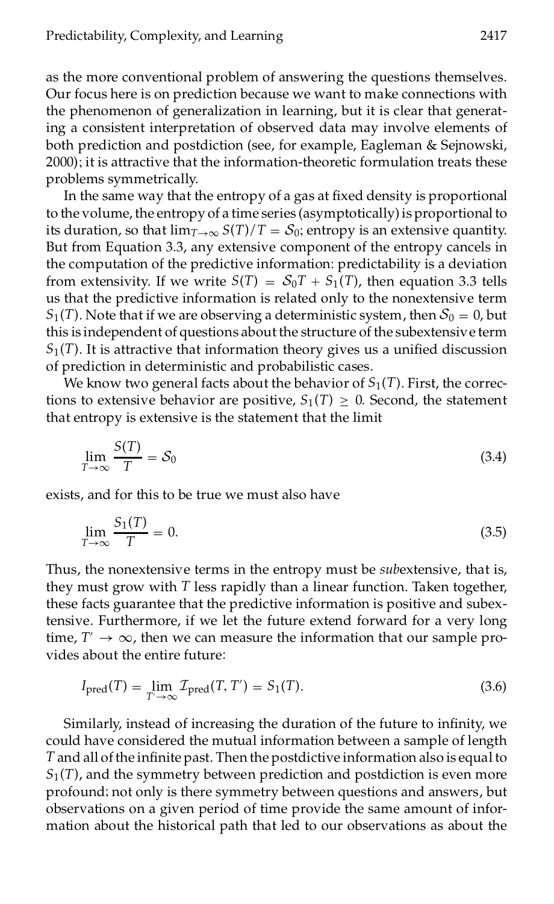as the more conventional problem of answering the questions themselves. Our focus here is on prediction because we want to make connections with the phenomenon of generalization in learning, but it is clear that generating a consistent interpretation of observed data may involve elements of both prediction and postdiction (see, for example, Eagleman & Sejnowski, 2000); it is attractive that the information-theoretic formulation treats these problems symmetrically.

In the same way that the entropy of a gas at fixed density is proportional to the volume, the entropy of a time series (asymptotically) is proportional to its duration, so that $\lim_{T\to\infty} S(T)/T = \mathcal{S}_0$; entropy is an extensive quantity. But from Equation 3.3, any extensive component of the entropy cancels in the computation of the predictive information: predictability is a deviation from extensivity. If we write $S(T) = \mathcal{S}_0 T + S_1(T)$, then equation 3.3 tells us that the predictive information is related only to the nonextensive term $S_1(T)$. Note that if we are observing a deterministic system, then $\mathcal{S}_0 = 0$, but this is independent of questions about the structure of the subextensive term $S_1(T)$. It is attractive that information theory gives us a unified discussion of prediction in deterministic and probabilistic cases.

We know two general facts about the behavior of $S_1(T)$. First, the corrections to extensive behavior are positive, $S_1(T) \geq 0$. Second, the statement that entropy is extensive is the statement that the limit

$$\lim_{T\to\infty} \frac{S(T)}{T} = \mathcal{S}_0 \tag{3.4}$$

exists, and for this to be true we must also have

$$\lim_{T\to\infty} \frac{S_1(T)}{T} = 0. \tag{3.5}$$

Thus, the nonextensive terms in the entropy must be *sub*extensive, that is, they must grow with $T$ less rapidly than a linear function. Taken together, these facts guarantee that the predictive information is positive and subextensive. Furthermore, if we let the future extend forward for a very long time, $T' \to \infty$, then we can measure the information that our sample provides about the entire future:

$$I_{\text{pred}}(T) = \lim_{T'\to\infty} \mathcal{I}_{\text{pred}}(T, T') = S_1(T). \tag{3.6}$$

Similarly, instead of increasing the duration of the future to infinity, we could have considered the mutual information between a sample of length $T$ and all of the infinite past. Then the postdictive information also is equal to $S_1(T)$, and the symmetry between prediction and postdiction is even more profound; not only is there symmetry between questions and answers, but observations on a given period of time provide the same amount of information about the historical path that led to our observations as about the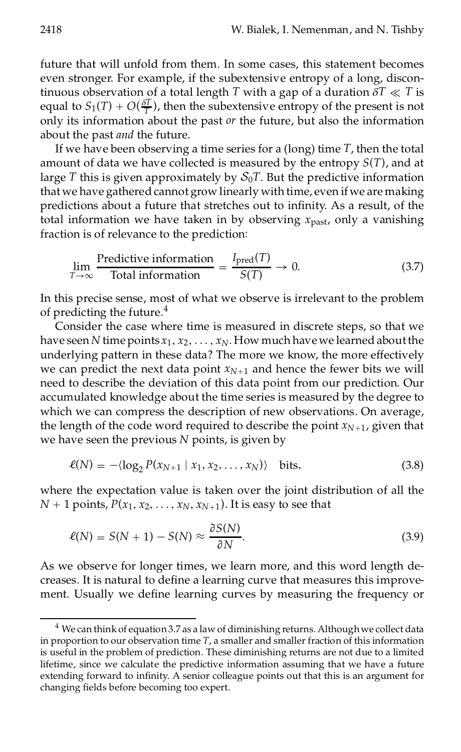future that will unfold from them. In some cases, this statement becomes even stronger. For example, if the subextensive entropy of a long, discontinuous observation of a total length $T$ with a gap of a duration $\delta T \ll T$ is equal to $S_1(T) + O(\frac{\delta T}{T})$, then the subextensive entropy of the present is not only its information about the past *or* the future, but also the information about the past *and* the future.

If we have been observing a time series for a (long) time $T$, then the total amount of data we have collected is measured by the entropy $S(T)$, and at large $T$ this is given approximately by $\mathcal{S}_0 T$. But the predictive information that we have gathered cannot grow linearly with time, even if we are making predictions about a future that stretches out to infinity. As a result, of the total information we have taken in by observing $x_{\text{past}}$, only a vanishing fraction is of relevance to the prediction:

$$\lim_{T\to\infty} \frac{\text{Predictive information}}{\text{Total information}} = \frac{I_{\text{pred}}(T)}{S(T)} \to 0. \tag{3.7}$$

In this precise sense, most of what we observe is irrelevant to the problem of predicting the future.[4]

Consider the case where time is measured in discrete steps, so that we have seen $N$ time points $x_1, x_2, \ldots, x_N$. How much have we learned about the underlying pattern in these data? The more we know, the more effectively we can predict the next data point $x_{N+1}$ and hence the fewer bits we will need to describe the deviation of this data point from our prediction. Our accumulated knowledge about the time series is measured by the degree to which we can compress the description of new observations. On average, the length of the code word required to describe the point $x_{N+1}$, given that we have seen the previous $N$ points, is given by

$$\ell(N) = -\langle \log_2 P(x_{N+1} \mid x_1, x_2, \ldots, x_N) \rangle \quad \text{bits}, \tag{3.8}$$

where the expectation value is taken over the joint distribution of all the $N + 1$ points, $P(x_1, x_2, \ldots, x_N, x_{N+1})$. It is easy to see that

$$\ell(N) = S(N + 1) - S(N) \approx \frac{\partial S(N)}{\partial N}. \tag{3.9}$$

As we observe for longer times, we learn more, and this word length decreases. It is natural to define a learning curve that measures this improvement. Usually we define learning curves by measuring the frequency or

---

[4] We can think of equation 3.7 as a law of diminishing returns. Although we collect data in proportion to our observation time $T$, a smaller and smaller fraction of this information is useful in the problem of prediction. These diminishing returns are not due to a limited lifetime, since we calculate the predictive information assuming that we have a future extending forward to infinity. A senior colleague points out that this is an argument for changing fields before becoming too expert.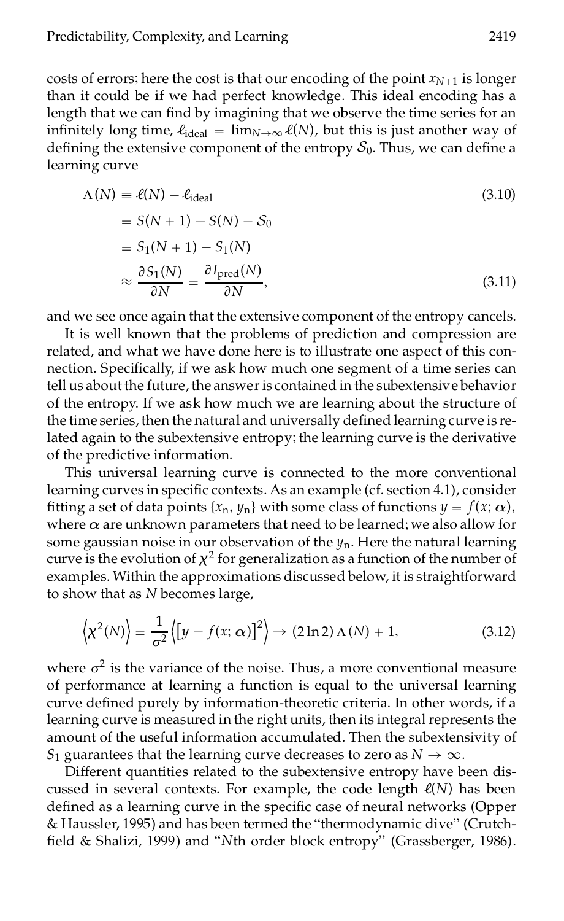costs of errors; here the cost is that our encoding of the point $x_{N+1}$ is longer than it could be if we had perfect knowledge. This ideal encoding has a length that we can find by imagining that we observe the time series for an infinitely long time, $\ell_{\text{ideal}} = \lim_{N\to\infty} \ell(N)$, but this is just another way of defining the extensive component of the entropy $\mathcal{S}_0$. Thus, we can define a learning curve

$$
\begin{aligned}
\Lambda(N) &\equiv \ell(N) - \ell_{\text{ideal}} \qquad (3.10) \\
&= S(N+1) - S(N) - \mathcal{S}_0 \\
&= S_1(N+1) - S_1(N) \\
&\approx \frac{\partial S_1(N)}{\partial N} = \frac{\partial I_{\text{pred}}(N)}{\partial N}, \qquad (3.11)
\end{aligned}
$$

and we see once again that the extensive component of the entropy cancels.

It is well known that the problems of prediction and compression are related, and what we have done here is to illustrate one aspect of this connection. Specifically, if we ask how much one segment of a time series can tell us about the future, the answer is contained in the subextensive behavior of the entropy. If we ask how much we are learning about the structure of the time series, then the natural and universally defined learning curve is related again to the subextensive entropy; the learning curve is the derivative of the predictive information.

This universal learning curve is connected to the more conventional learning curves in specific contexts. As an example (cf. section 4.1), consider fitting a set of data points $\{x_n, y_n\}$ with some class of functions $y = f(x; \boldsymbol{\alpha})$, where $\boldsymbol{\alpha}$ are unknown parameters that need to be learned; we also allow for some gaussian noise in our observation of the $y_n$. Here the natural learning curve is the evolution of $\chi^2$ for generalization as a function of the number of examples. Within the approximations discussed below, it is straightforward to show that as $N$ becomes large,

$$
\left\langle \chi^2(N) \right\rangle = \frac{1}{\sigma^2} \left\langle \left[ y - f(x; \boldsymbol{\alpha}) \right]^2 \right\rangle \to (2 \ln 2)\, \Lambda(N) + 1, \qquad (3.12)
$$

where $\sigma^2$ is the variance of the noise. Thus, a more conventional measure of performance at learning a function is equal to the universal learning curve defined purely by information-theoretic criteria. In other words, if a learning curve is measured in the right units, then its integral represents the amount of the useful information accumulated. Then the subextensivity of $S_1$ guarantees that the learning curve decreases to zero as $N \to \infty$.

Different quantities related to the subextensive entropy have been discussed in several contexts. For example, the code length $\ell(N)$ has been defined as a learning curve in the specific case of neural networks (Opper & Haussler, 1995) and has been termed the "thermodynamic dive" (Crutchfield & Shalizi, 1999) and "$N$th order block entropy" (Grassberger, 1986).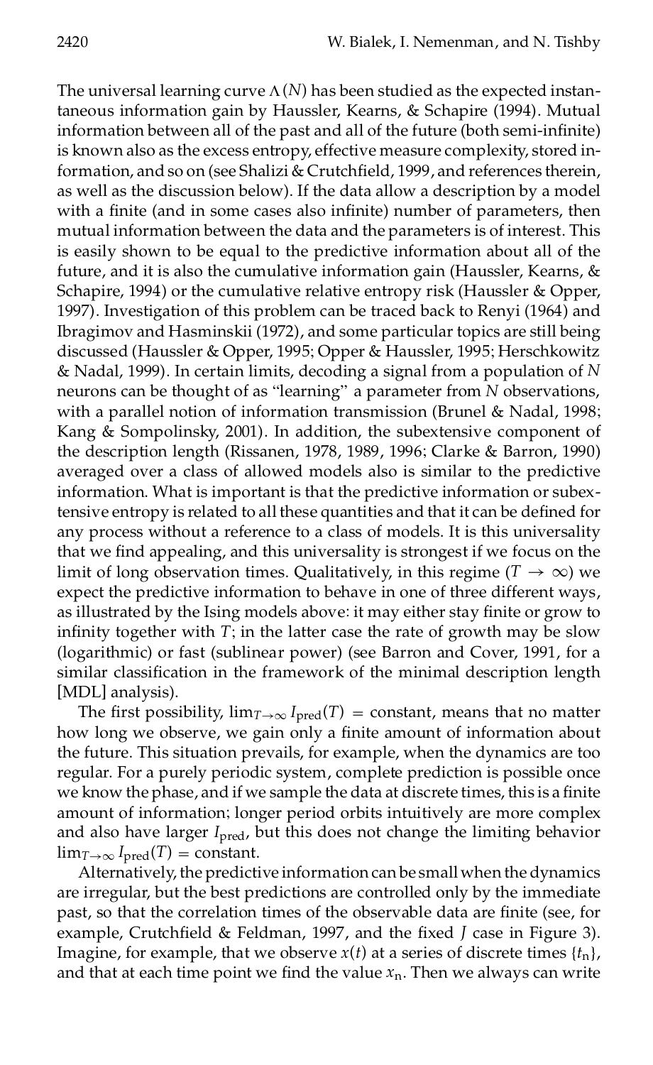The universal learning curve $\Lambda(N)$ has been studied as the expected instantaneous information gain by Haussler, Kearns, & Schapire (1994). Mutual information between all of the past and all of the future (both semi-infinite) is known also as the excess entropy, effective measure complexity, stored information, and so on (see Shalizi & Crutchfield, 1999, and references therein, as well as the discussion below). If the data allow a description by a model with a finite (and in some cases also infinite) number of parameters, then mutual information between the data and the parameters is of interest. This is easily shown to be equal to the predictive information about all of the future, and it is also the cumulative information gain (Haussler, Kearns, & Schapire, 1994) or the cumulative relative entropy risk (Haussler & Opper, 1997). Investigation of this problem can be traced back to Renyi (1964) and Ibragimov and Hasminskii (1972), and some particular topics are still being discussed (Haussler & Opper, 1995; Opper & Haussler, 1995; Herschkowitz & Nadal, 1999). In certain limits, decoding a signal from a population of $N$ neurons can be thought of as "learning" a parameter from $N$ observations, with a parallel notion of information transmission (Brunel & Nadal, 1998; Kang & Sompolinsky, 2001). In addition, the subextensive component of the description length (Rissanen, 1978, 1989, 1996; Clarke & Barron, 1990) averaged over a class of allowed models also is similar to the predictive information. What is important is that the predictive information or subextensive entropy is related to all these quantities and that it can be defined for any process without a reference to a class of models. It is this universality that we find appealing, and this universality is strongest if we focus on the limit of long observation times. Qualitatively, in this regime ($T \to \infty$) we expect the predictive information to behave in one of three different ways, as illustrated by the Ising models above: it may either stay finite or grow to infinity together with $T$; in the latter case the rate of growth may be slow (logarithmic) or fast (sublinear power) (see Barron and Cover, 1991, for a similar classification in the framework of the minimal description length [MDL] analysis).

The first possibility, $\lim_{T\to\infty} I_{\rm pred}(T) = \text{constant}$, means that no matter how long we observe, we gain only a finite amount of information about the future. This situation prevails, for example, when the dynamics are too regular. For a purely periodic system, complete prediction is possible once we know the phase, and if we sample the data at discrete times, this is a finite amount of information; longer period orbits intuitively are more complex and also have larger $I_{\rm pred}$, but this does not change the limiting behavior $\lim_{T\to\infty} I_{\rm pred}(T) = \text{constant}$.

Alternatively, the predictive information can be small when the dynamics are irregular, but the best predictions are controlled only by the immediate past, so that the correlation times of the observable data are finite (see, for example, Crutchfield & Feldman, 1997, and the fixed $J$ case in Figure 3). Imagine, for example, that we observe $x(t)$ at a series of discrete times $\{t_{\rm n}\}$, and that at each time point we find the value $x_{\rm n}$. Then we always can write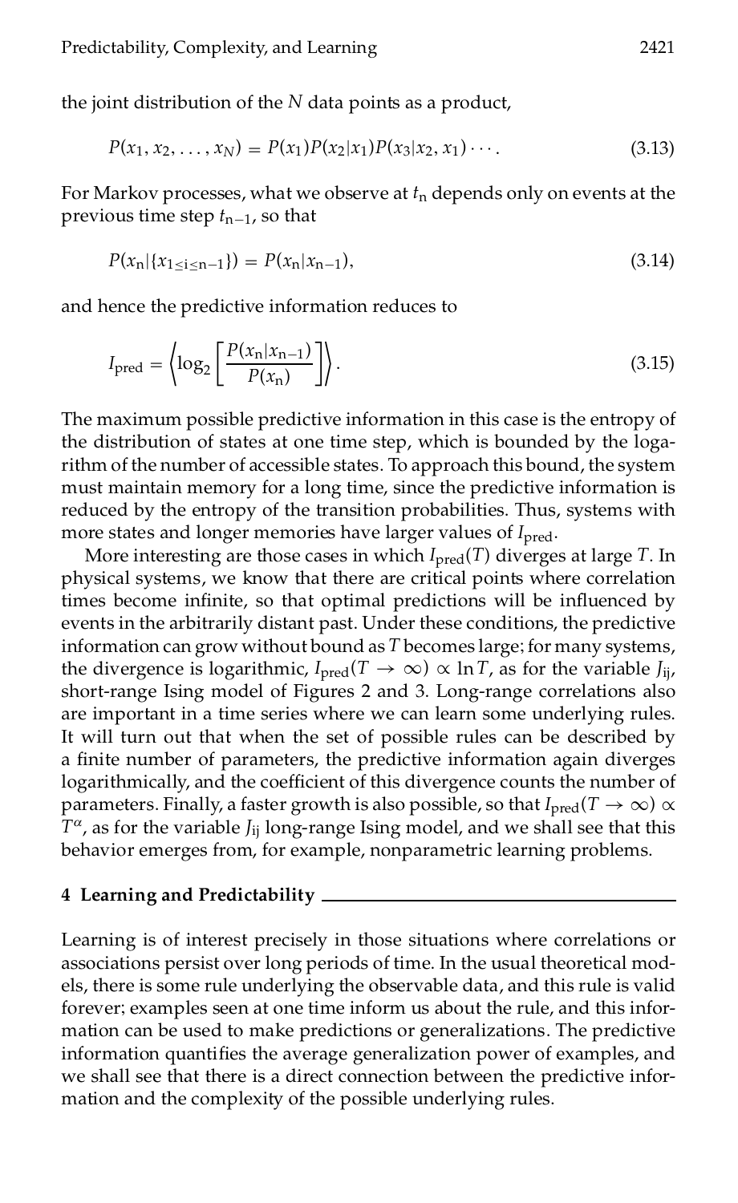the joint distribution of the $N$ data points as a product,

$$P(x_1, x_2, \ldots, x_N) = P(x_1)P(x_2|x_1)P(x_3|x_2, x_1)\cdots. \tag{3.13}$$

For Markov processes, what we observe at $t_{\rm n}$ depends only on events at the previous time step $t_{\rm n-1}$, so that

$$P(x_{\rm n}|\{x_{1\leq {\rm i}\leq {\rm n}-1}\}) = P(x_{\rm n}|x_{\rm n-1}), \tag{3.14}$$

and hence the predictive information reduces to

$$I_{\rm pred} = \left\langle \log_2 \left[ \frac{P(x_{\rm n}|x_{\rm n-1})}{P(x_{\rm n})} \right] \right\rangle. \tag{3.15}$$

The maximum possible predictive information in this case is the entropy of the distribution of states at one time step, which is bounded by the logarithm of the number of accessible states. To approach this bound, the system must maintain memory for a long time, since the predictive information is reduced by the entropy of the transition probabilities. Thus, systems with more states and longer memories have larger values of $I_{\rm pred}$.

More interesting are those cases in which $I_{\rm pred}(T)$ diverges at large $T$. In physical systems, we know that there are critical points where correlation times become infinite, so that optimal predictions will be influenced by events in the arbitrarily distant past. Under these conditions, the predictive information can grow without bound as $T$ becomes large; for many systems, the divergence is logarithmic, $I_{\rm pred}(T \to \infty) \propto \ln T$, as for the variable $J_{\rm ij}$, short-range Ising model of Figures 2 and 3. Long-range correlations also are important in a time series where we can learn some underlying rules. It will turn out that when the set of possible rules can be described by a finite number of parameters, the predictive information again diverges logarithmically, and the coefficient of this divergence counts the number of parameters. Finally, a faster growth is also possible, so that $I_{\rm pred}(T \to \infty) \propto T^{\alpha}$, as for the variable $J_{\rm ij}$ long-range Ising model, and we shall see that this behavior emerges from, for example, nonparametric learning problems.

## 4 Learning and Predictability

Learning is of interest precisely in those situations where correlations or associations persist over long periods of time. In the usual theoretical models, there is some rule underlying the observable data, and this rule is valid forever; examples seen at one time inform us about the rule, and this information can be used to make predictions or generalizations. The predictive information quantifies the average generalization power of examples, and we shall see that there is a direct connection between the predictive information and the complexity of the possible underlying rules.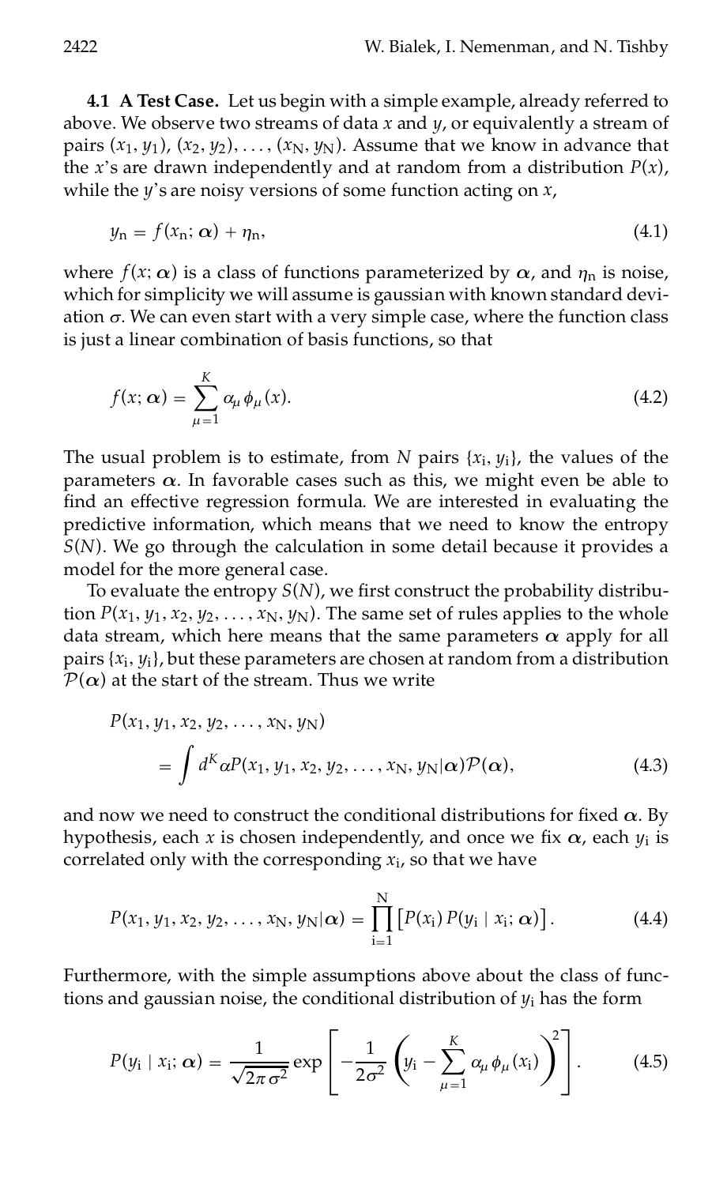### 4.1 A Test Case.

Let us begin with a simple example, already referred to above. We observe two streams of data $x$ and $y$, or equivalently a stream of pairs $(x_1, y_1)$, $(x_2, y_2)$, ..., $(x_N, y_N)$. Assume that we know in advance that the $x$'s are drawn independently and at random from a distribution $P(x)$, while the $y$'s are noisy versions of some function acting on $x$,

$$y_n = f(x_n; \boldsymbol{\alpha}) + \eta_n, \tag{4.1}$$

where $f(x; \boldsymbol{\alpha})$ is a class of functions parameterized by $\boldsymbol{\alpha}$, and $\eta_n$ is noise, which for simplicity we will assume is gaussian with known standard deviation $\sigma$. We can even start with a very simple case, where the function class is just a linear combination of basis functions, so that

$$f(x; \boldsymbol{\alpha}) = \sum_{\mu=1}^{K} \alpha_\mu \phi_\mu(x). \tag{4.2}$$

The usual problem is to estimate, from $N$ pairs $\{x_i, y_i\}$, the values of the parameters $\boldsymbol{\alpha}$. In favorable cases such as this, we might even be able to find an effective regression formula. We are interested in evaluating the predictive information, which means that we need to know the entropy $S(N)$. We go through the calculation in some detail because it provides a model for the more general case.

To evaluate the entropy $S(N)$, we first construct the probability distribution $P(x_1, y_1, x_2, y_2, \ldots, x_N, y_N)$. The same set of rules applies to the whole data stream, which here means that the same parameters $\boldsymbol{\alpha}$ apply for all pairs $\{x_i, y_i\}$, but these parameters are chosen at random from a distribution $\mathcal{P}(\boldsymbol{\alpha})$ at the start of the stream. Thus we write

$$P(x_1, y_1, x_2, y_2, \ldots, x_N, y_N) = \int d^K \alpha P(x_1, y_1, x_2, y_2, \ldots, x_N, y_N | \boldsymbol{\alpha}) \mathcal{P}(\boldsymbol{\alpha}), \tag{4.3}$$

and now we need to construct the conditional distributions for fixed $\boldsymbol{\alpha}$. By hypothesis, each $x$ is chosen independently, and once we fix $\boldsymbol{\alpha}$, each $y_i$ is correlated only with the corresponding $x_i$, so that we have

$$P(x_1, y_1, x_2, y_2, \ldots, x_N, y_N | \boldsymbol{\alpha}) = \prod_{i=1}^{N} \left[ P(x_i) \, P(y_i \mid x_i; \boldsymbol{\alpha}) \right]. \tag{4.4}$$

Furthermore, with the simple assumptions above about the class of functions and gaussian noise, the conditional distribution of $y_i$ has the form

$$P(y_i \mid x_i; \boldsymbol{\alpha}) = \frac{1}{\sqrt{2\pi\sigma^2}} \exp\left[ -\frac{1}{2\sigma^2} \left( y_i - \sum_{\mu=1}^{K} \alpha_\mu \phi_\mu(x_i) \right)^2 \right]. \tag{4.5}$$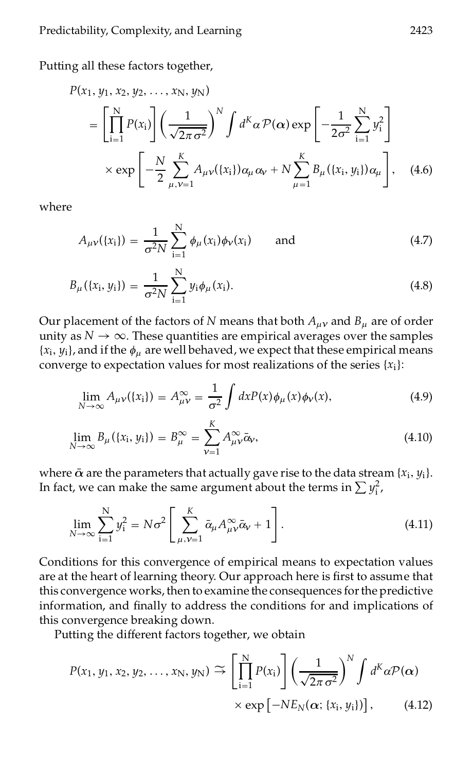Putting all these factors together,

$$
\begin{aligned}
P(x_1, y_1, x_2, y_2, \ldots, x_N, y_N) &= \left[\prod_{i=1}^{N} P(x_i)\right] \left(\frac{1}{\sqrt{2\pi\sigma^2}}\right)^N \int d^K\alpha\, \mathcal{P}(\boldsymbol{\alpha}) \exp\left[-\frac{1}{2\sigma^2}\sum_{i=1}^{N} y_i^2\right] \\
&\quad \times \exp\left[-\frac{N}{2}\sum_{\mu,\nu=1}^{K} A_{\mu\nu}(\{x_i\})\alpha_\mu\alpha_\nu + N\sum_{\mu=1}^{K} B_\mu(\{x_i, y_i\})\alpha_\mu\right], \quad (4.6)
\end{aligned}
$$

where

$$
A_{\mu\nu}(\{x_i\}) = \frac{1}{\sigma^2 N}\sum_{i=1}^{N} \phi_\mu(x_i)\phi_\nu(x_i) \qquad \text{and} \qquad (4.7)
$$

$$
B_\mu(\{x_i, y_i\}) = \frac{1}{\sigma^2 N}\sum_{i=1}^{N} y_i \phi_\mu(x_i). \qquad (4.8)
$$

Our placement of the factors of $N$ means that both $A_{\mu\nu}$ and $B_\mu$ are of order unity as $N \to \infty$. These quantities are empirical averages over the samples $\{x_i, y_i\}$, and if the $\phi_\mu$ are well behaved, we expect that these empirical means converge to expectation values for most realizations of the series $\{x_i\}$:

$$
\lim_{N\to\infty} A_{\mu\nu}(\{x_i\}) = A_{\mu\nu}^{\infty} = \frac{1}{\sigma^2}\int dx P(x)\phi_\mu(x)\phi_\nu(x), \qquad (4.9)
$$

$$
\lim_{N\to\infty} B_\mu(\{x_i, y_i\}) = B_\mu^{\infty} = \sum_{\nu=1}^{K} A_{\mu\nu}^{\infty}\bar{\alpha}_\nu, \qquad (4.10)
$$

where $\bar{\boldsymbol{\alpha}}$ are the parameters that actually gave rise to the data stream $\{x_i, y_i\}$. In fact, we can make the same argument about the terms in $\sum y_i^2$,

$$
\lim_{N\to\infty} \sum_{i=1}^{N} y_i^2 = N\sigma^2\left[\sum_{\mu,\nu=1}^{K} \bar{\alpha}_\mu A_{\mu\nu}^{\infty}\bar{\alpha}_\nu + 1\right]. \qquad (4.11)
$$

Conditions for this convergence of empirical means to expectation values are at the heart of learning theory. Our approach here is first to assume that this convergence works, then to examine the consequences for the predictive information, and finally to address the conditions for and implications of this convergence breaking down.

Putting the different factors together, we obtain

$$
\begin{aligned}
P(x_1, y_1, x_2, y_2, \ldots, x_N, y_N) &\simeq \left[\prod_{i=1}^{N} P(x_i)\right] \left(\frac{1}{\sqrt{2\pi\sigma^2}}\right)^N \int d^K\alpha \mathcal{P}(\boldsymbol{\alpha}) \\
&\quad \times \exp\left[-N E_N(\boldsymbol{\alpha}; \{x_i, y_i\})\right], \qquad (4.12)
\end{aligned}
$$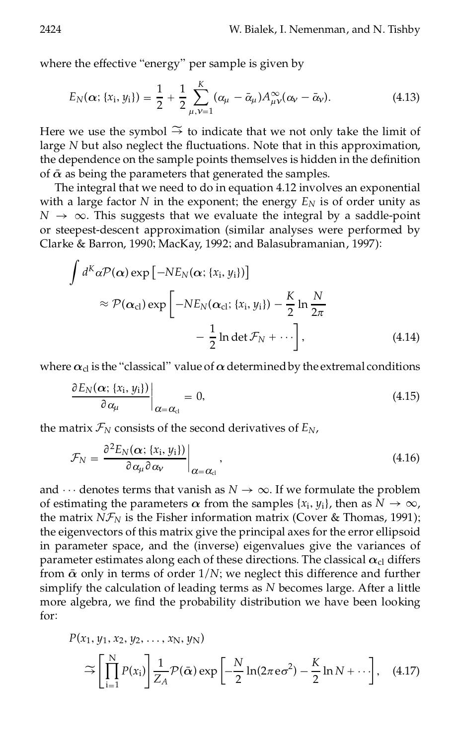where the effective "energy" per sample is given by

$$E_N(\boldsymbol{\alpha}; \{x_{\rm i}, y_{\rm i}\}) = \frac{1}{2} + \frac{1}{2}\sum_{\mu,\nu=1}^{K} (\alpha_\mu - \bar{\alpha}_\mu) A^{\infty}_{\mu\nu} (\alpha_\nu - \bar{\alpha}_\nu). \tag{4.13}$$

Here we use the symbol $\widetilde{\rightarrow}$ to indicate that we not only take the limit of large $N$ but also neglect the fluctuations. Note that in this approximation, the dependence on the sample points themselves is hidden in the definition of $\bar{\boldsymbol{\alpha}}$ as being the parameters that generated the samples.

The integral that we need to do in equation 4.12 involves an exponential with a large factor $N$ in the exponent; the energy $E_N$ is of order unity as $N \to \infty$. This suggests that we evaluate the integral by a saddle-point or steepest-descent approximation (similar analyses were performed by Clarke & Barron, 1990; MacKay, 1992; and Balasubramanian, 1997):

$$\begin{aligned} \int d^K\alpha \mathcal{P}(\boldsymbol{\alpha}) \exp\left[-N E_N(\boldsymbol{\alpha}; \{x_{\rm i}, y_{\rm i}\})\right] &\approx \mathcal{P}(\boldsymbol{\alpha}_{\rm cl}) \exp\left[-N E_N(\boldsymbol{\alpha}_{\rm cl}; \{x_{\rm i}, y_{\rm i}\}) - \frac{K}{2}\ln\frac{N}{2\pi} \right. \\ &\qquad \left. - \frac{1}{2}\ln\det\mathcal{F}_N + \cdots\right], \end{aligned} \tag{4.14}$$

where $\boldsymbol{\alpha}_{\rm cl}$ is the "classical" value of $\boldsymbol{\alpha}$ determined by the extremal conditions

$$\left.\frac{\partial E_N(\boldsymbol{\alpha}; \{x_{\rm i}, y_{\rm i}\})}{\partial \alpha_\mu}\right|_{\boldsymbol{\alpha}=\boldsymbol{\alpha}_{\rm cl}} = 0, \tag{4.15}$$

the matrix $\mathcal{F}_N$ consists of the second derivatives of $E_N$,

$$\mathcal{F}_N = \left.\frac{\partial^2 E_N(\boldsymbol{\alpha}; \{x_{\rm i}, y_{\rm i}\})}{\partial \alpha_\mu \partial \alpha_\nu}\right|_{\boldsymbol{\alpha}=\boldsymbol{\alpha}_{\rm cl}}, \tag{4.16}$$

and $\cdots$ denotes terms that vanish as $N \to \infty$. If we formulate the problem of estimating the parameters $\boldsymbol{\alpha}$ from the samples $\{x_{\rm i}, y_{\rm i}\}$, then as $N \to \infty$, the matrix $N\mathcal{F}_N$ is the Fisher information matrix (Cover & Thomas, 1991); the eigenvectors of this matrix give the principal axes for the error ellipsoid in parameter space, and the (inverse) eigenvalues give the variances of parameter estimates along each of these directions. The classical $\boldsymbol{\alpha}_{\rm cl}$ differs from $\bar{\boldsymbol{\alpha}}$ only in terms of order $1/N$; we neglect this difference and further simplify the calculation of leading terms as $N$ becomes large. After a little more algebra, we find the probability distribution we have been looking for:

$$\begin{aligned} & P(x_1, y_1, x_2, y_2, \ldots, x_{\rm N}, y_{\rm N}) \\ &\quad \widetilde{\rightarrow} \left[\prod_{\rm i=1}^{\rm N} P(x_{\rm i})\right] \frac{1}{Z_A} \mathcal{P}(\bar{\boldsymbol{\alpha}}) \exp\left[-\frac{N}{2}\ln(2\pi e\sigma^2) - \frac{K}{2}\ln N + \cdots\right], \end{aligned} \tag{4.17}$$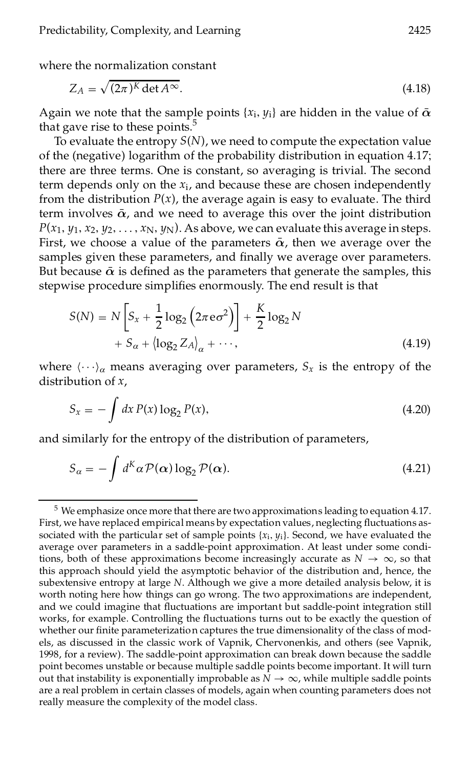where the normalization constant

$$Z_A = \sqrt{(2\pi)^K \det A^\infty}. \tag{4.18}$$

Again we note that the sample points $\{x_i, y_i\}$ are hidden in the value of $\bar{\alpha}$ that gave rise to these points.[5]

To evaluate the entropy $S(N)$, we need to compute the expectation value of the (negative) logarithm of the probability distribution in equation 4.17; there are three terms. One is constant, so averaging is trivial. The second term depends only on the $x_i$, and because these are chosen independently from the distribution $P(x)$, the average again is easy to evaluate. The third term involves $\bar{\alpha}$, and we need to average this over the joint distribution $P(x_1, y_1, x_2, y_2, \ldots, x_N, y_N)$. As above, we can evaluate this average in steps. First, we choose a value of the parameters $\bar{\alpha}$, then we average over the samples given these parameters, and finally we average over parameters. But because $\bar{\alpha}$ is defined as the parameters that generate the samples, this stepwise procedure simplifies enormously. The end result is that

$$S(N) = N\left[S_x + \frac{1}{2}\log_2\left(2\pi e\sigma^2\right)\right] + \frac{K}{2}\log_2 N + S_\alpha + \left\langle \log_2 Z_A \right\rangle_\alpha + \cdots, \tag{4.19}$$

where $\langle \cdots \rangle_\alpha$ means averaging over parameters, $S_x$ is the entropy of the distribution of $x$,

$$S_x = -\int dx\, P(x)\log_2 P(x), \tag{4.20}$$

and similarly for the entropy of the distribution of parameters,

$$S_\alpha = -\int d^K\alpha\, \mathcal{P}(\boldsymbol{\alpha})\log_2 \mathcal{P}(\boldsymbol{\alpha}). \tag{4.21}$$

---

[5] We emphasize once more that there are two approximations leading to equation 4.17. First, we have replaced empirical means by expectation values, neglecting fluctuations associated with the particular set of sample points $\{x_i, y_i\}$. Second, we have evaluated the average over parameters in a saddle-point approximation. At least under some conditions, both of these approximations become increasingly accurate as $N \to \infty$, so that this approach should yield the asymptotic behavior of the distribution and, hence, the subextensive entropy at large $N$. Although we give a more detailed analysis below, it is worth noting here how things can go wrong. The two approximations are independent, and we could imagine that fluctuations are important but saddle-point integration still works, for example. Controlling the fluctuations turns out to be exactly the question of whether our finite parameterization captures the true dimensionality of the class of models, as discussed in the classic work of Vapnik, Chervonenkis, and others (see Vapnik, 1998, for a review). The saddle-point approximation can break down because the saddle point becomes unstable or because multiple saddle points become important. It will turn out that instability is exponentially improbable as $N \to \infty$, while multiple saddle points are a real problem in certain classes of models, again when counting parameters does not really measure the complexity of the model class.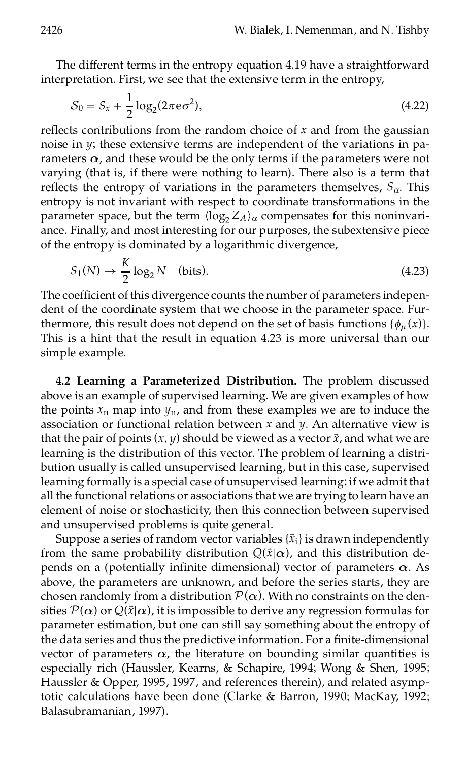The different terms in the entropy equation 4.19 have a straightforward interpretation. First, we see that the extensive term in the entropy,

$$\mathcal{S}_0 = S_x + \frac{1}{2}\log_2(2\pi e\sigma^2), \tag{4.22}$$

reflects contributions from the random choice of $x$ and from the gaussian noise in $y$; these extensive terms are independent of the variations in parameters $\boldsymbol{\alpha}$, and these would be the only terms if the parameters were not varying (that is, if there were nothing to learn). There also is a term that reflects the entropy of variations in the parameters themselves, $S_\alpha$. This entropy is not invariant with respect to coordinate transformations in the parameter space, but the term $\langle \log_2 Z_A \rangle_\alpha$ compensates for this noninvariance. Finally, and most interesting for our purposes, the subextensive piece of the entropy is dominated by a logarithmic divergence,

$$S_1(N) \to \frac{K}{2}\log_2 N \quad \text{(bits)}. \tag{4.23}$$

The coefficient of this divergence counts the number of parameters independent of the coordinate system that we choose in the parameter space. Furthermore, this result does not depend on the set of basis functions $\{\phi_\mu(x)\}$. This is a hint that the result in equation 4.23 is more universal than our simple example.

**4.2 Learning a Parameterized Distribution.** The problem discussed above is an example of supervised learning. We are given examples of how the points $x_n$ map into $y_n$, and from these examples we are to induce the association or functional relation between $x$ and $y$. An alternative view is that the pair of points $(x, y)$ should be viewed as a vector $\vec{x}$, and what we are learning is the distribution of this vector. The problem of learning a distribution usually is called unsupervised learning, but in this case, supervised learning formally is a special case of unsupervised learning; if we admit that all the functional relations or associations that we are trying to learn have an element of noise or stochasticity, then this connection between supervised and unsupervised problems is quite general.

Suppose a series of random vector variables $\{\vec{x}_i\}$ is drawn independently from the same probability distribution $Q(\vec{x}|\boldsymbol{\alpha})$, and this distribution depends on a (potentially infinite dimensional) vector of parameters $\boldsymbol{\alpha}$. As above, the parameters are unknown, and before the series starts, they are chosen randomly from a distribution $\mathcal{P}(\boldsymbol{\alpha})$. With no constraints on the densities $\mathcal{P}(\boldsymbol{\alpha})$ or $Q(\vec{x}|\boldsymbol{\alpha})$, it is impossible to derive any regression formulas for parameter estimation, but one can still say something about the entropy of the data series and thus the predictive information. For a finite-dimensional vector of parameters $\boldsymbol{\alpha}$, the literature on bounding similar quantities is especially rich (Haussler, Kearns, & Schapire, 1994; Wong & Shen, 1995; Haussler & Opper, 1995, 1997, and references therein), and related asymptotic calculations have been done (Clarke & Barron, 1990; MacKay, 1992; Balasubramanian, 1997).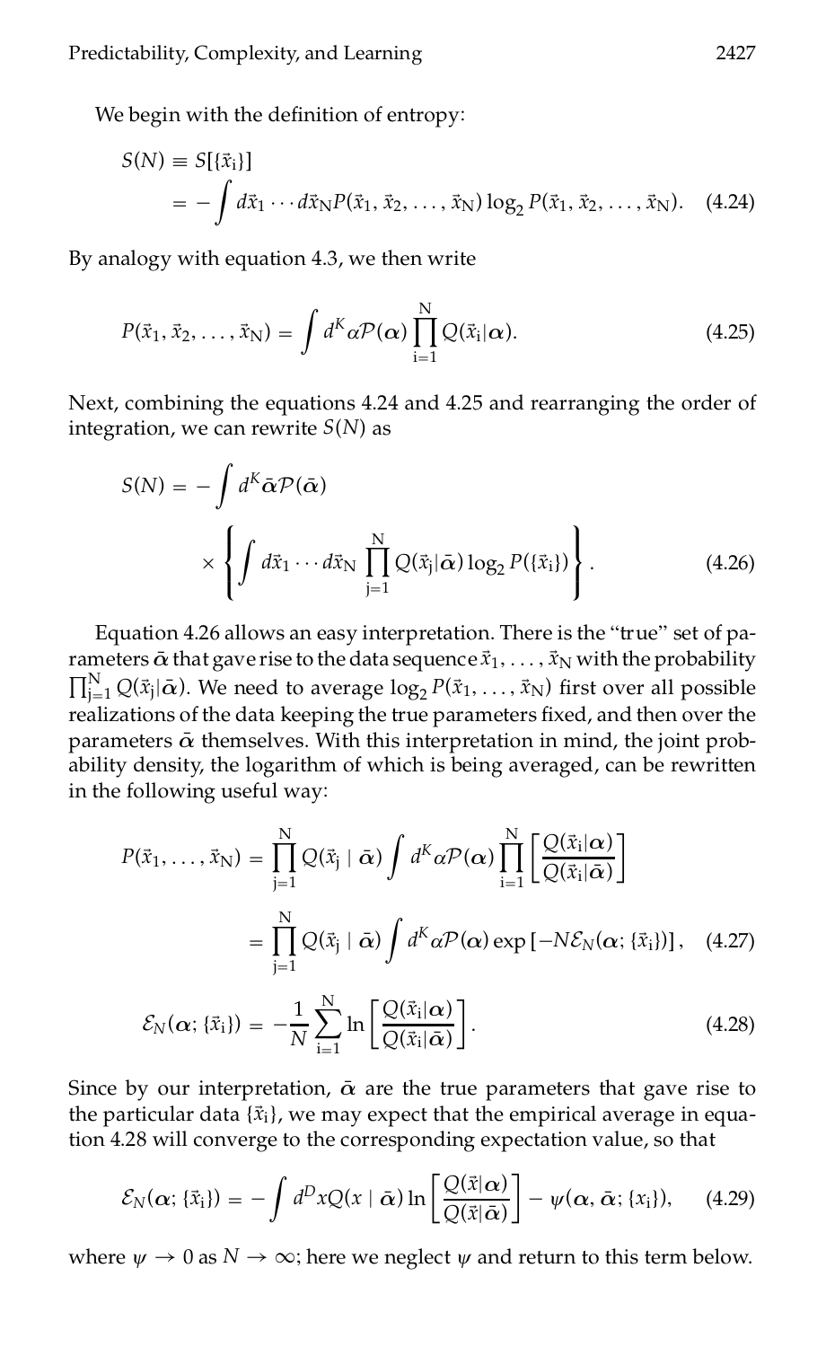We begin with the definition of entropy:

$$S(N) \equiv S[\{\vec{x}_i\}] = -\int d\vec{x}_1 \cdots d\vec{x}_N P(\vec{x}_1, \vec{x}_2, \ldots, \vec{x}_N) \log_2 P(\vec{x}_1, \vec{x}_2, \ldots, \vec{x}_N). \quad (4.24)$$

By analogy with equation 4.3, we then write

$$P(\vec{x}_1, \vec{x}_2, \ldots, \vec{x}_N) = \int d^K \alpha \mathcal{P}(\boldsymbol{\alpha}) \prod_{i=1}^{N} Q(\vec{x}_i|\boldsymbol{\alpha}). \quad (4.25)$$

Next, combining the equations 4.24 and 4.25 and rearranging the order of integration, we can rewrite $S(N)$ as

$$S(N) = -\int d^K \bar{\boldsymbol{\alpha}} \mathcal{P}(\bar{\boldsymbol{\alpha}}) \times \left\{ \int d\vec{x}_1 \cdots d\vec{x}_N \prod_{j=1}^{N} Q(\vec{x}_j|\bar{\boldsymbol{\alpha}}) \log_2 P(\{\vec{x}_i\}) \right\}. \quad (4.26)$$

Equation 4.26 allows an easy interpretation. There is the "true" set of parameters $\bar{\boldsymbol{\alpha}}$ that gave rise to the data sequence $\vec{x}_1, \ldots, \vec{x}_N$ with the probability $\prod_{j=1}^{N} Q(\vec{x}_j|\bar{\boldsymbol{\alpha}})$. We need to average $\log_2 P(\vec{x}_1, \ldots, \vec{x}_N)$ first over all possible realizations of the data keeping the true parameters fixed, and then over the parameters $\bar{\boldsymbol{\alpha}}$ themselves. With this interpretation in mind, the joint probability density, the logarithm of which is being averaged, can be rewritten in the following useful way:

$$P(\vec{x}_1, \ldots, \vec{x}_N) = \prod_{j=1}^{N} Q(\vec{x}_j \mid \bar{\boldsymbol{\alpha}}) \int d^K \alpha \mathcal{P}(\boldsymbol{\alpha}) \prod_{i=1}^{N} \left[ \frac{Q(\vec{x}_i|\boldsymbol{\alpha})}{Q(\vec{x}_i|\bar{\boldsymbol{\alpha}})} \right]$$

$$= \prod_{j=1}^{N} Q(\vec{x}_j \mid \bar{\boldsymbol{\alpha}}) \int d^K \alpha \mathcal{P}(\boldsymbol{\alpha}) \exp\left[-N \mathcal{E}_N(\boldsymbol{\alpha}; \{\vec{x}_i\})\right], \quad (4.27)$$

$$\mathcal{E}_N(\boldsymbol{\alpha}; \{\vec{x}_i\}) = -\frac{1}{N} \sum_{i=1}^{N} \ln \left[ \frac{Q(\vec{x}_i|\boldsymbol{\alpha})}{Q(\vec{x}_i|\bar{\boldsymbol{\alpha}})} \right]. \quad (4.28)$$

Since by our interpretation, $\bar{\boldsymbol{\alpha}}$ are the true parameters that gave rise to the particular data $\{\vec{x}_i\}$, we may expect that the empirical average in equation 4.28 will converge to the corresponding expectation value, so that

$$\mathcal{E}_N(\boldsymbol{\alpha}; \{\vec{x}_i\}) = -\int d^D x Q(x \mid \bar{\boldsymbol{\alpha}}) \ln \left[ \frac{Q(\vec{x}|\boldsymbol{\alpha})}{Q(\vec{x}|\bar{\boldsymbol{\alpha}})} \right] - \psi(\boldsymbol{\alpha}, \bar{\boldsymbol{\alpha}}; \{x_i\}), \quad (4.29)$$

where $\psi \to 0$ as $N \to \infty$; here we neglect $\psi$ and return to this term below.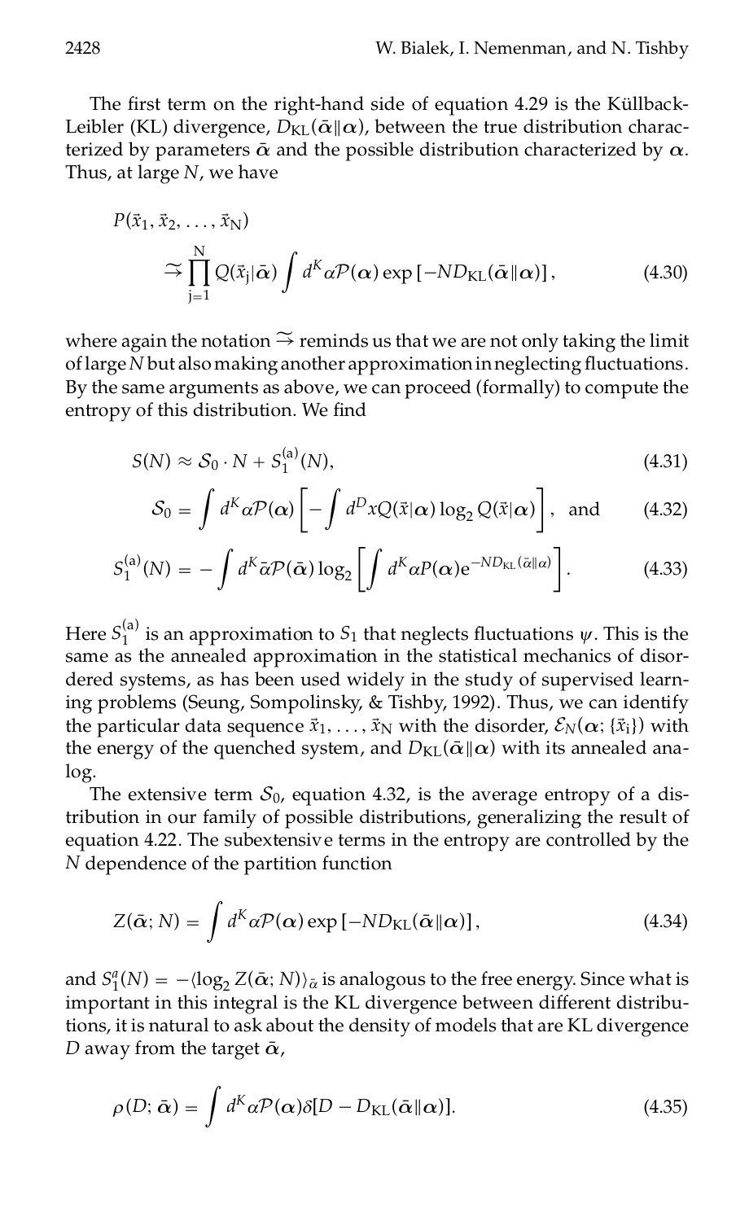The first term on the right-hand side of equation 4.29 is the Küllback-Leibler (KL) divergence, $D_{\mathrm{KL}}(\bar{\boldsymbol{\alpha}}\|\boldsymbol{\alpha})$, between the true distribution characterized by parameters $\bar{\boldsymbol{\alpha}}$ and the possible distribution characterized by $\boldsymbol{\alpha}$. Thus, at large $N$, we have

$$P(\vec{x}_1, \vec{x}_2, \ldots, \vec{x}_{\mathrm{N}}) \stackrel{\sim}{\rightarrow} \prod_{\mathrm{j}=1}^{\mathrm{N}} Q(\vec{x}_{\mathrm{j}}|\bar{\boldsymbol{\alpha}}) \int d^K\alpha \mathcal{P}(\boldsymbol{\alpha}) \exp\left[-ND_{\mathrm{KL}}(\bar{\boldsymbol{\alpha}}\|\boldsymbol{\alpha})\right], \tag{4.30}$$

where again the notation $\stackrel{\sim}{\rightarrow}$ reminds us that we are not only taking the limit of large $N$ but also making another approximation in neglecting fluctuations. By the same arguments as above, we can proceed (formally) to compute the entropy of this distribution. We find

$$S(N) \approx \mathcal{S}_0 \cdot N + S_1^{(\mathrm{a})}(N), \tag{4.31}$$

$$\mathcal{S}_0 = \int d^K\alpha \mathcal{P}(\boldsymbol{\alpha}) \left[-\int d^D x Q(\vec{x}|\boldsymbol{\alpha}) \log_2 Q(\vec{x}|\boldsymbol{\alpha})\right], \quad \text{and} \tag{4.32}$$

$$S_1^{(\mathrm{a})}(N) = -\int d^K\bar{\alpha} \mathcal{P}(\bar{\boldsymbol{\alpha}}) \log_2 \left[\int d^K\alpha P(\boldsymbol{\alpha}) \mathrm{e}^{-ND_{\mathrm{KL}}(\bar{\alpha}\|\alpha)}\right]. \tag{4.33}$$

Here $S_1^{(\mathrm{a})}$ is an approximation to $S_1$ that neglects fluctuations $\psi$. This is the same as the annealed approximation in the statistical mechanics of disordered systems, as has been used widely in the study of supervised learning problems (Seung, Sompolinsky, & Tishby, 1992). Thus, we can identify the particular data sequence $\vec{x}_1, \ldots, \vec{x}_{\mathrm{N}}$ with the disorder, $\mathcal{E}_N(\boldsymbol{\alpha}; \{\vec{x}_{\mathrm{i}}\})$ with the energy of the quenched system, and $D_{\mathrm{KL}}(\bar{\boldsymbol{\alpha}}\|\boldsymbol{\alpha})$ with its annealed analog.

The extensive term $\mathcal{S}_0$, equation 4.32, is the average entropy of a distribution in our family of possible distributions, generalizing the result of equation 4.22. The subextensive terms in the entropy are controlled by the $N$ dependence of the partition function

$$Z(\bar{\boldsymbol{\alpha}}; N) = \int d^K\alpha \mathcal{P}(\boldsymbol{\alpha}) \exp\left[-ND_{\mathrm{KL}}(\bar{\boldsymbol{\alpha}}\|\boldsymbol{\alpha})\right], \tag{4.34}$$

and $S_1^a(N) = -\langle \log_2 Z(\bar{\boldsymbol{\alpha}}; N)\rangle_{\bar{\alpha}}$ is analogous to the free energy. Since what is important in this integral is the KL divergence between different distributions, it is natural to ask about the density of models that are KL divergence $D$ away from the target $\bar{\boldsymbol{\alpha}}$,

$$\rho(D; \bar{\boldsymbol{\alpha}}) = \int d^K\alpha \mathcal{P}(\boldsymbol{\alpha}) \delta[D - D_{\mathrm{KL}}(\bar{\boldsymbol{\alpha}}\|\boldsymbol{\alpha})]. \tag{4.35}$$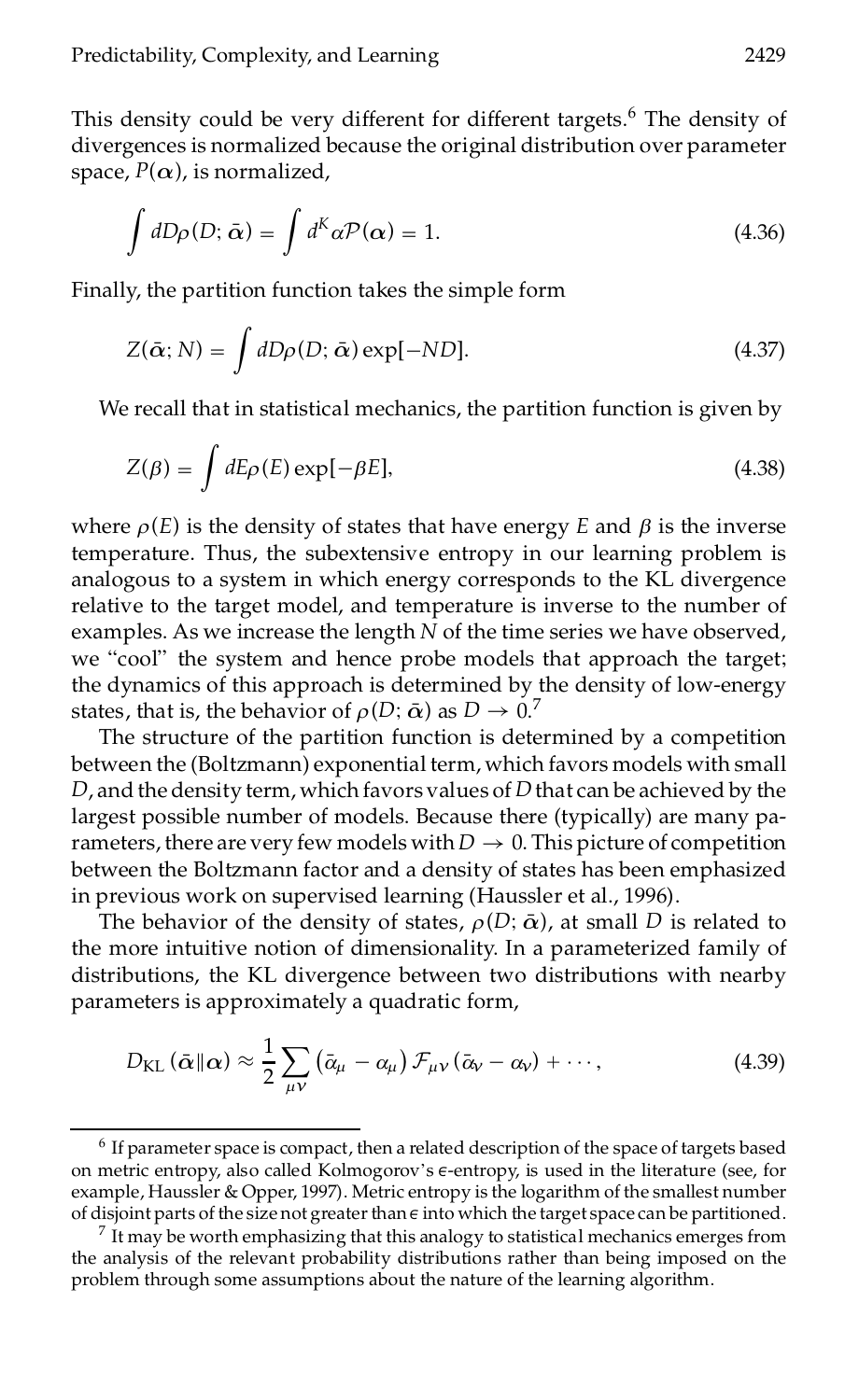This density could be very different for different targets.[6] The density of divergences is normalized because the original distribution over parameter space, $P(\boldsymbol{\alpha})$, is normalized,

$$\int dD\rho(D; \bar{\boldsymbol{\alpha}}) = \int d^K\alpha \mathcal{P}(\boldsymbol{\alpha}) = 1. \tag{4.36}$$

Finally, the partition function takes the simple form

$$Z(\bar{\boldsymbol{\alpha}}; N) = \int dD\rho(D; \bar{\boldsymbol{\alpha}}) \exp[-ND]. \tag{4.37}$$

We recall that in statistical mechanics, the partition function is given by

$$Z(\beta) = \int dE\rho(E) \exp[-\beta E], \tag{4.38}$$

where $\rho(E)$ is the density of states that have energy $E$ and $\beta$ is the inverse temperature. Thus, the subextensive entropy in our learning problem is analogous to a system in which energy corresponds to the KL divergence relative to the target model, and temperature is inverse to the number of examples. As we increase the length $N$ of the time series we have observed, we "cool" the system and hence probe models that approach the target; the dynamics of this approach is determined by the density of low-energy states, that is, the behavior of $\rho(D; \bar{\boldsymbol{\alpha}})$ as $D \to 0$.[7]

The structure of the partition function is determined by a competition between the (Boltzmann) exponential term, which favors models with small $D$, and the density term, which favors values of $D$ that can be achieved by the largest possible number of models. Because there (typically) are many parameters, there are very few models with $D \to 0$. This picture of competition between the Boltzmann factor and a density of states has been emphasized in previous work on supervised learning (Haussler et al., 1996).

The behavior of the density of states, $\rho(D; \bar{\boldsymbol{\alpha}})$, at small $D$ is related to the more intuitive notion of dimensionality. In a parameterized family of distributions, the KL divergence between two distributions with nearby parameters is approximately a quadratic form,

$$D_{\text{KL}}(\bar{\boldsymbol{\alpha}} \| \boldsymbol{\alpha}) \approx \frac{1}{2} \sum_{\mu\nu} \left(\bar{\alpha}_\mu - \alpha_\mu\right) \mathcal{F}_{\mu\nu} \left(\bar{\alpha}_\nu - \alpha_\nu\right) + \cdots, \tag{4.39}$$

---

[6] If parameter space is compact, then a related description of the space of targets based on metric entropy, also called Kolmogorov's $\epsilon$-entropy, is used in the literature (see, for example, Haussler & Opper, 1997). Metric entropy is the logarithm of the smallest number of disjoint parts of the size not greater than $\epsilon$ into which the target space can be partitioned.

[7] It may be worth emphasizing that this analogy to statistical mechanics emerges from the analysis of the relevant probability distributions rather than being imposed on the problem through some assumptions about the nature of the learning algorithm.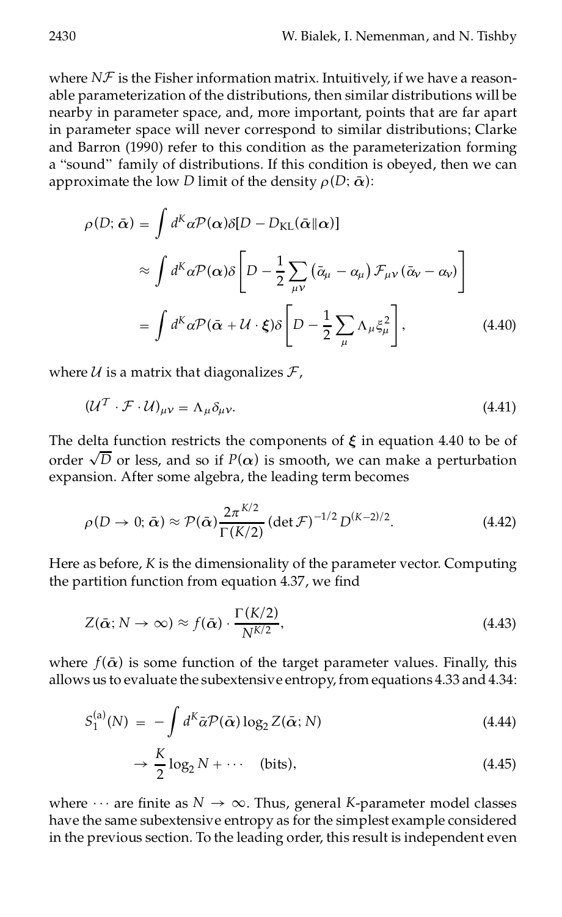where $N\mathcal{F}$ is the Fisher information matrix. Intuitively, if we have a reasonable parameterization of the distributions, then similar distributions will be nearby in parameter space, and, more important, points that are far apart in parameter space will never correspond to similar distributions; Clarke and Barron (1990) refer to this condition as the parameterization forming a "sound" family of distributions. If this condition is obeyed, then we can approximate the low $D$ limit of the density $\rho(D; \bar{\boldsymbol{\alpha}})$:

$$
\begin{aligned}
\rho(D; \bar{\boldsymbol{\alpha}}) &= \int d^K \alpha \mathcal{P}(\boldsymbol{\alpha}) \delta[D - D_{\mathrm{KL}}(\bar{\boldsymbol{\alpha}} \| \boldsymbol{\alpha})] \\
&\approx \int d^K \alpha \mathcal{P}(\boldsymbol{\alpha}) \delta\left[D - \frac{1}{2} \sum_{\mu\nu} \left(\bar{\alpha}_\mu - \alpha_\mu\right) \mathcal{F}_{\mu\nu} \left(\bar{\alpha}_\nu - \alpha_\nu\right)\right] \\
&= \int d^K \alpha \mathcal{P}(\bar{\boldsymbol{\alpha}} + \mathcal{U} \cdot \boldsymbol{\xi}) \delta\left[D - \frac{1}{2} \sum_\mu \Lambda_\mu \xi_\mu^2\right],
\end{aligned}
\tag{4.40}
$$

where $\mathcal{U}$ is a matrix that diagonalizes $\mathcal{F}$,

$$
(\mathcal{U}^{\mathcal{T}} \cdot \mathcal{F} \cdot \mathcal{U})_{\mu\nu} = \Lambda_\mu \delta_{\mu\nu}. \tag{4.41}
$$

The delta function restricts the components of $\boldsymbol{\xi}$ in equation 4.40 to be of order $\sqrt{D}$ or less, and so if $P(\boldsymbol{\alpha})$ is smooth, we can make a perturbation expansion. After some algebra, the leading term becomes

$$
\rho(D \to 0; \bar{\boldsymbol{\alpha}}) \approx \mathcal{P}(\bar{\boldsymbol{\alpha}}) \frac{2\pi^{K/2}}{\Gamma(K/2)} (\det \mathcal{F})^{-1/2} D^{(K-2)/2}. \tag{4.42}
$$

Here as before, $K$ is the dimensionality of the parameter vector. Computing the partition function from equation 4.37, we find

$$
Z(\bar{\boldsymbol{\alpha}}; N \to \infty) \approx f(\bar{\boldsymbol{\alpha}}) \cdot \frac{\Gamma(K/2)}{N^{K/2}}, \tag{4.43}
$$

where $f(\bar{\boldsymbol{\alpha}})$ is some function of the target parameter values. Finally, this allows us to evaluate the subextensive entropy, from equations 4.33 and 4.34:

$$
S_1^{(\mathrm{a})}(N) = -\int d^K \bar{\alpha} \mathcal{P}(\bar{\boldsymbol{\alpha}}) \log_2 Z(\bar{\boldsymbol{\alpha}}; N) \tag{4.44}
$$

$$
\to \frac{K}{2} \log_2 N + \cdots \quad \text{(bits)}, \tag{4.45}
$$

where $\cdots$ are finite as $N \to \infty$. Thus, general $K$-parameter model classes have the same subextensive entropy as for the simplest example considered in the previous section. To the leading order, this result is independent even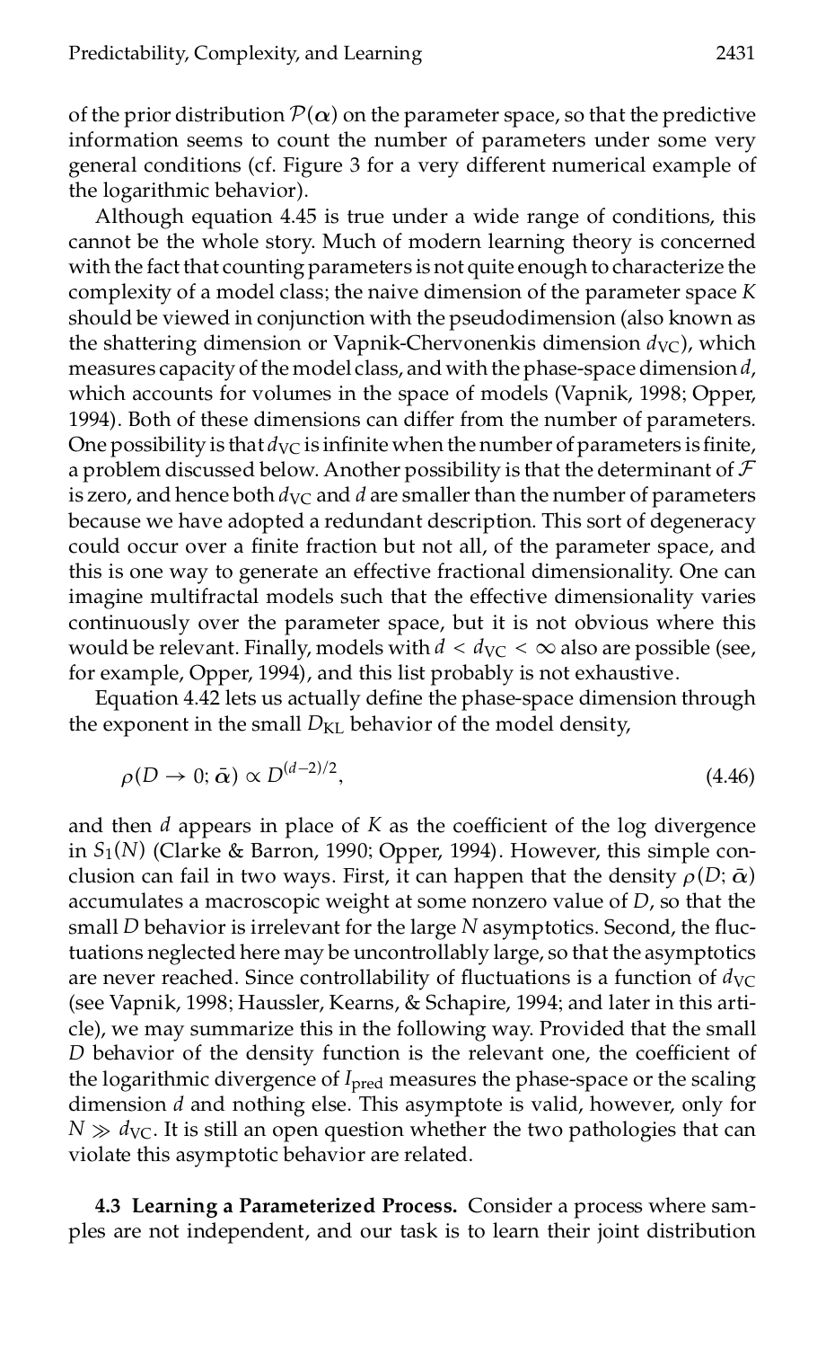of the prior distribution $\mathcal{P}(\boldsymbol{\alpha})$ on the parameter space, so that the predictive information seems to count the number of parameters under some very general conditions (cf. Figure 3 for a very different numerical example of the logarithmic behavior).

Although equation 4.45 is true under a wide range of conditions, this cannot be the whole story. Much of modern learning theory is concerned with the fact that counting parameters is not quite enough to characterize the complexity of a model class; the naive dimension of the parameter space $K$ should be viewed in conjunction with the pseudodimension (also known as the shattering dimension or Vapnik-Chervonenkis dimension $d_{\mathrm{VC}}$), which measures capacity of the model class, and with the phase-space dimension $d$, which accounts for volumes in the space of models (Vapnik, 1998; Opper, 1994). Both of these dimensions can differ from the number of parameters. One possibility is that $d_{\mathrm{VC}}$ is infinite when the number of parameters is finite, a problem discussed below. Another possibility is that the determinant of $\mathcal{F}$ is zero, and hence both $d_{\mathrm{VC}}$ and $d$ are smaller than the number of parameters because we have adopted a redundant description. This sort of degeneracy could occur over a finite fraction but not all, of the parameter space, and this is one way to generate an effective fractional dimensionality. One can imagine multifractal models such that the effective dimensionality varies continuously over the parameter space, but it is not obvious where this would be relevant. Finally, models with $d < d_{\mathrm{VC}} < \infty$ also are possible (see, for example, Opper, 1994), and this list probably is not exhaustive.

Equation 4.42 lets us actually define the phase-space dimension through the exponent in the small $D_{\mathrm{KL}}$ behavior of the model density,

$$\rho(D \to 0; \bar{\boldsymbol{\alpha}}) \propto D^{(d-2)/2}, \tag{4.46}$$

and then $d$ appears in place of $K$ as the coefficient of the log divergence in $S_1(N)$ (Clarke & Barron, 1990; Opper, 1994). However, this simple conclusion can fail in two ways. First, it can happen that the density $\rho(D; \bar{\boldsymbol{\alpha}})$ accumulates a macroscopic weight at some nonzero value of $D$, so that the small $D$ behavior is irrelevant for the large $N$ asymptotics. Second, the fluctuations neglected here may be uncontrollably large, so that the asymptotics are never reached. Since controllability of fluctuations is a function of $d_{\mathrm{VC}}$ (see Vapnik, 1998; Haussler, Kearns, & Schapire, 1994; and later in this article), we may summarize this in the following way. Provided that the small $D$ behavior of the density function is the relevant one, the coefficient of the logarithmic divergence of $I_{\mathrm{pred}}$ measures the phase-space or the scaling dimension $d$ and nothing else. This asymptote is valid, however, only for $N \gg d_{\mathrm{VC}}$. It is still an open question whether the two pathologies that can violate this asymptotic behavior are related.

**4.3 Learning a Parameterized Process.** Consider a process where samples are not independent, and our task is to learn their joint distribution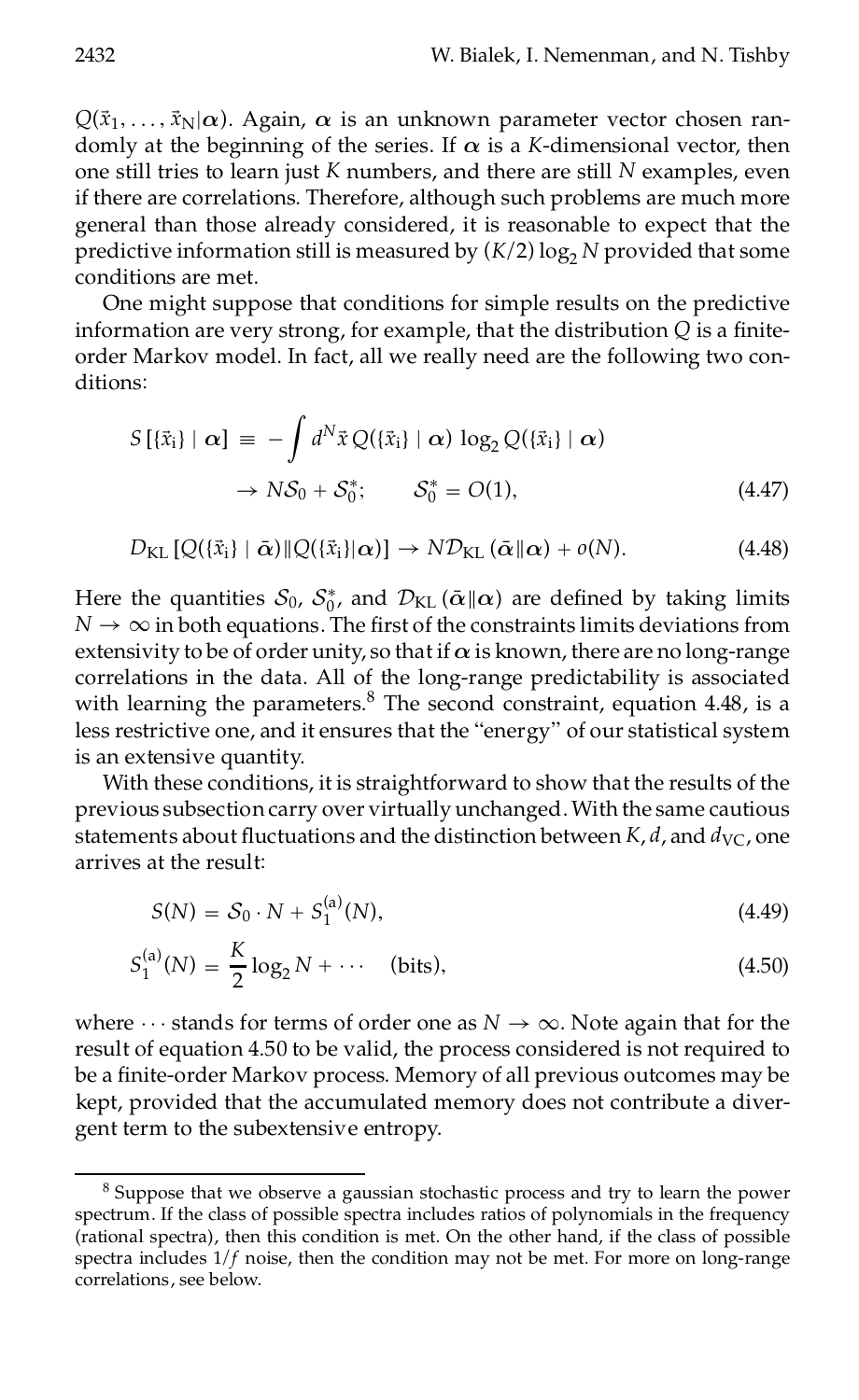$Q(\vec{x}_1, \ldots, \vec{x}_N|\boldsymbol{\alpha})$. Again, $\boldsymbol{\alpha}$ is an unknown parameter vector chosen randomly at the beginning of the series. If $\boldsymbol{\alpha}$ is a $K$-dimensional vector, then one still tries to learn just $K$ numbers, and there are still $N$ examples, even if there are correlations. Therefore, although such problems are much more general than those already considered, it is reasonable to expect that the predictive information still is measured by $(K/2)\log_2 N$ provided that some conditions are met.

One might suppose that conditions for simple results on the predictive information are very strong, for example, that the distribution $Q$ is a finite-order Markov model. In fact, all we really need are the following two conditions:

$$S[\{\vec{x}_i\} \mid \boldsymbol{\alpha}] \equiv -\int d^N\vec{x}\, Q(\{\vec{x}_i\} \mid \boldsymbol{\alpha}) \log_2 Q(\{\vec{x}_i\} \mid \boldsymbol{\alpha}) \rightarrow N\mathcal{S}_0 + \mathcal{S}_0^*; \qquad \mathcal{S}_0^* = O(1), \tag{4.47}$$

$$D_{\mathrm{KL}}[Q(\{\vec{x}_i\} \mid \bar{\boldsymbol{\alpha}}) \| Q(\{\vec{x}_i\}|\boldsymbol{\alpha})] \rightarrow N\mathcal{D}_{\mathrm{KL}}(\bar{\boldsymbol{\alpha}}\|\boldsymbol{\alpha}) + o(N). \tag{4.48}$$

Here the quantities $\mathcal{S}_0$, $\mathcal{S}_0^*$, and $\mathcal{D}_{\mathrm{KL}}(\bar{\boldsymbol{\alpha}}\|\boldsymbol{\alpha})$ are defined by taking limits $N \to \infty$ in both equations. The first of the constraints limits deviations from extensivity to be of order unity, so that if $\boldsymbol{\alpha}$ is known, there are no long-range correlations in the data. All of the long-range predictability is associated with learning the parameters.[8] The second constraint, equation 4.48, is a less restrictive one, and it ensures that the "energy" of our statistical system is an extensive quantity.

With these conditions, it is straightforward to show that the results of the previous subsection carry over virtually unchanged. With the same cautious statements about fluctuations and the distinction between $K$, $d$, and $d_{\mathrm{VC}}$, one arrives at the result:

$$S(N) = \mathcal{S}_0 \cdot N + S_1^{(a)}(N), \tag{4.49}$$

$$S_1^{(a)}(N) = \frac{K}{2}\log_2 N + \cdots \quad \text{(bits)}, \tag{4.50}$$

where $\cdots$ stands for terms of order one as $N \to \infty$. Note again that for the result of equation 4.50 to be valid, the process considered is not required to be a finite-order Markov process. Memory of all previous outcomes may be kept, provided that the accumulated memory does not contribute a divergent term to the subextensive entropy.

[8] Suppose that we observe a gaussian stochastic process and try to learn the power spectrum. If the class of possible spectra includes ratios of polynomials in the frequency (rational spectra), then this condition is met. On the other hand, if the class of possible spectra includes $1/f$ noise, then the condition may not be met. For more on long-range correlations, see below.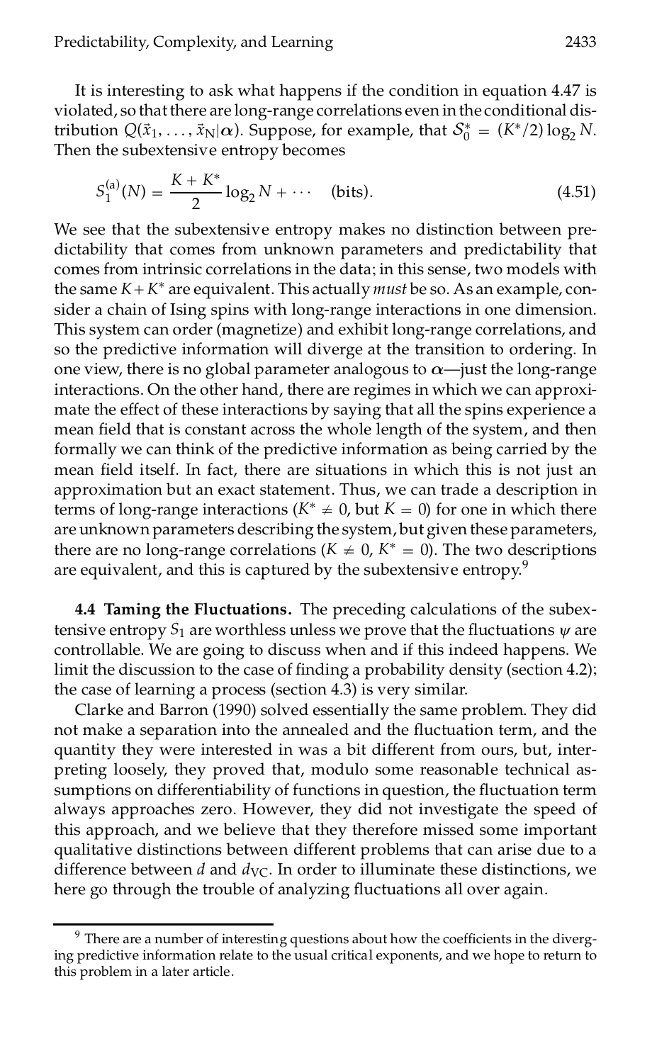It is interesting to ask what happens if the condition in equation 4.47 is violated, so that there are long-range correlations even in the conditional distribution $Q(\vec{x}_1, \ldots, \vec{x}_N|\boldsymbol{\alpha})$. Suppose, for example, that $\mathcal{S}_0^* = (K^*/2)\log_2 N$. Then the subextensive entropy becomes

$$S_1^{(a)}(N) = \frac{K + K^*}{2}\log_2 N + \cdots \quad \text{(bits)}. \tag{4.51}$$

We see that the subextensive entropy makes no distinction between predictability that comes from unknown parameters and predictability that comes from intrinsic correlations in the data; in this sense, two models with the same $K + K^*$ are equivalent. This actually *must* be so. As an example, consider a chain of Ising spins with long-range interactions in one dimension. This system can order (magnetize) and exhibit long-range correlations, and so the predictive information will diverge at the transition to ordering. In one view, there is no global parameter analogous to $\boldsymbol{\alpha}$—just the long-range interactions. On the other hand, there are regimes in which we can approximate the effect of these interactions by saying that all the spins experience a mean field that is constant across the whole length of the system, and then formally we can think of the predictive information as being carried by the mean field itself. In fact, there are situations in which this is not just an approximation but an exact statement. Thus, we can trade a description in terms of long-range interactions ($K^* \neq 0$, but $K = 0$) for one in which there are unknown parameters describing the system, but given these parameters, there are no long-range correlations ($K \neq 0$, $K^* = 0$). The two descriptions are equivalent, and this is captured by the subextensive entropy.[9]

**4.4 Taming the Fluctuations.** The preceding calculations of the subextensive entropy $S_1$ are worthless unless we prove that the fluctuations $\psi$ are controllable. We are going to discuss when and if this indeed happens. We limit the discussion to the case of finding a probability density (section 4.2); the case of learning a process (section 4.3) is very similar.

Clarke and Barron (1990) solved essentially the same problem. They did not make a separation into the annealed and the fluctuation term, and the quantity they were interested in was a bit different from ours, but, interpreting loosely, they proved that, modulo some reasonable technical assumptions on differentiability of functions in question, the fluctuation term always approaches zero. However, they did not investigate the speed of this approach, and we believe that they therefore missed some important qualitative distinctions between different problems that can arise due to a difference between $d$ and $d_{\mathrm{VC}}$. In order to illuminate these distinctions, we here go through the trouble of analyzing fluctuations all over again.

[9] There are a number of interesting questions about how the coefficients in the diverging predictive information relate to the usual critical exponents, and we hope to return to this problem in a later article.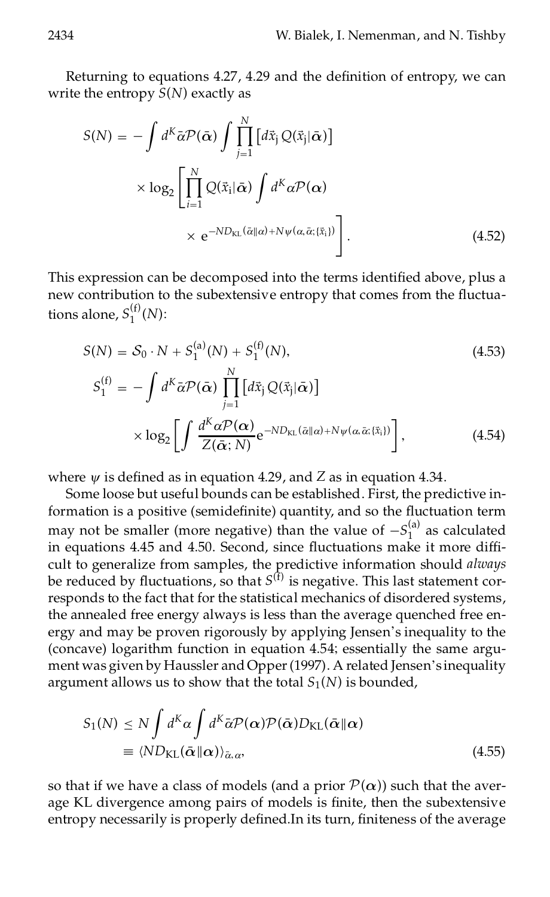Returning to equations 4.27, 4.29 and the definition of entropy, we can write the entropy $S(N)$ exactly as

$$
\begin{aligned}
S(N) = & -\int d^K\bar{\alpha}\mathcal{P}(\bar{\boldsymbol{\alpha}}) \int \prod_{j=1}^{N} \left[ d\vec{x}_{\rm j}\, Q(\vec{x}_{\rm j}|\bar{\boldsymbol{\alpha}}) \right] \\
& \times \log_2 \left[ \prod_{i=1}^{N} Q(\vec{x}_{\rm i}|\bar{\boldsymbol{\alpha}}) \int d^K\alpha \mathcal{P}(\boldsymbol{\alpha}) \right. \\
& \qquad \left. \times\ {\rm e}^{-ND_{\rm KL}(\bar{\alpha}\|\alpha) + N\psi(\alpha,\bar{\alpha};\{\vec{x}_{\rm i}\})} \right].
\end{aligned}
\tag{4.52}
$$

This expression can be decomposed into the terms identified above, plus a new contribution to the subextensive entropy that comes from the fluctuations alone, $S_1^{(\rm f)}(N)$:

$$
S(N) = \mathcal{S}_0 \cdot N + S_1^{(\rm a)}(N) + S_1^{(\rm f)}(N), \tag{4.53}
$$

$$
\begin{aligned}
S_1^{(\rm f)} = & -\int d^K\bar{\alpha}\mathcal{P}(\bar{\boldsymbol{\alpha}}) \prod_{j=1}^{N} \left[ d\vec{x}_{\rm j}\, Q(\vec{x}_{\rm j}|\bar{\boldsymbol{\alpha}}) \right] \\
& \times \log_2 \left[ \int \frac{d^K\alpha \mathcal{P}(\boldsymbol{\alpha})}{Z(\bar{\boldsymbol{\alpha}};N)} {\rm e}^{-ND_{\rm KL}(\bar{\alpha}\|\alpha) + N\psi(\alpha,\bar{\alpha};\{\vec{x}_{\rm i}\})} \right],
\end{aligned}
\tag{4.54}
$$

where $\psi$ is defined as in equation 4.29, and $Z$ as in equation 4.34.

Some loose but useful bounds can be established. First, the predictive information is a positive (semidefinite) quantity, and so the fluctuation term may not be smaller (more negative) than the value of $-S_1^{(\rm a)}$ as calculated in equations 4.45 and 4.50. Second, since fluctuations make it more difficult to generalize from samples, the predictive information should *always* be reduced by fluctuations, so that $S^{(\rm f)}$ is negative. This last statement corresponds to the fact that for the statistical mechanics of disordered systems, the annealed free energy always is less than the average quenched free energy and may be proven rigorously by applying Jensen's inequality to the (concave) logarithm function in equation 4.54; essentially the same argument was given by Haussler and Opper (1997). A related Jensen's inequality argument allows us to show that the total $S_1(N)$ is bounded,

$$
\begin{aligned}
S_1(N) & \leq N \int d^K\alpha \int d^K\bar{\alpha}\mathcal{P}(\boldsymbol{\alpha})\mathcal{P}(\bar{\boldsymbol{\alpha}}) D_{\rm KL}(\bar{\boldsymbol{\alpha}}\|\boldsymbol{\alpha}) \\
& \equiv \langle N D_{\rm KL}(\bar{\boldsymbol{\alpha}}\|\boldsymbol{\alpha}) \rangle_{\bar{\alpha},\alpha},
\end{aligned}
\tag{4.55}
$$

so that if we have a class of models (and a prior $\mathcal{P}(\boldsymbol{\alpha})$) such that the average KL divergence among pairs of models is finite, then the subextensive entropy necessarily is properly defined.In its turn, finiteness of the average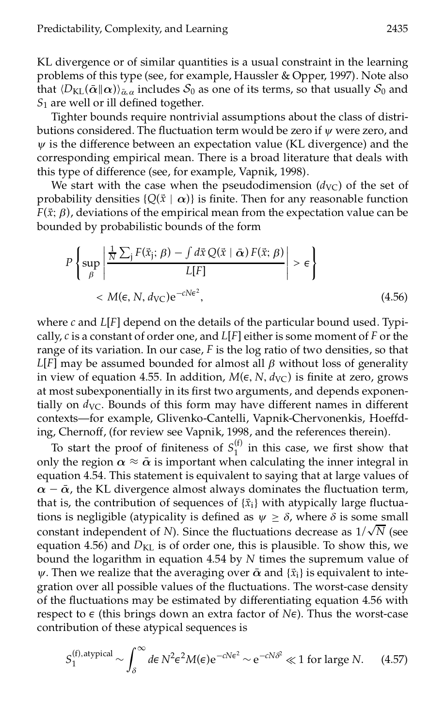KL divergence or of similar quantities is a usual constraint in the learning problems of this type (see, for example, Haussler & Opper, 1997). Note also that $\langle D_{\mathrm{KL}}(\bar{\boldsymbol{\alpha}} \| \boldsymbol{\alpha}) \rangle_{\bar{\alpha}, \alpha}$ includes $\mathcal{S}_0$ as one of its terms, so that usually $\mathcal{S}_0$ and $S_1$ are well or ill defined together.

Tighter bounds require nontrivial assumptions about the class of distributions considered. The fluctuation term would be zero if $\psi$ were zero, and $\psi$ is the difference between an expectation value (KL divergence) and the corresponding empirical mean. There is a broad literature that deals with this type of difference (see, for example, Vapnik, 1998).

We start with the case when the pseudodimension ($d_{\mathrm{VC}}$) of the set of probability densities $\{Q(\vec{x} \mid \boldsymbol{\alpha})\}$ is finite. Then for any reasonable function $F(\vec{x}; \beta)$, deviations of the empirical mean from the expectation value can be bounded by probabilistic bounds of the form

$$
P\left\{ \sup_{\beta} \left| \frac{\frac{1}{N}\sum_{\mathrm{j}} F(\vec{x}_{\mathrm{j}}; \beta) - \int d\vec{x}\, Q(\vec{x} \mid \bar{\boldsymbol{\alpha}})\, F(\vec{x}; \beta)}{L[F]} \right| > \epsilon \right\}
$$
$$
< M(\epsilon, N, d_{\mathrm{VC}}) \mathrm{e}^{-cN\epsilon^2}, \tag{4.56}
$$

where $c$ and $L[F]$ depend on the details of the particular bound used. Typically, $c$ is a constant of order one, and $L[F]$ either is some moment of $F$ or the range of its variation. In our case, $F$ is the log ratio of two densities, so that $L[F]$ may be assumed bounded for almost all $\beta$ without loss of generality in view of equation 4.55. In addition, $M(\epsilon, N, d_{\mathrm{VC}})$ is finite at zero, grows at most subexponentially in its first two arguments, and depends exponentially on $d_{\mathrm{VC}}$. Bounds of this form may have different names in different contexts—for example, Glivenko-Cantelli, Vapnik-Chervonenkis, Hoeffding, Chernoff, (for review see Vapnik, 1998, and the references therein).

To start the proof of finiteness of $S_1^{(\mathrm{f})}$ in this case, we first show that only the region $\boldsymbol{\alpha} \approx \bar{\boldsymbol{\alpha}}$ is important when calculating the inner integral in equation 4.54. This statement is equivalent to saying that at large values of $\boldsymbol{\alpha} - \bar{\boldsymbol{\alpha}}$, the KL divergence almost always dominates the fluctuation term, that is, the contribution of sequences of $\{\vec{x}_{\mathrm{i}}\}$ with atypically large fluctuations is negligible (atypicality is defined as $\psi \geq \delta$, where $\delta$ is some small constant independent of $N$). Since the fluctuations decrease as $1/\sqrt{N}$ (see equation 4.56) and $D_{\mathrm{KL}}$ is of order one, this is plausible. To show this, we bound the logarithm in equation 4.54 by $N$ times the supremum value of $\psi$. Then we realize that the averaging over $\bar{\boldsymbol{\alpha}}$ and $\{\vec{x}_{\mathrm{i}}\}$ is equivalent to integration over all possible values of the fluctuations. The worst-case density of the fluctuations may be estimated by differentiating equation 4.56 with respect to $\epsilon$ (this brings down an extra factor of $N\epsilon$). Thus the worst-case contribution of these atypical sequences is

$$
S_1^{(\mathrm{f}),\mathrm{atypical}} \sim \int_{\delta}^{\infty} d\epsilon\, N^2 \epsilon^2 M(\epsilon) \mathrm{e}^{-cN\epsilon^2} \sim \mathrm{e}^{-cN\delta^2} \ll 1 \text{ for large } N. \tag{4.57}
$$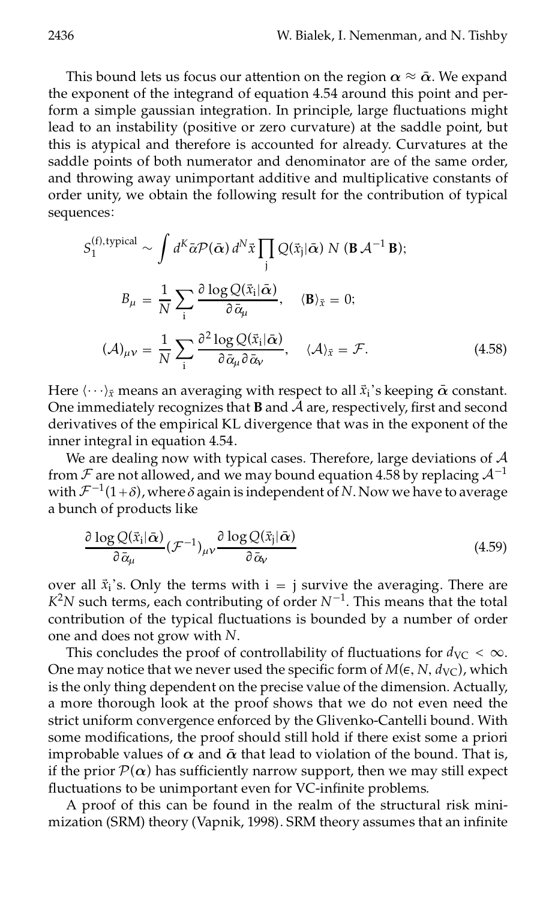This bound lets us focus our attention on the region $\boldsymbol{\alpha} \approx \bar{\boldsymbol{\alpha}}$. We expand the exponent of the integrand of equation 4.54 around this point and perform a simple gaussian integration. In principle, large fluctuations might lead to an instability (positive or zero curvature) at the saddle point, but this is atypical and therefore is accounted for already. Curvatures at the saddle points of both numerator and denominator are of the same order, and throwing away unimportant additive and multiplicative constants of order unity, we obtain the following result for the contribution of typical sequences:

$$
\begin{aligned}
S_1^{(\mathrm{f}),\mathrm{typical}} &\sim \int d^K\bar{\alpha}\mathcal{P}(\bar{\boldsymbol{\alpha}})\, d^N\vec{x} \prod_{\mathrm{j}} Q(\vec{x}_{\mathrm{j}}|\bar{\boldsymbol{\alpha}})\; N\; (\mathbf{B}\,\mathcal{A}^{-1}\,\mathbf{B});\\
B_\mu &= \frac{1}{N}\sum_{\mathrm{i}} \frac{\partial \log Q(\vec{x}_{\mathrm{i}}|\bar{\boldsymbol{\alpha}})}{\partial \bar{\alpha}_\mu}, \quad \langle \mathbf{B}\rangle_{\vec{x}} = 0;\\
(\mathcal{A})_{\mu\nu} &= \frac{1}{N}\sum_{\mathrm{i}} \frac{\partial^2 \log Q(\vec{x}_{\mathrm{i}}|\bar{\boldsymbol{\alpha}})}{\partial \bar{\alpha}_\mu \partial \bar{\alpha}_\nu}, \quad \langle \mathcal{A}\rangle_{\vec{x}} = \mathcal{F}.
\end{aligned}
\tag{4.58}
$$

Here $\langle \cdots \rangle_{\vec{x}}$ means an averaging with respect to all $\vec{x}_{\mathrm{i}}$'s keeping $\bar{\boldsymbol{\alpha}}$ constant. One immediately recognizes that $\mathbf{B}$ and $\mathcal{A}$ are, respectively, first and second derivatives of the empirical KL divergence that was in the exponent of the inner integral in equation 4.54.

We are dealing now with typical cases. Therefore, large deviations of $\mathcal{A}$ from $\mathcal{F}$ are not allowed, and we may bound equation 4.58 by replacing $\mathcal{A}^{-1}$ with $\mathcal{F}^{-1}(1+\delta)$, where $\delta$ again is independent of $N$. Now we have to average a bunch of products like

$$
\frac{\partial \log Q(\vec{x}_{\mathrm{i}}|\bar{\boldsymbol{\alpha}})}{\partial \bar{\alpha}_\mu} (\mathcal{F}^{-1})_{\mu\nu} \frac{\partial \log Q(\vec{x}_{\mathrm{j}}|\bar{\boldsymbol{\alpha}})}{\partial \bar{\alpha}_\nu}
\tag{4.59}
$$

over all $\vec{x}_{\mathrm{i}}$'s. Only the terms with $\mathrm{i} = \mathrm{j}$ survive the averaging. There are $K^2 N$ such terms, each contributing of order $N^{-1}$. This means that the total contribution of the typical fluctuations is bounded by a number of order one and does not grow with $N$.

This concludes the proof of controllability of fluctuations for $d_{\mathrm{VC}} < \infty$. One may notice that we never used the specific form of $M(\epsilon, N, d_{\mathrm{VC}})$, which is the only thing dependent on the precise value of the dimension. Actually, a more thorough look at the proof shows that we do not even need the strict uniform convergence enforced by the Glivenko-Cantelli bound. With some modifications, the proof should still hold if there exist some a priori improbable values of $\boldsymbol{\alpha}$ and $\bar{\boldsymbol{\alpha}}$ that lead to violation of the bound. That is, if the prior $\mathcal{P}(\boldsymbol{\alpha})$ has sufficiently narrow support, then we may still expect fluctuations to be unimportant even for VC-infinite problems.

A proof of this can be found in the realm of the structural risk minimization (SRM) theory (Vapnik, 1998). SRM theory assumes that an infinite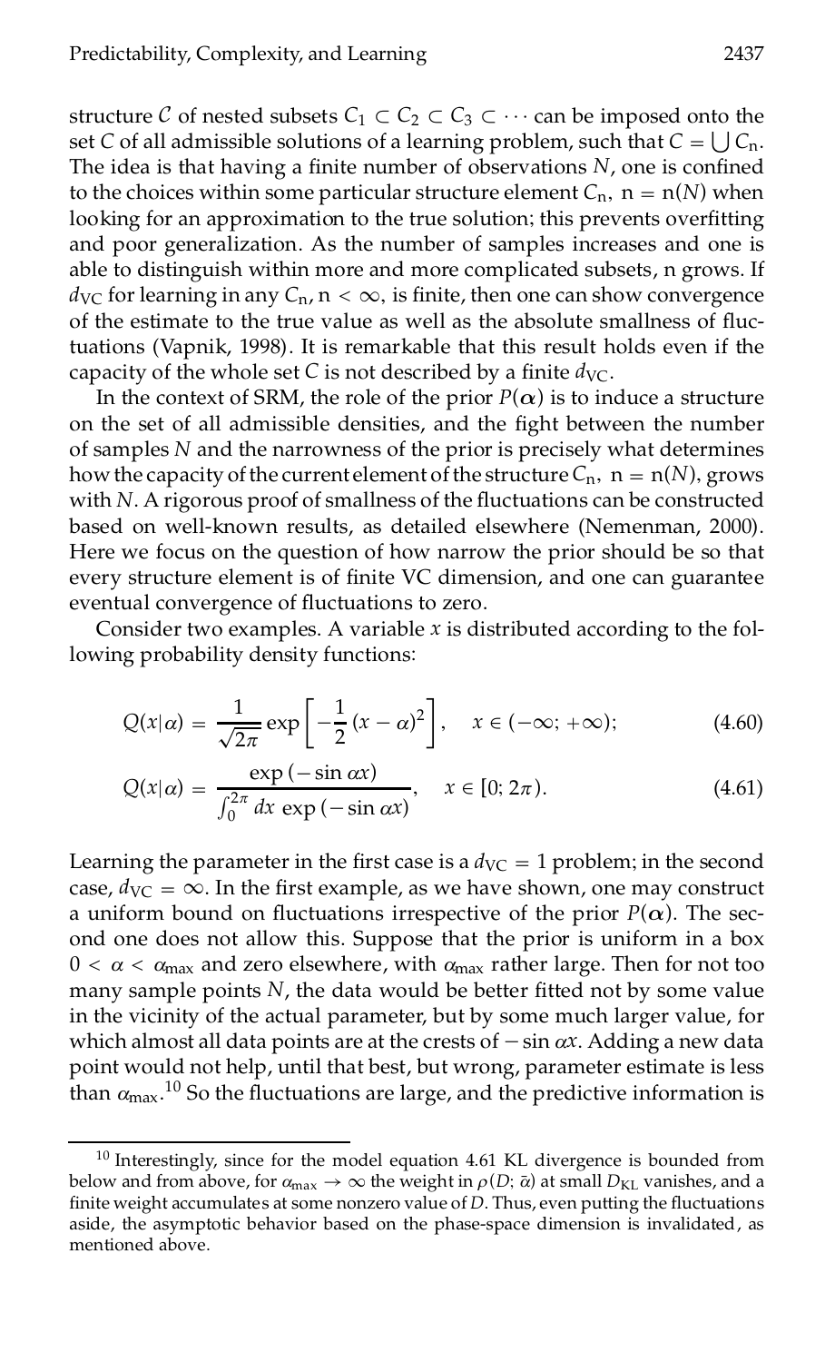structure $\mathcal{C}$ of nested subsets $C_1 \subset C_2 \subset C_3 \subset \cdots$ can be imposed onto the set $C$ of all admissible solutions of a learning problem, such that $C = \bigcup C_n$. The idea is that having a finite number of observations $N$, one is confined to the choices within some particular structure element $C_n$, $n = n(N)$ when looking for an approximation to the true solution; this prevents overfitting and poor generalization. As the number of samples increases and one is able to distinguish within more and more complicated subsets, n grows. If $d_{VC}$ for learning in any $C_n$, $n < \infty$, is finite, then one can show convergence of the estimate to the true value as well as the absolute smallness of fluctuations (Vapnik, 1998). It is remarkable that this result holds even if the capacity of the whole set $C$ is not described by a finite $d_{VC}$.

In the context of SRM, the role of the prior $P(\boldsymbol{\alpha})$ is to induce a structure on the set of all admissible densities, and the fight between the number of samples $N$ and the narrowness of the prior is precisely what determines how the capacity of the current element of the structure $C_n$, $n = n(N)$, grows with $N$. A rigorous proof of smallness of the fluctuations can be constructed based on well-known results, as detailed elsewhere (Nemenman, 2000). Here we focus on the question of how narrow the prior should be so that every structure element is of finite VC dimension, and one can guarantee eventual convergence of fluctuations to zero.

Consider two examples. A variable $x$ is distributed according to the following probability density functions:

$$Q(x|\alpha) = \frac{1}{\sqrt{2\pi}} \exp\left[-\frac{1}{2}(x-\alpha)^2\right], \quad x \in (-\infty; +\infty); \tag{4.60}$$

$$Q(x|\alpha) = \frac{\exp(-\sin \alpha x)}{\int_0^{2\pi} dx \, \exp(-\sin \alpha x)}, \quad x \in [0; 2\pi). \tag{4.61}$$

Learning the parameter in the first case is a $d_{VC} = 1$ problem; in the second case, $d_{VC} = \infty$. In the first example, as we have shown, one may construct a uniform bound on fluctuations irrespective of the prior $P(\boldsymbol{\alpha})$. The second one does not allow this. Suppose that the prior is uniform in a box $0 < \alpha < \alpha_{\max}$ and zero elsewhere, with $\alpha_{\max}$ rather large. Then for not too many sample points $N$, the data would be better fitted not by some value in the vicinity of the actual parameter, but by some much larger value, for which almost all data points are at the crests of $-\sin \alpha x$. Adding a new data point would not help, until that best, but wrong, parameter estimate is less than $\alpha_{\max}$.[10] So the fluctuations are large, and the predictive information is

[10] Interestingly, since for the model equation 4.61 KL divergence is bounded from below and from above, for $\alpha_{\max} \to \infty$ the weight in $\rho(D; \bar{\alpha})$ at small $D_{KL}$ vanishes, and a finite weight accumulates at some nonzero value of $D$. Thus, even putting the fluctuations aside, the asymptotic behavior based on the phase-space dimension is invalidated, as mentioned above.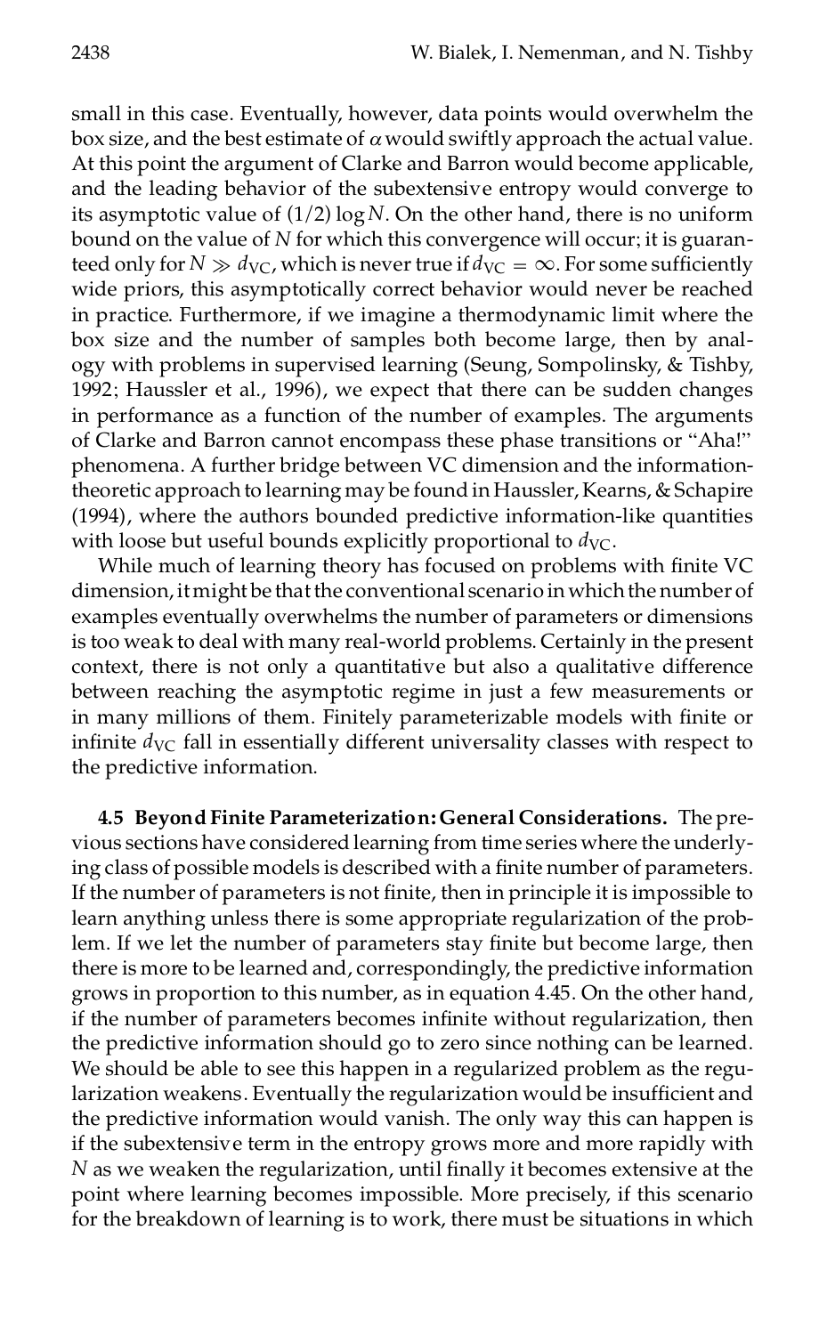small in this case. Eventually, however, data points would overwhelm the box size, and the best estimate of $\alpha$ would swiftly approach the actual value. At this point the argument of Clarke and Barron would become applicable, and the leading behavior of the subextensive entropy would converge to its asymptotic value of $(1/2)\log N$. On the other hand, there is no uniform bound on the value of $N$ for which this convergence will occur; it is guaranteed only for $N \gg d_{\mathrm{VC}}$, which is never true if $d_{\mathrm{VC}} = \infty$. For some sufficiently wide priors, this asymptotically correct behavior would never be reached in practice. Furthermore, if we imagine a thermodynamic limit where the box size and the number of samples both become large, then by analogy with problems in supervised learning (Seung, Sompolinsky, & Tishby, 1992; Haussler et al., 1996), we expect that there can be sudden changes in performance as a function of the number of examples. The arguments of Clarke and Barron cannot encompass these phase transitions or "Aha!" phenomena. A further bridge between VC dimension and the information-theoretic approach to learning may be found in Haussler, Kearns, & Schapire (1994), where the authors bounded predictive information-like quantities with loose but useful bounds explicitly proportional to $d_{\mathrm{VC}}$.

While much of learning theory has focused on problems with finite VC dimension, it might be that the conventional scenario in which the number of examples eventually overwhelms the number of parameters or dimensions is too weak to deal with many real-world problems. Certainly in the present context, there is not only a quantitative but also a qualitative difference between reaching the asymptotic regime in just a few measurements or in many millions of them. Finitely parameterizable models with finite or infinite $d_{\mathrm{VC}}$ fall in essentially different universality classes with respect to the predictive information.

**4.5 Beyond Finite Parameterization: General Considerations.** The previous sections have considered learning from time series where the underlying class of possible models is described with a finite number of parameters. If the number of parameters is not finite, then in principle it is impossible to learn anything unless there is some appropriate regularization of the problem. If we let the number of parameters stay finite but become large, then there is more to be learned and, correspondingly, the predictive information grows in proportion to this number, as in equation 4.45. On the other hand, if the number of parameters becomes infinite without regularization, then the predictive information should go to zero since nothing can be learned. We should be able to see this happen in a regularized problem as the regularization weakens. Eventually the regularization would be insufficient and the predictive information would vanish. The only way this can happen is if the subextensive term in the entropy grows more and more rapidly with $N$ as we weaken the regularization, until finally it becomes extensive at the point where learning becomes impossible. More precisely, if this scenario for the breakdown of learning is to work, there must be situations in which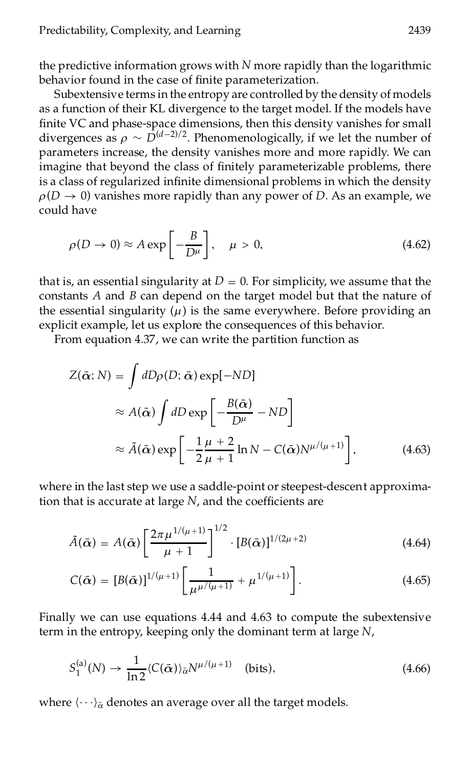the predictive information grows with $N$ more rapidly than the logarithmic behavior found in the case of finite parameterization.

Subextensive terms in the entropy are controlled by the density of models as a function of their KL divergence to the target model. If the models have finite VC and phase-space dimensions, then this density vanishes for small divergences as $\rho \sim D^{(d-2)/2}$. Phenomenologically, if we let the number of parameters increase, the density vanishes more and more rapidly. We can imagine that beyond the class of finitely parameterizable problems, there is a class of regularized infinite dimensional problems in which the density $\rho(D \to 0)$ vanishes more rapidly than any power of $D$. As an example, we could have

$$\rho(D \to 0) \approx A \exp\left[-\frac{B}{D^{\mu}}\right], \quad \mu > 0, \tag{4.62}$$

that is, an essential singularity at $D = 0$. For simplicity, we assume that the constants $A$ and $B$ can depend on the target model but that the nature of the essential singularity ($\mu$) is the same everywhere. Before providing an explicit example, let us explore the consequences of this behavior.

From equation 4.37, we can write the partition function as

$$\begin{aligned} Z(\bar{\alpha}; N) &= \int dD \rho(D; \bar{\alpha}) \exp[-ND] \\ &\approx A(\bar{\alpha}) \int dD \exp\left[-\frac{B(\bar{\alpha})}{D^{\mu}} - ND\right] \\ &\approx \tilde{A}(\bar{\alpha}) \exp\left[-\frac{1}{2}\frac{\mu+2}{\mu+1}\ln N - C(\bar{\alpha}) N^{\mu/(\mu+1)}\right], \end{aligned} \tag{4.63}$$

where in the last step we use a saddle-point or steepest-descent approximation that is accurate at large $N$, and the coefficients are

$$\tilde{A}(\bar{\alpha}) = A(\bar{\alpha}) \left[\frac{2\pi \mu^{1/(\mu+1)}}{\mu+1}\right]^{1/2} \cdot [B(\bar{\alpha})]^{1/(2\mu+2)} \tag{4.64}$$

$$C(\bar{\alpha}) = [B(\bar{\alpha})]^{1/(\mu+1)} \left[\frac{1}{\mu^{\mu/(\mu+1)}} + \mu^{1/(\mu+1)}\right]. \tag{4.65}$$

Finally we can use equations 4.44 and 4.63 to compute the subextensive term in the entropy, keeping only the dominant term at large $N$,

$$S_1^{(a)}(N) \to \frac{1}{\ln 2} \langle C(\bar{\alpha}) \rangle_{\bar{\alpha}} N^{\mu/(\mu+1)} \quad \text{(bits)}, \tag{4.66}$$

where $\langle \cdots \rangle_{\bar{\alpha}}$ denotes an average over all the target models.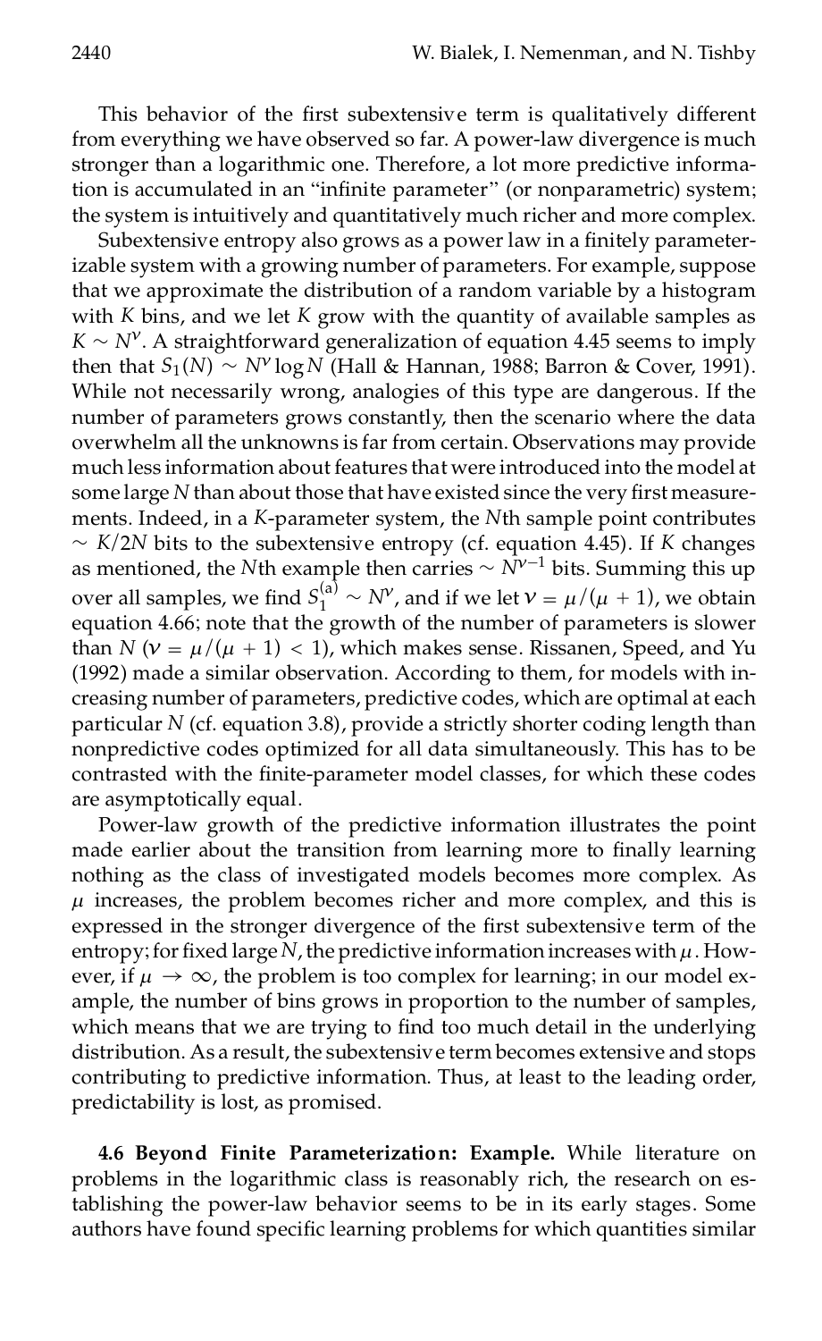This behavior of the first subextensive term is qualitatively different from everything we have observed so far. A power-law divergence is much stronger than a logarithmic one. Therefore, a lot more predictive information is accumulated in an "infinite parameter" (or nonparametric) system; the system is intuitively and quantitatively much richer and more complex.

Subextensive entropy also grows as a power law in a finitely parameterizable system with a growing number of parameters. For example, suppose that we approximate the distribution of a random variable by a histogram with $K$ bins, and we let $K$ grow with the quantity of available samples as $K \sim N^{\nu}$. A straightforward generalization of equation 4.45 seems to imply then that $S_1(N) \sim N^{\nu} \log N$ (Hall & Hannan, 1988; Barron & Cover, 1991). While not necessarily wrong, analogies of this type are dangerous. If the number of parameters grows constantly, then the scenario where the data overwhelm all the unknowns is far from certain. Observations may provide much less information about features that were introduced into the model at some large $N$ than about those that have existed since the very first measurements. Indeed, in a $K$-parameter system, the $N$th sample point contributes $\sim K/2N$ bits to the subextensive entropy (cf. equation 4.45). If $K$ changes as mentioned, the $N$th example then carries $\sim N^{\nu-1}$ bits. Summing this up over all samples, we find $S_1^{(a)} \sim N^{\nu}$, and if we let $\nu = \mu/(\mu+1)$, we obtain equation 4.66; note that the growth of the number of parameters is slower than $N$ ($\nu = \mu/(\mu+1) < 1$), which makes sense. Rissanen, Speed, and Yu (1992) made a similar observation. According to them, for models with increasing number of parameters, predictive codes, which are optimal at each particular $N$ (cf. equation 3.8), provide a strictly shorter coding length than nonpredictive codes optimized for all data simultaneously. This has to be contrasted with the finite-parameter model classes, for which these codes are asymptotically equal.

Power-law growth of the predictive information illustrates the point made earlier about the transition from learning more to finally learning nothing as the class of investigated models becomes more complex. As $\mu$ increases, the problem becomes richer and more complex, and this is expressed in the stronger divergence of the first subextensive term of the entropy; for fixed large $N$, the predictive information increases with $\mu$. However, if $\mu \to \infty$, the problem is too complex for learning; in our model example, the number of bins grows in proportion to the number of samples, which means that we are trying to find too much detail in the underlying distribution. As a result, the subextensive term becomes extensive and stops contributing to predictive information. Thus, at least to the leading order, predictability is lost, as promised.

**4.6 Beyond Finite Parameterization: Example.** While literature on problems in the logarithmic class is reasonably rich, the research on establishing the power-law behavior seems to be in its early stages. Some authors have found specific learning problems for which quantities similar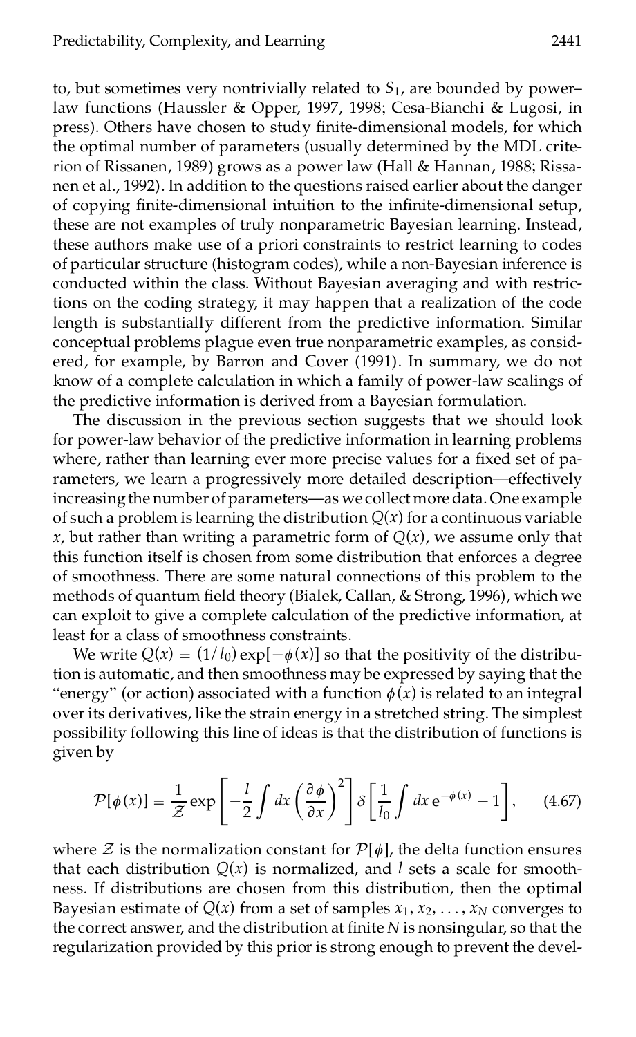to, but sometimes very nontrivially related to $S_1$, are bounded by power–law functions (Haussler & Opper, 1997, 1998; Cesa-Bianchi & Lugosi, in press). Others have chosen to study finite-dimensional models, for which the optimal number of parameters (usually determined by the MDL criterion of Rissanen, 1989) grows as a power law (Hall & Hannan, 1988; Rissanen et al., 1992). In addition to the questions raised earlier about the danger of copying finite-dimensional intuition to the infinite-dimensional setup, these are not examples of truly nonparametric Bayesian learning. Instead, these authors make use of a priori constraints to restrict learning to codes of particular structure (histogram codes), while a non-Bayesian inference is conducted within the class. Without Bayesian averaging and with restrictions on the coding strategy, it may happen that a realization of the code length is substantially different from the predictive information. Similar conceptual problems plague even true nonparametric examples, as considered, for example, by Barron and Cover (1991). In summary, we do not know of a complete calculation in which a family of power-law scalings of the predictive information is derived from a Bayesian formulation.

The discussion in the previous section suggests that we should look for power-law behavior of the predictive information in learning problems where, rather than learning ever more precise values for a fixed set of parameters, we learn a progressively more detailed description—effectively increasing the number of parameters—as we collect more data. One example of such a problem is learning the distribution $Q(x)$ for a continuous variable $x$, but rather than writing a parametric form of $Q(x)$, we assume only that this function itself is chosen from some distribution that enforces a degree of smoothness. There are some natural connections of this problem to the methods of quantum field theory (Bialek, Callan, & Strong, 1996), which we can exploit to give a complete calculation of the predictive information, at least for a class of smoothness constraints.

We write $Q(x) = (1/l_0)\exp[-\phi(x)]$ so that the positivity of the distribution is automatic, and then smoothness may be expressed by saying that the "energy" (or action) associated with a function $\phi(x)$ is related to an integral over its derivatives, like the strain energy in a stretched string. The simplest possibility following this line of ideas is that the distribution of functions is given by

$$\mathcal{P}[\phi(x)] = \frac{1}{\mathcal{Z}} \exp\left[-\frac{l}{2}\int dx \left(\frac{\partial \phi}{\partial x}\right)^2\right] \delta\left[\frac{1}{l_0}\int dx\, e^{-\phi(x)} - 1\right], \qquad (4.67)$$

where $\mathcal{Z}$ is the normalization constant for $\mathcal{P}[\phi]$, the delta function ensures that each distribution $Q(x)$ is normalized, and $l$ sets a scale for smoothness. If distributions are chosen from this distribution, then the optimal Bayesian estimate of $Q(x)$ from a set of samples $x_1, x_2, \ldots, x_N$ converges to the correct answer, and the distribution at finite $N$ is nonsingular, so that the regularization provided by this prior is strong enough to prevent the devel-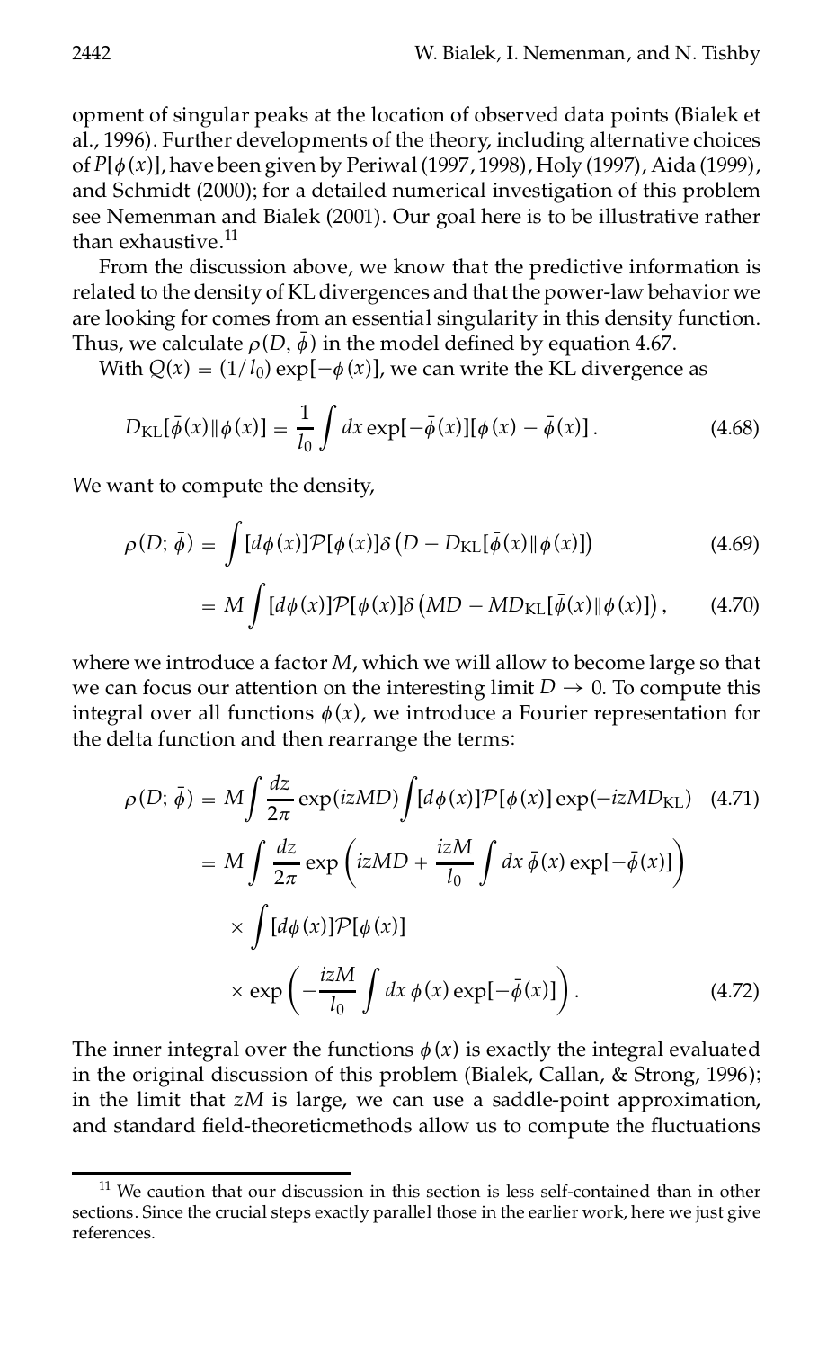opment of singular peaks at the location of observed data points (Bialek et al., 1996). Further developments of the theory, including alternative choices of $P[\phi(x)]$, have been given by Periwal (1997, 1998), Holy (1997), Aida (1999), and Schmidt (2000); for a detailed numerical investigation of this problem see Nemenman and Bialek (2001). Our goal here is to be illustrative rather than exhaustive.[11]

From the discussion above, we know that the predictive information is related to the density of KL divergences and that the power-law behavior we are looking for comes from an essential singularity in this density function. Thus, we calculate $\rho(D, \bar{\phi})$ in the model defined by equation 4.67.

With $Q(x) = (1/l_0)\exp[-\phi(x)]$, we can write the KL divergence as

$$D_{\text{KL}}[\bar{\phi}(x)\|\phi(x)] = \frac{1}{l_0}\int dx \exp[-\bar{\phi}(x)][\phi(x) - \bar{\phi}(x)]. \tag{4.68}$$

We want to compute the density,

$$\rho(D; \bar{\phi}) = \int [d\phi(x)]\mathcal{P}[\phi(x)]\delta\left(D - D_{\text{KL}}[\bar{\phi}(x)\|\phi(x)]\right) \tag{4.69}$$

$$= M\int [d\phi(x)]\mathcal{P}[\phi(x)]\delta\left(MD - MD_{\text{KL}}[\bar{\phi}(x)\|\phi(x)]\right), \tag{4.70}$$

where we introduce a factor $M$, which we will allow to become large so that we can focus our attention on the interesting limit $D \to 0$. To compute this integral over all functions $\phi(x)$, we introduce a Fourier representation for the delta function and then rearrange the terms:

$$\rho(D; \bar{\phi}) = M\int \frac{dz}{2\pi}\exp(izMD)\int [d\phi(x)]\mathcal{P}[\phi(x)]\exp(-izMD_{\text{KL}}) \tag{4.71}$$

$$= M\int \frac{dz}{2\pi}\exp\left(izMD + \frac{izM}{l_0}\int dx\, \bar{\phi}(x)\exp[-\bar{\phi}(x)]\right)$$
$$\times \int [d\phi(x)]\mathcal{P}[\phi(x)]$$
$$\times \exp\left(-\frac{izM}{l_0}\int dx\, \phi(x)\exp[-\bar{\phi}(x)]\right). \tag{4.72}$$

The inner integral over the functions $\phi(x)$ is exactly the integral evaluated in the original discussion of this problem (Bialek, Callan, & Strong, 1996); in the limit that $zM$ is large, we can use a saddle-point approximation, and standard field-theoreticmethods allow us to compute the fluctuations

[11] We caution that our discussion in this section is less self-contained than in other sections. Since the crucial steps exactly parallel those in the earlier work, here we just give references.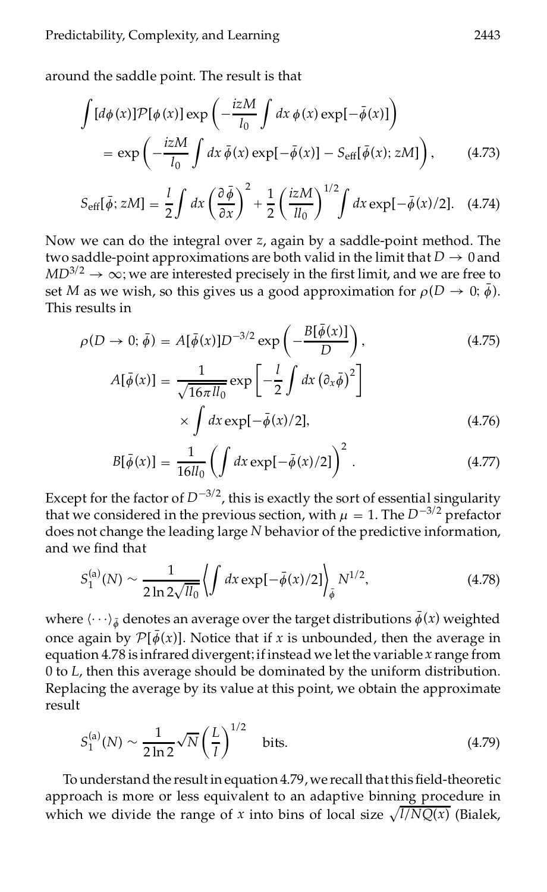around the saddle point. The result is that

$$\int [d\phi(x)]\mathcal{P}[\phi(x)] \exp\left(-\frac{izM}{l_0}\int dx\, \phi(x)\exp[-\bar{\phi}(x)]\right)$$
$$= \exp\left(-\frac{izM}{l_0}\int dx\, \bar{\phi}(x)\exp[-\bar{\phi}(x)] - S_{\rm eff}[\bar{\phi}(x); zM]\right), \tag{4.73}$$

$$S_{\rm eff}[\bar{\phi}; zM] = \frac{l}{2}\int dx \left(\frac{\partial \bar{\phi}}{\partial x}\right)^2 + \frac{1}{2}\left(\frac{izM}{ll_0}\right)^{1/2}\int dx \exp[-\bar{\phi}(x)/2]. \tag{4.74}$$

Now we can do the integral over $z$, again by a saddle-point method. The two saddle-point approximations are both valid in the limit that $D \to 0$ and $MD^{3/2} \to \infty$; we are interested precisely in the first limit, and we are free to set $M$ as we wish, so this gives us a good approximation for $\rho(D \to 0; \bar{\phi})$. This results in

$$\rho(D \to 0; \bar{\phi}) = A[\bar{\phi}(x)]D^{-3/2}\exp\left(-\frac{B[\bar{\phi}(x)]}{D}\right), \tag{4.75}$$

$$A[\bar{\phi}(x)] = \frac{1}{\sqrt{16\pi l l_0}}\exp\left[-\frac{l}{2}\int dx \left(\partial_x \bar{\phi}\right)^2\right]$$
$$\times \int dx \exp[-\bar{\phi}(x)/2], \tag{4.76}$$

$$B[\bar{\phi}(x)] = \frac{1}{16 l l_0}\left(\int dx \exp[-\bar{\phi}(x)/2]\right)^2. \tag{4.77}$$

Except for the factor of $D^{-3/2}$, this is exactly the sort of essential singularity that we considered in the previous section, with $\mu = 1$. The $D^{-3/2}$ prefactor does not change the leading large $N$ behavior of the predictive information, and we find that

$$S_1^{(a)}(N) \sim \frac{1}{2\ln 2\sqrt{ll_0}}\left\langle \int dx \exp[-\bar{\phi}(x)/2]\right\rangle_{\bar{\phi}} N^{1/2}, \tag{4.78}$$

where $\langle \cdots \rangle_{\bar{\phi}}$ denotes an average over the target distributions $\bar{\phi}(x)$ weighted once again by $\mathcal{P}[\bar{\phi}(x)]$. Notice that if $x$ is unbounded, then the average in equation 4.78 is infrared divergent; if instead we let the variable $x$ range from 0 to $L$, then this average should be dominated by the uniform distribution. Replacing the average by its value at this point, we obtain the approximate result

$$S_1^{(a)}(N) \sim \frac{1}{2\ln 2}\sqrt{N}\left(\frac{L}{l}\right)^{1/2} \quad \text{bits}. \tag{4.79}$$

To understand the result in equation 4.79, we recall that this field-theoretic approach is more or less equivalent to an adaptive binning procedure in which we divide the range of $x$ into bins of local size $\sqrt{l/NQ(x)}$ (Bialek,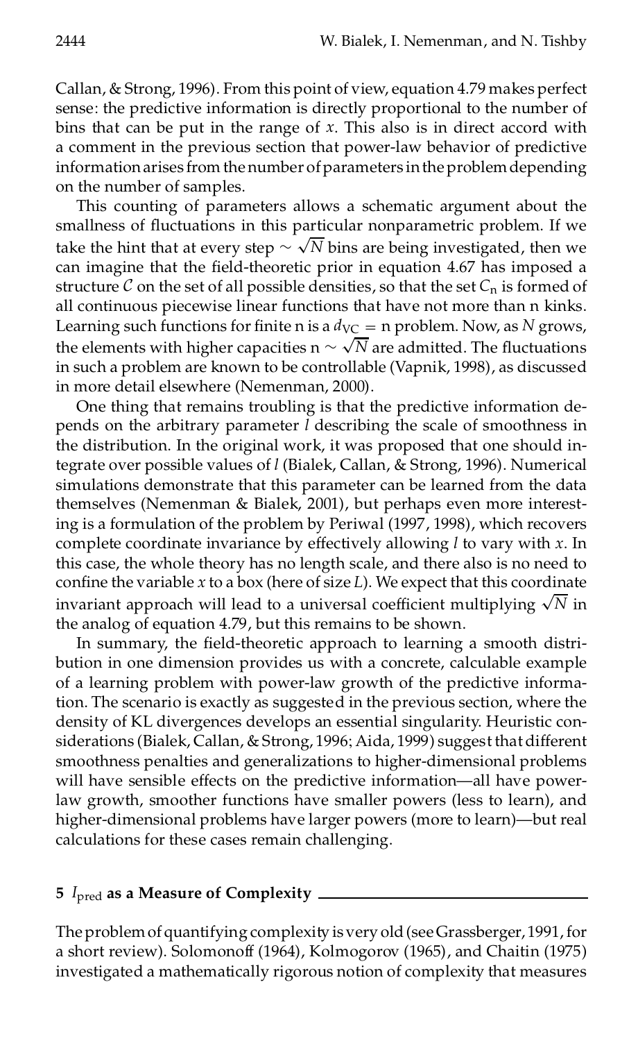Callan, & Strong, 1996). From this point of view, equation 4.79 makes perfect sense: the predictive information is directly proportional to the number of bins that can be put in the range of $x$. This also is in direct accord with a comment in the previous section that power-law behavior of predictive information arises from the number of parameters in the problem depending on the number of samples.

This counting of parameters allows a schematic argument about the smallness of fluctuations in this particular nonparametric problem. If we take the hint that at every step $\sim \sqrt{N}$ bins are being investigated, then we can imagine that the field-theoretic prior in equation 4.67 has imposed a structure $\mathcal{C}$ on the set of all possible densities, so that the set $\mathcal{C}_n$ is formed of all continuous piecewise linear functions that have not more than n kinks. Learning such functions for finite n is a $d_{VC} = n$ problem. Now, as $N$ grows, the elements with higher capacities $n \sim \sqrt{N}$ are admitted. The fluctuations in such a problem are known to be controllable (Vapnik, 1998), as discussed in more detail elsewhere (Nemenman, 2000).

One thing that remains troubling is that the predictive information depends on the arbitrary parameter $l$ describing the scale of smoothness in the distribution. In the original work, it was proposed that one should integrate over possible values of $l$ (Bialek, Callan, & Strong, 1996). Numerical simulations demonstrate that this parameter can be learned from the data themselves (Nemenman & Bialek, 2001), but perhaps even more interesting is a formulation of the problem by Periwal (1997, 1998), which recovers complete coordinate invariance by effectively allowing $l$ to vary with $x$. In this case, the whole theory has no length scale, and there also is no need to confine the variable $x$ to a box (here of size $L$). We expect that this coordinate invariant approach will lead to a universal coefficient multiplying $\sqrt{N}$ in the analog of equation 4.79, but this remains to be shown.

In summary, the field-theoretic approach to learning a smooth distribution in one dimension provides us with a concrete, calculable example of a learning problem with power-law growth of the predictive information. The scenario is exactly as suggested in the previous section, where the density of KL divergences develops an essential singularity. Heuristic considerations (Bialek, Callan, & Strong, 1996; Aida, 1999) suggest that different smoothness penalties and generalizations to higher-dimensional problems will have sensible effects on the predictive information—all have power-law growth, smoother functions have smaller powers (less to learn), and higher-dimensional problems have larger powers (more to learn)—but real calculations for these cases remain challenging.

## 5 $I_{\text{pred}}$ as a Measure of Complexity

The problem of quantifying complexity is very old (see Grassberger, 1991, for a short review). Solomonoff (1964), Kolmogorov (1965), and Chaitin (1975) investigated a mathematically rigorous notion of complexity that measures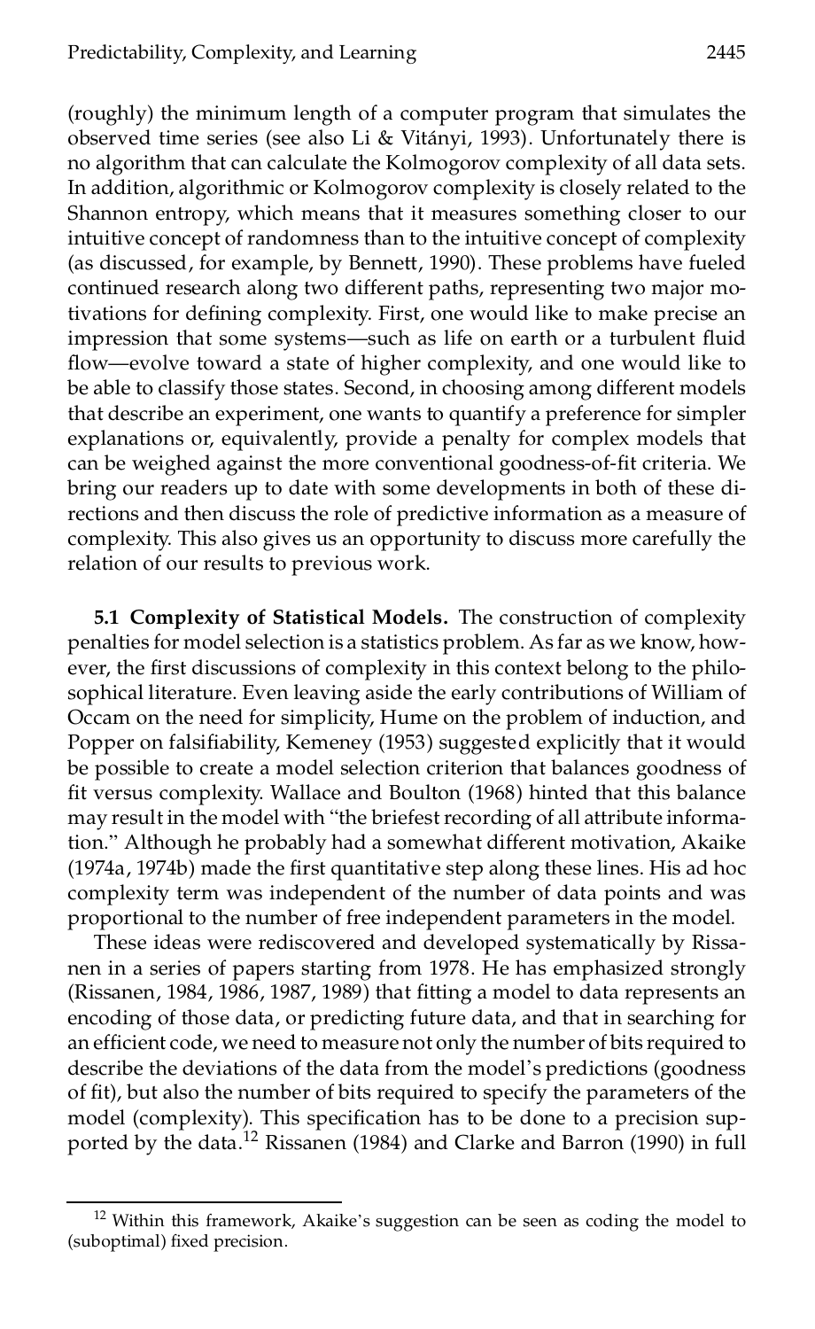(roughly) the minimum length of a computer program that simulates the observed time series (see also Li & Vitányi, 1993). Unfortunately there is no algorithm that can calculate the Kolmogorov complexity of all data sets. In addition, algorithmic or Kolmogorov complexity is closely related to the Shannon entropy, which means that it measures something closer to our intuitive concept of randomness than to the intuitive concept of complexity (as discussed, for example, by Bennett, 1990). These problems have fueled continued research along two different paths, representing two major motivations for defining complexity. First, one would like to make precise an impression that some systems—such as life on earth or a turbulent fluid flow—evolve toward a state of higher complexity, and one would like to be able to classify those states. Second, in choosing among different models that describe an experiment, one wants to quantify a preference for simpler explanations or, equivalently, provide a penalty for complex models that can be weighed against the more conventional goodness-of-fit criteria. We bring our readers up to date with some developments in both of these directions and then discuss the role of predictive information as a measure of complexity. This also gives us an opportunity to discuss more carefully the relation of our results to previous work.

**5.1 Complexity of Statistical Models.** The construction of complexity penalties for model selection is a statistics problem. As far as we know, however, the first discussions of complexity in this context belong to the philosophical literature. Even leaving aside the early contributions of William of Occam on the need for simplicity, Hume on the problem of induction, and Popper on falsifiability, Kemeney (1953) suggested explicitly that it would be possible to create a model selection criterion that balances goodness of fit versus complexity. Wallace and Boulton (1968) hinted that this balance may result in the model with "the briefest recording of all attribute information." Although he probably had a somewhat different motivation, Akaike (1974a, 1974b) made the first quantitative step along these lines. His ad hoc complexity term was independent of the number of data points and was proportional to the number of free independent parameters in the model.

These ideas were rediscovered and developed systematically by Rissanen in a series of papers starting from 1978. He has emphasized strongly (Rissanen, 1984, 1986, 1987, 1989) that fitting a model to data represents an encoding of those data, or predicting future data, and that in searching for an efficient code, we need to measure not only the number of bits required to describe the deviations of the data from the model's predictions (goodness of fit), but also the number of bits required to specify the parameters of the model (complexity). This specification has to be done to a precision supported by the data.[12] Rissanen (1984) and Clarke and Barron (1990) in full

[12] Within this framework, Akaike's suggestion can be seen as coding the model to (suboptimal) fixed precision.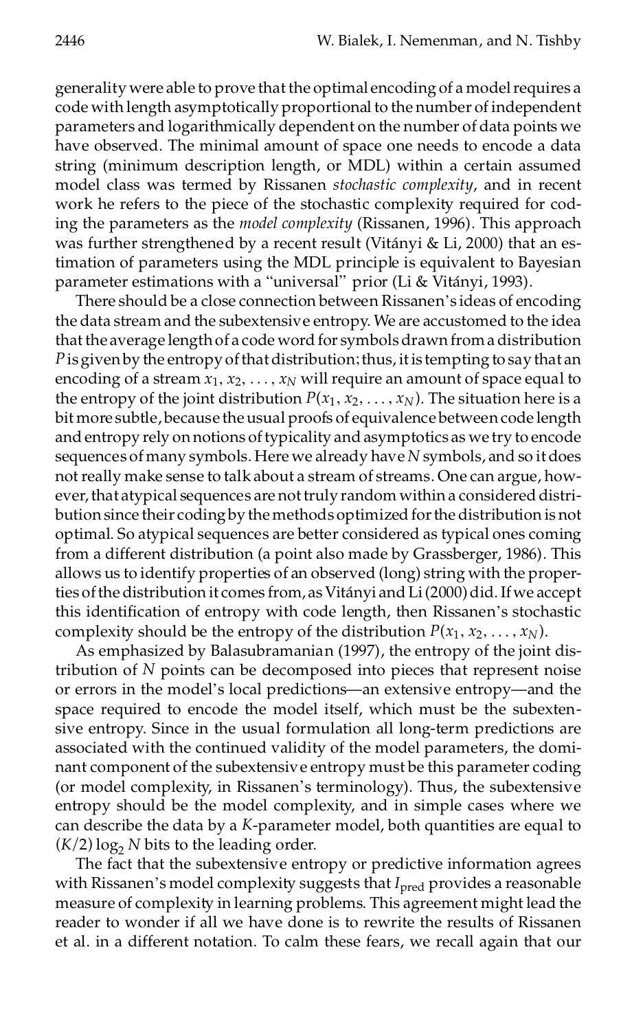generality were able to prove that the optimal encoding of a model requires a code with length asymptotically proportional to the number of independent parameters and logarithmically dependent on the number of data points we have observed. The minimal amount of space one needs to encode a data string (minimum description length, or MDL) within a certain assumed model class was termed by Rissanen *stochastic complexity*, and in recent work he refers to the piece of the stochastic complexity required for coding the parameters as the *model complexity* (Rissanen, 1996). This approach was further strengthened by a recent result (Vitányi & Li, 2000) that an estimation of parameters using the MDL principle is equivalent to Bayesian parameter estimations with a "universal" prior (Li & Vitányi, 1993).

There should be a close connection between Rissanen's ideas of encoding the data stream and the subextensive entropy. We are accustomed to the idea that the average length of a code word for symbols drawn from a distribution $P$ is given by the entropy of that distribution; thus, it is tempting to say that an encoding of a stream $x_1, x_2, \ldots, x_N$ will require an amount of space equal to the entropy of the joint distribution $P(x_1, x_2, \ldots, x_N)$. The situation here is a bit more subtle, because the usual proofs of equivalence between code length and entropy rely on notions of typicality and asymptotics as we try to encode sequences of many symbols. Here we already have $N$ symbols, and so it does not really make sense to talk about a stream of streams. One can argue, however, that atypical sequences are not truly random within a considered distribution since their coding by the methods optimized for the distribution is not optimal. So atypical sequences are better considered as typical ones coming from a different distribution (a point also made by Grassberger, 1986). This allows us to identify properties of an observed (long) string with the properties of the distribution it comes from, as Vitányi and Li (2000) did. If we accept this identification of entropy with code length, then Rissanen's stochastic complexity should be the entropy of the distribution $P(x_1, x_2, \ldots, x_N)$.

As emphasized by Balasubramanian (1997), the entropy of the joint distribution of $N$ points can be decomposed into pieces that represent noise or errors in the model's local predictions—an extensive entropy—and the space required to encode the model itself, which must be the subextensive entropy. Since in the usual formulation all long-term predictions are associated with the continued validity of the model parameters, the dominant component of the subextensive entropy must be this parameter coding (or model complexity, in Rissanen's terminology). Thus, the subextensive entropy should be the model complexity, and in simple cases where we can describe the data by a $K$-parameter model, both quantities are equal to $(K/2)\log_2 N$ bits to the leading order.

The fact that the subextensive entropy or predictive information agrees with Rissanen's model complexity suggests that $I_{\text{pred}}$ provides a reasonable measure of complexity in learning problems. This agreement might lead the reader to wonder if all we have done is to rewrite the results of Rissanen et al. in a different notation. To calm these fears, we recall again that our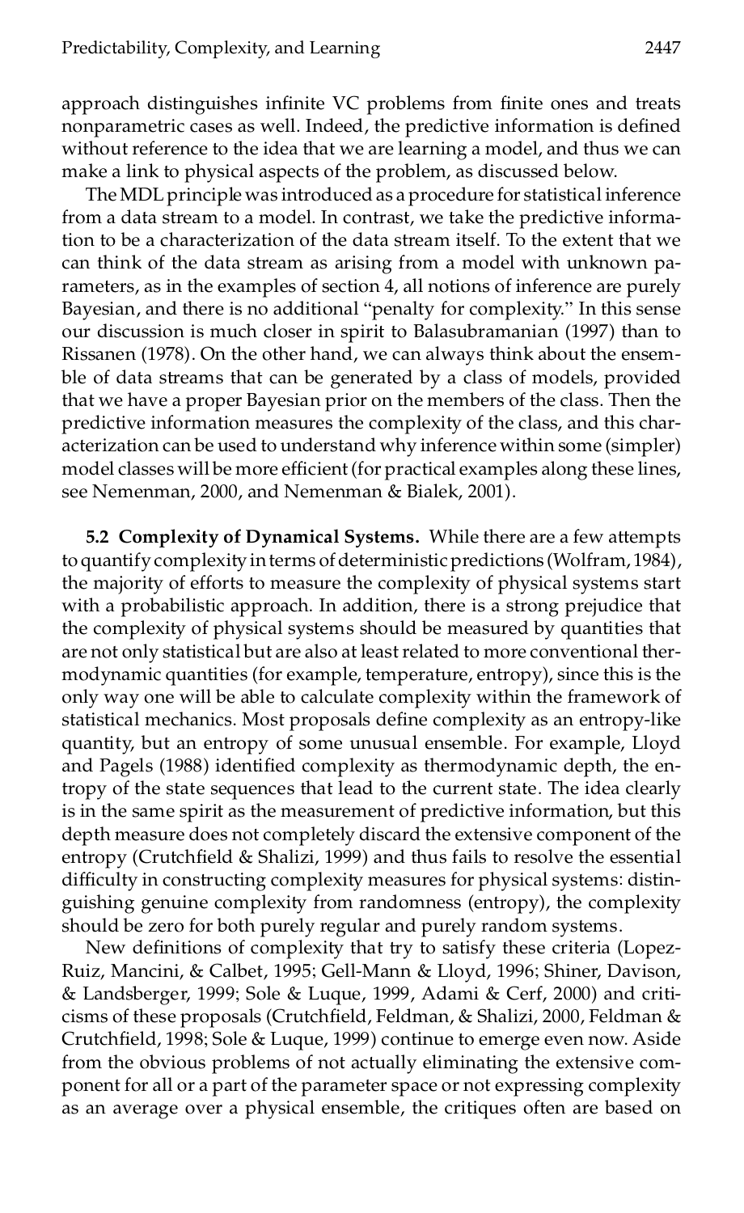approach distinguishes infinite VC problems from finite ones and treats nonparametric cases as well. Indeed, the predictive information is defined without reference to the idea that we are learning a model, and thus we can make a link to physical aspects of the problem, as discussed below.

The MDL principle was introduced as a procedure for statistical inference from a data stream to a model. In contrast, we take the predictive information to be a characterization of the data stream itself. To the extent that we can think of the data stream as arising from a model with unknown parameters, as in the examples of section 4, all notions of inference are purely Bayesian, and there is no additional "penalty for complexity." In this sense our discussion is much closer in spirit to Balasubramanian (1997) than to Rissanen (1978). On the other hand, we can always think about the ensemble of data streams that can be generated by a class of models, provided that we have a proper Bayesian prior on the members of the class. Then the predictive information measures the complexity of the class, and this characterization can be used to understand why inference within some (simpler) model classes will be more efficient (for practical examples along these lines, see Nemenman, 2000, and Nemenman & Bialek, 2001).

**5.2 Complexity of Dynamical Systems.** While there are a few attempts to quantify complexity in terms of deterministic predictions (Wolfram, 1984), the majority of efforts to measure the complexity of physical systems start with a probabilistic approach. In addition, there is a strong prejudice that the complexity of physical systems should be measured by quantities that are not only statistical but are also at least related to more conventional thermodynamic quantities (for example, temperature, entropy), since this is the only way one will be able to calculate complexity within the framework of statistical mechanics. Most proposals define complexity as an entropy-like quantity, but an entropy of some unusual ensemble. For example, Lloyd and Pagels (1988) identified complexity as thermodynamic depth, the entropy of the state sequences that lead to the current state. The idea clearly is in the same spirit as the measurement of predictive information, but this depth measure does not completely discard the extensive component of the entropy (Crutchfield & Shalizi, 1999) and thus fails to resolve the essential difficulty in constructing complexity measures for physical systems: distinguishing genuine complexity from randomness (entropy), the complexity should be zero for both purely regular and purely random systems.

New definitions of complexity that try to satisfy these criteria (Lopez-Ruiz, Mancini, & Calbet, 1995; Gell-Mann & Lloyd, 1996; Shiner, Davison, & Landsberger, 1999; Sole & Luque, 1999, Adami & Cerf, 2000) and criticisms of these proposals (Crutchfield, Feldman, & Shalizi, 2000, Feldman & Crutchfield, 1998; Sole & Luque, 1999) continue to emerge even now. Aside from the obvious problems of not actually eliminating the extensive component for all or a part of the parameter space or not expressing complexity as an average over a physical ensemble, the critiques often are based on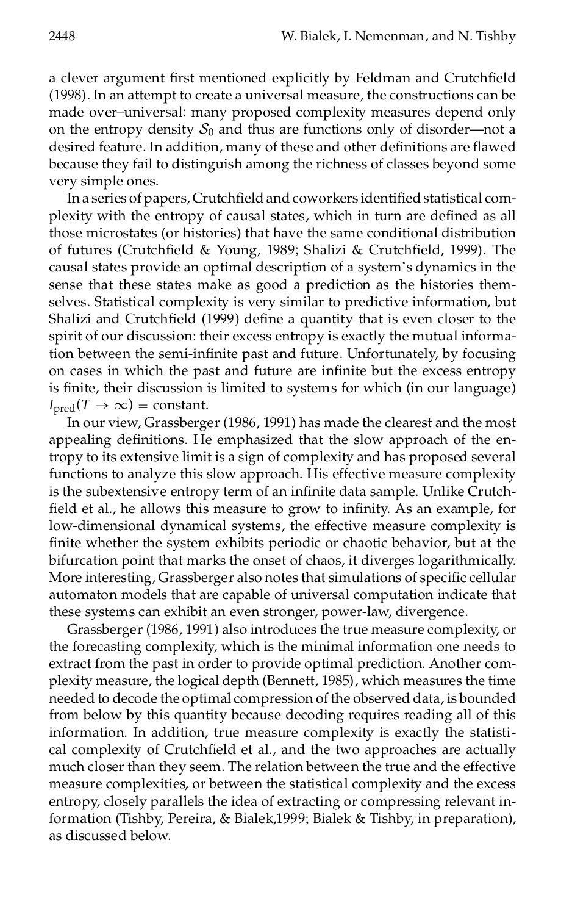a clever argument first mentioned explicitly by Feldman and Crutchfield (1998). In an attempt to create a universal measure, the constructions can be made over–universal: many proposed complexity measures depend only on the entropy density $\mathcal{S}_0$ and thus are functions only of disorder—not a desired feature. In addition, many of these and other definitions are flawed because they fail to distinguish among the richness of classes beyond some very simple ones.

In a series of papers, Crutchfield and coworkers identified statistical complexity with the entropy of causal states, which in turn are defined as all those microstates (or histories) that have the same conditional distribution of futures (Crutchfield & Young, 1989; Shalizi & Crutchfield, 1999). The causal states provide an optimal description of a system's dynamics in the sense that these states make as good a prediction as the histories themselves. Statistical complexity is very similar to predictive information, but Shalizi and Crutchfield (1999) define a quantity that is even closer to the spirit of our discussion: their excess entropy is exactly the mutual information between the semi-infinite past and future. Unfortunately, by focusing on cases in which the past and future are infinite but the excess entropy is finite, their discussion is limited to systems for which (in our language) $I_{\rm pred}(T \to \infty) = \text{constant}$.

In our view, Grassberger (1986, 1991) has made the clearest and the most appealing definitions. He emphasized that the slow approach of the entropy to its extensive limit is a sign of complexity and has proposed several functions to analyze this slow approach. His effective measure complexity is the subextensive entropy term of an infinite data sample. Unlike Crutchfield et al., he allows this measure to grow to infinity. As an example, for low-dimensional dynamical systems, the effective measure complexity is finite whether the system exhibits periodic or chaotic behavior, but at the bifurcation point that marks the onset of chaos, it diverges logarithmically. More interesting, Grassberger also notes that simulations of specific cellular automaton models that are capable of universal computation indicate that these systems can exhibit an even stronger, power-law, divergence.

Grassberger (1986, 1991) also introduces the true measure complexity, or the forecasting complexity, which is the minimal information one needs to extract from the past in order to provide optimal prediction. Another complexity measure, the logical depth (Bennett, 1985), which measures the time needed to decode the optimal compression of the observed data, is bounded from below by this quantity because decoding requires reading all of this information. In addition, true measure complexity is exactly the statistical complexity of Crutchfield et al., and the two approaches are actually much closer than they seem. The relation between the true and the effective measure complexities, or between the statistical complexity and the excess entropy, closely parallels the idea of extracting or compressing relevant information (Tishby, Pereira, & Bialek,1999; Bialek & Tishby, in preparation), as discussed below.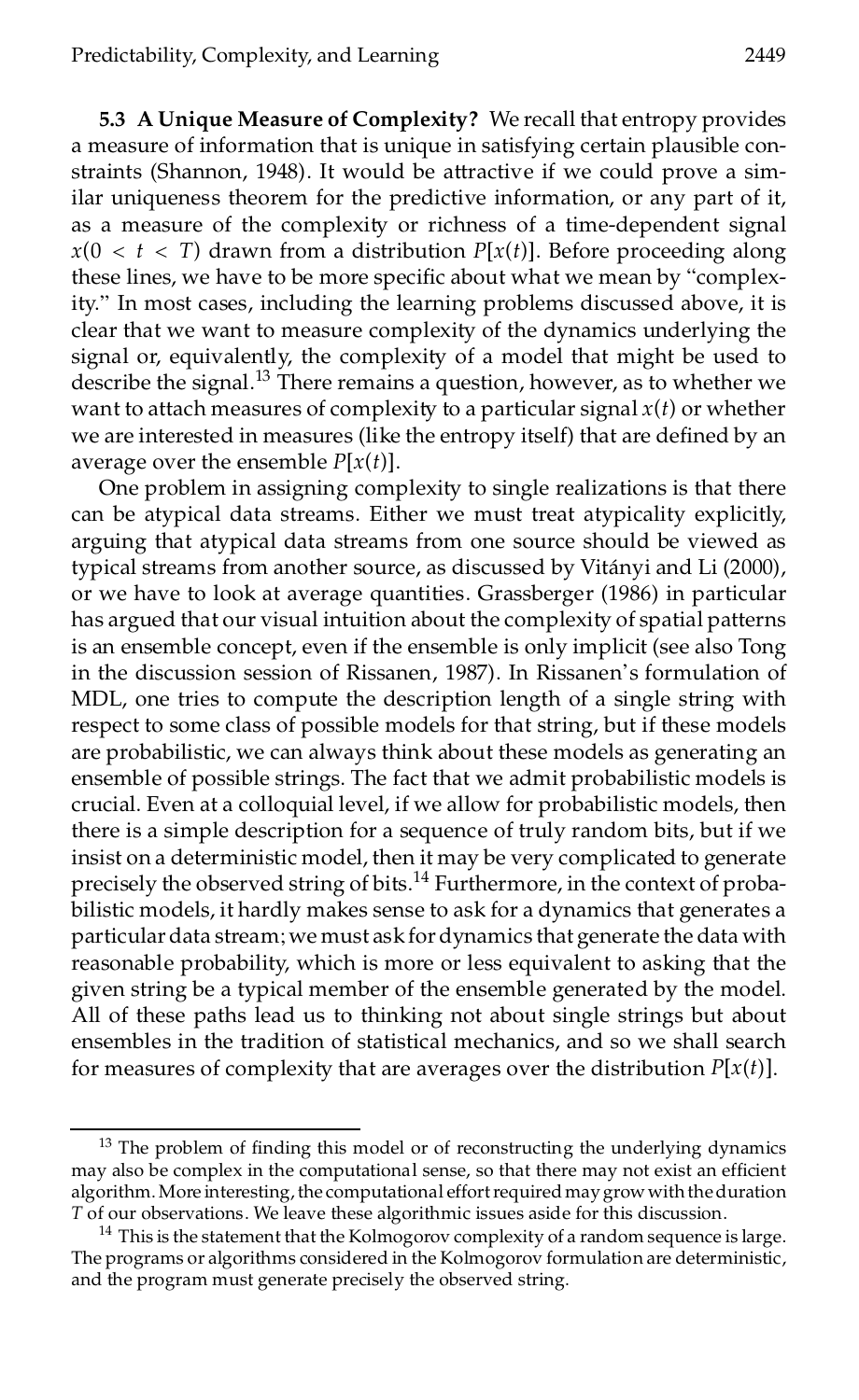**5.3 A Unique Measure of Complexity?** We recall that entropy provides a measure of information that is unique in satisfying certain plausible constraints (Shannon, 1948). It would be attractive if we could prove a similar uniqueness theorem for the predictive information, or any part of it, as a measure of the complexity or richness of a time-dependent signal $x(0 < t < T)$ drawn from a distribution $P[x(t)]$. Before proceeding along these lines, we have to be more specific about what we mean by "complexity." In most cases, including the learning problems discussed above, it is clear that we want to measure complexity of the dynamics underlying the signal or, equivalently, the complexity of a model that might be used to describe the signal.[13] There remains a question, however, as to whether we want to attach measures of complexity to a particular signal $x(t)$ or whether we are interested in measures (like the entropy itself) that are defined by an average over the ensemble $P[x(t)]$.

One problem in assigning complexity to single realizations is that there can be atypical data streams. Either we must treat atypicality explicitly, arguing that atypical data streams from one source should be viewed as typical streams from another source, as discussed by Vitányi and Li (2000), or we have to look at average quantities. Grassberger (1986) in particular has argued that our visual intuition about the complexity of spatial patterns is an ensemble concept, even if the ensemble is only implicit (see also Tong in the discussion session of Rissanen, 1987). In Rissanen's formulation of MDL, one tries to compute the description length of a single string with respect to some class of possible models for that string, but if these models are probabilistic, we can always think about these models as generating an ensemble of possible strings. The fact that we admit probabilistic models is crucial. Even at a colloquial level, if we allow for probabilistic models, then there is a simple description for a sequence of truly random bits, but if we insist on a deterministic model, then it may be very complicated to generate precisely the observed string of bits.[14] Furthermore, in the context of probabilistic models, it hardly makes sense to ask for a dynamics that generates a particular data stream; we must ask for dynamics that generate the data with reasonable probability, which is more or less equivalent to asking that the given string be a typical member of the ensemble generated by the model. All of these paths lead us to thinking not about single strings but about ensembles in the tradition of statistical mechanics, and so we shall search for measures of complexity that are averages over the distribution $P[x(t)]$.

---

[13] The problem of finding this model or of reconstructing the underlying dynamics may also be complex in the computational sense, so that there may not exist an efficient algorithm. More interesting, the computational effort required may grow with the duration $T$ of our observations. We leave these algorithmic issues aside for this discussion.

[14] This is the statement that the Kolmogorov complexity of a random sequence is large. The programs or algorithms considered in the Kolmogorov formulation are deterministic, and the program must generate precisely the observed string.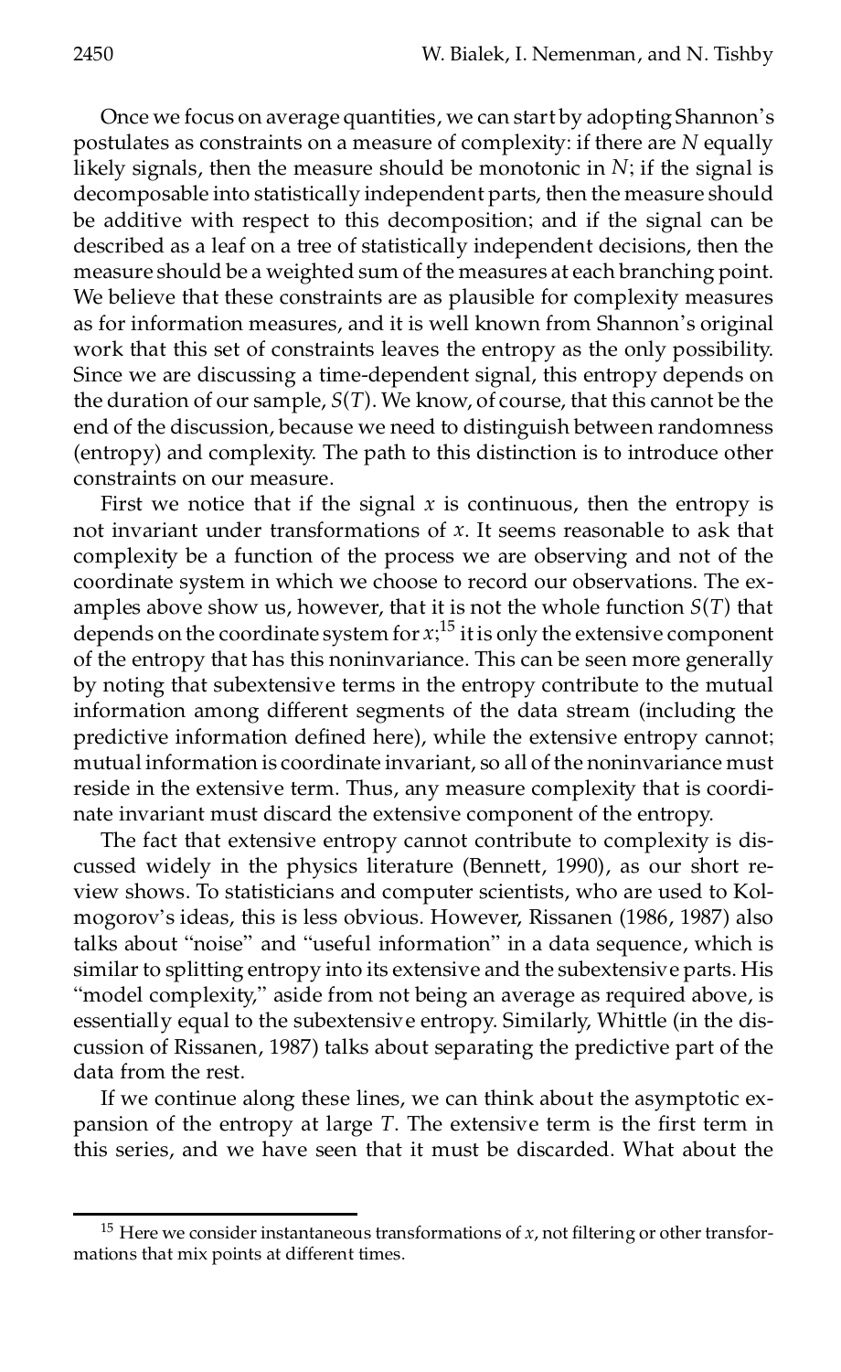Once we focus on average quantities, we can start by adopting Shannon's postulates as constraints on a measure of complexity: if there are $N$ equally likely signals, then the measure should be monotonic in $N$; if the signal is decomposable into statistically independent parts, then the measure should be additive with respect to this decomposition; and if the signal can be described as a leaf on a tree of statistically independent decisions, then the measure should be a weighted sum of the measures at each branching point. We believe that these constraints are as plausible for complexity measures as for information measures, and it is well known from Shannon's original work that this set of constraints leaves the entropy as the only possibility. Since we are discussing a time-dependent signal, this entropy depends on the duration of our sample, $S(T)$. We know, of course, that this cannot be the end of the discussion, because we need to distinguish between randomness (entropy) and complexity. The path to this distinction is to introduce other constraints on our measure.

First we notice that if the signal $x$ is continuous, then the entropy is not invariant under transformations of $x$. It seems reasonable to ask that complexity be a function of the process we are observing and not of the coordinate system in which we choose to record our observations. The examples above show us, however, that it is not the whole function $S(T)$ that depends on the coordinate system for $x$;[15] it is only the extensive component of the entropy that has this noninvariance. This can be seen more generally by noting that subextensive terms in the entropy contribute to the mutual information among different segments of the data stream (including the predictive information defined here), while the extensive entropy cannot; mutual information is coordinate invariant, so all of the noninvariance must reside in the extensive term. Thus, any measure complexity that is coordinate invariant must discard the extensive component of the entropy.

The fact that extensive entropy cannot contribute to complexity is discussed widely in the physics literature (Bennett, 1990), as our short review shows. To statisticians and computer scientists, who are used to Kolmogorov's ideas, this is less obvious. However, Rissanen (1986, 1987) also talks about "noise" and "useful information" in a data sequence, which is similar to splitting entropy into its extensive and the subextensive parts. His "model complexity," aside from not being an average as required above, is essentially equal to the subextensive entropy. Similarly, Whittle (in the discussion of Rissanen, 1987) talks about separating the predictive part of the data from the rest.

If we continue along these lines, we can think about the asymptotic expansion of the entropy at large $T$. The extensive term is the first term in this series, and we have seen that it must be discarded. What about the

[15] Here we consider instantaneous transformations of $x$, not filtering or other transformations that mix points at different times.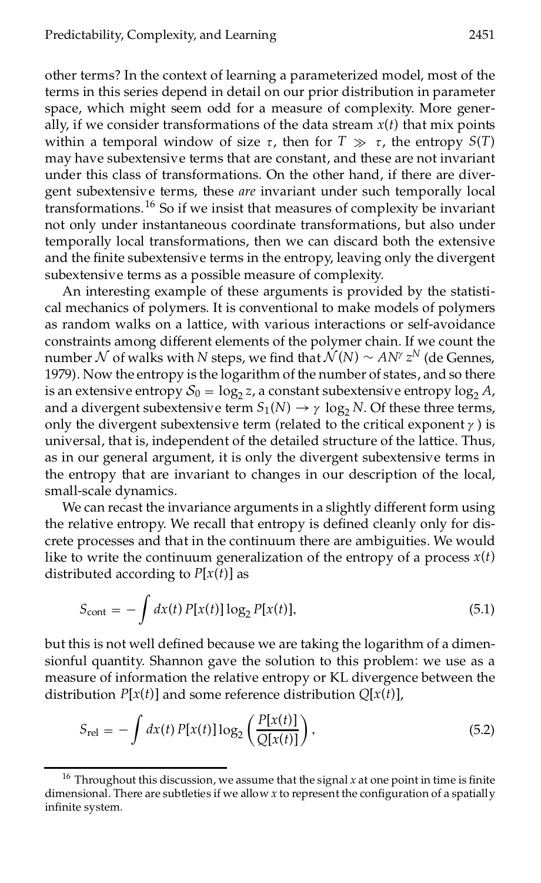other terms? In the context of learning a parameterized model, most of the terms in this series depend in detail on our prior distribution in parameter space, which might seem odd for a measure of complexity. More generally, if we consider transformations of the data stream $x(t)$ that mix points within a temporal window of size $\tau$, then for $T \gg \tau$, the entropy $S(T)$ may have subextensive terms that are constant, and these are not invariant under this class of transformations. On the other hand, if there are divergent subextensive terms, these *are* invariant under such temporally local transformations.[16] So if we insist that measures of complexity be invariant not only under instantaneous coordinate transformations, but also under temporally local transformations, then we can discard both the extensive and the finite subextensive terms in the entropy, leaving only the divergent subextensive terms as a possible measure of complexity.

An interesting example of these arguments is provided by the statistical mechanics of polymers. It is conventional to make models of polymers as random walks on a lattice, with various interactions or self-avoidance constraints among different elements of the polymer chain. If we count the number $\mathcal{N}$ of walks with $N$ steps, we find that $\mathcal{N}(N) \sim AN^{\gamma} z^N$ (de Gennes, 1979). Now the entropy is the logarithm of the number of states, and so there is an extensive entropy $\mathcal{S}_0 = \log_2 z$, a constant subextensive entropy $\log_2 A$, and a divergent subextensive term $S_1(N) \to \gamma \log_2 N$. Of these three terms, only the divergent subextensive term (related to the critical exponent $\gamma$) is universal, that is, independent of the detailed structure of the lattice. Thus, as in our general argument, it is only the divergent subextensive terms in the entropy that are invariant to changes in our description of the local, small-scale dynamics.

We can recast the invariance arguments in a slightly different form using the relative entropy. We recall that entropy is defined cleanly only for discrete processes and that in the continuum there are ambiguities. We would like to write the continuum generalization of the entropy of a process $x(t)$ distributed according to $P[x(t)]$ as

$$S_{\text{cont}} = -\int dx(t)\, P[x(t)] \log_2 P[x(t)], \tag{5.1}$$

but this is not well defined because we are taking the logarithm of a dimensionful quantity. Shannon gave the solution to this problem: we use as a measure of information the relative entropy or KL divergence between the distribution $P[x(t)]$ and some reference distribution $Q[x(t)]$,

$$S_{\text{rel}} = -\int dx(t)\, P[x(t)] \log_2 \left( \frac{P[x(t)]}{Q[x(t)]} \right), \tag{5.2}$$

[16] Throughout this discussion, we assume that the signal $x$ at one point in time is finite dimensional. There are subtleties if we allow $x$ to represent the configuration of a spatially infinite system.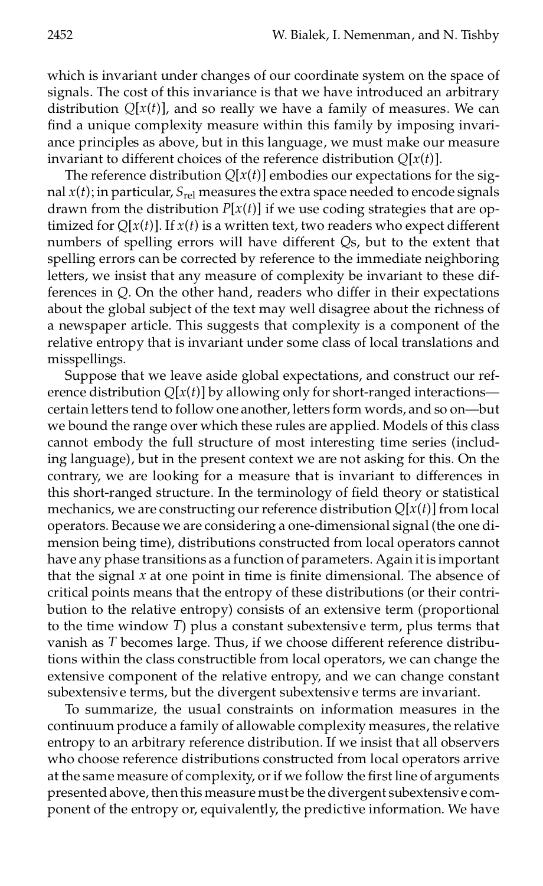which is invariant under changes of our coordinate system on the space of signals. The cost of this invariance is that we have introduced an arbitrary distribution $Q[x(t)]$, and so really we have a family of measures. We can find a unique complexity measure within this family by imposing invariance principles as above, but in this language, we must make our measure invariant to different choices of the reference distribution $Q[x(t)]$.

The reference distribution $Q[x(t)]$ embodies our expectations for the signal $x(t)$; in particular, $S_{\rm rel}$ measures the extra space needed to encode signals drawn from the distribution $P[x(t)]$ if we use coding strategies that are optimized for $Q[x(t)]$. If $x(t)$ is a written text, two readers who expect different numbers of spelling errors will have different $Q$s, but to the extent that spelling errors can be corrected by reference to the immediate neighboring letters, we insist that any measure of complexity be invariant to these differences in $Q$. On the other hand, readers who differ in their expectations about the global subject of the text may well disagree about the richness of a newspaper article. This suggests that complexity is a component of the relative entropy that is invariant under some class of local translations and misspellings.

Suppose that we leave aside global expectations, and construct our reference distribution $Q[x(t)]$ by allowing only for short-ranged interactions—certain letters tend to follow one another, letters form words, and so on—but we bound the range over which these rules are applied. Models of this class cannot embody the full structure of most interesting time series (including language), but in the present context we are not asking for this. On the contrary, we are looking for a measure that is invariant to differences in this short-ranged structure. In the terminology of field theory or statistical mechanics, we are constructing our reference distribution $Q[x(t)]$ from local operators. Because we are considering a one-dimensional signal (the one dimension being time), distributions constructed from local operators cannot have any phase transitions as a function of parameters. Again it is important that the signal $x$ at one point in time is finite dimensional. The absence of critical points means that the entropy of these distributions (or their contribution to the relative entropy) consists of an extensive term (proportional to the time window $T$) plus a constant subextensive term, plus terms that vanish as $T$ becomes large. Thus, if we choose different reference distributions within the class constructible from local operators, we can change the extensive component of the relative entropy, and we can change constant subextensive terms, but the divergent subextensive terms are invariant.

To summarize, the usual constraints on information measures in the continuum produce a family of allowable complexity measures, the relative entropy to an arbitrary reference distribution. If we insist that all observers who choose reference distributions constructed from local operators arrive at the same measure of complexity, or if we follow the first line of arguments presented above, then this measure must be the divergent subextensive component of the entropy or, equivalently, the predictive information. We have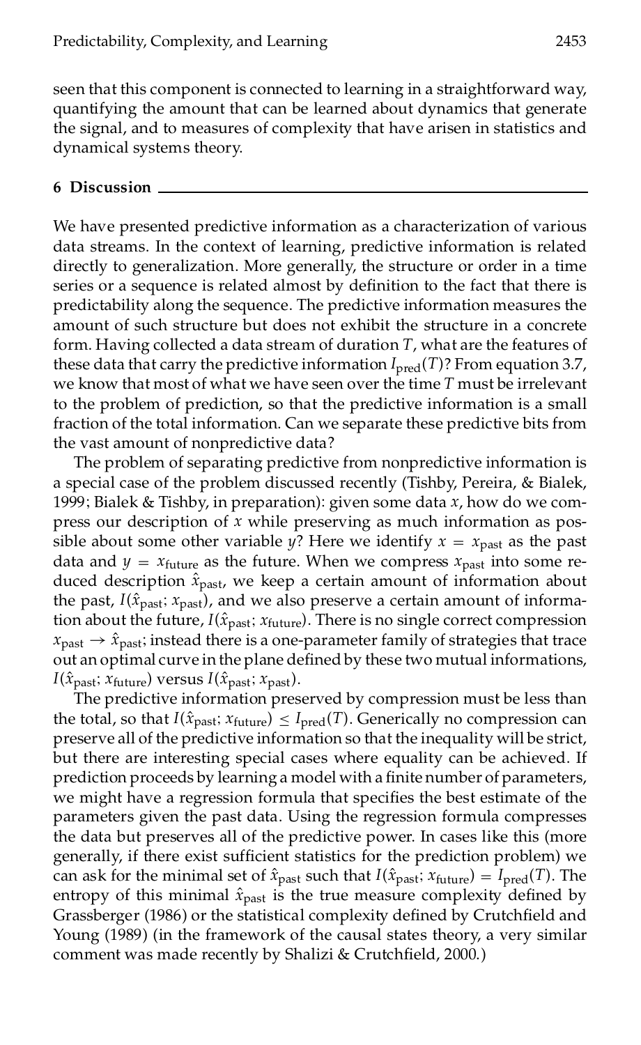seen that this component is connected to learning in a straightforward way, quantifying the amount that can be learned about dynamics that generate the signal, and to measures of complexity that have arisen in statistics and dynamical systems theory.

## 6 Discussion

We have presented predictive information as a characterization of various data streams. In the context of learning, predictive information is related directly to generalization. More generally, the structure or order in a time series or a sequence is related almost by definition to the fact that there is predictability along the sequence. The predictive information measures the amount of such structure but does not exhibit the structure in a concrete form. Having collected a data stream of duration $T$, what are the features of these data that carry the predictive information $I_{\text{pred}}(T)$? From equation 3.7, we know that most of what we have seen over the time $T$ must be irrelevant to the problem of prediction, so that the predictive information is a small fraction of the total information. Can we separate these predictive bits from the vast amount of nonpredictive data?

The problem of separating predictive from nonpredictive information is a special case of the problem discussed recently (Tishby, Pereira, & Bialek, 1999; Bialek & Tishby, in preparation): given some data $x$, how do we compress our description of $x$ while preserving as much information as possible about some other variable $y$? Here we identify $x = x_{\text{past}}$ as the past data and $y = x_{\text{future}}$ as the future. When we compress $x_{\text{past}}$ into some reduced description $\hat{x}_{\text{past}}$, we keep a certain amount of information about the past, $I(\hat{x}_{\text{past}}; x_{\text{past}})$, and we also preserve a certain amount of information about the future, $I(\hat{x}_{\text{past}}; x_{\text{future}})$. There is no single correct compression $x_{\text{past}} \to \hat{x}_{\text{past}}$; instead there is a one-parameter family of strategies that trace out an optimal curve in the plane defined by these two mutual informations, $I(\hat{x}_{\text{past}}; x_{\text{future}})$ versus $I(\hat{x}_{\text{past}}; x_{\text{past}})$.

The predictive information preserved by compression must be less than the total, so that $I(\hat{x}_{\text{past}}; x_{\text{future}}) \leq I_{\text{pred}}(T)$. Generically no compression can preserve all of the predictive information so that the inequality will be strict, but there are interesting special cases where equality can be achieved. If prediction proceeds by learning a model with a finite number of parameters, we might have a regression formula that specifies the best estimate of the parameters given the past data. Using the regression formula compresses the data but preserves all of the predictive power. In cases like this (more generally, if there exist sufficient statistics for the prediction problem) we can ask for the minimal set of $\hat{x}_{\text{past}}$ such that $I(\hat{x}_{\text{past}}; x_{\text{future}}) = I_{\text{pred}}(T)$. The entropy of this minimal $\hat{x}_{\text{past}}$ is the true measure complexity defined by Grassberger (1986) or the statistical complexity defined by Crutchfield and Young (1989) (in the framework of the causal states theory, a very similar comment was made recently by Shalizi & Crutchfield, 2000.)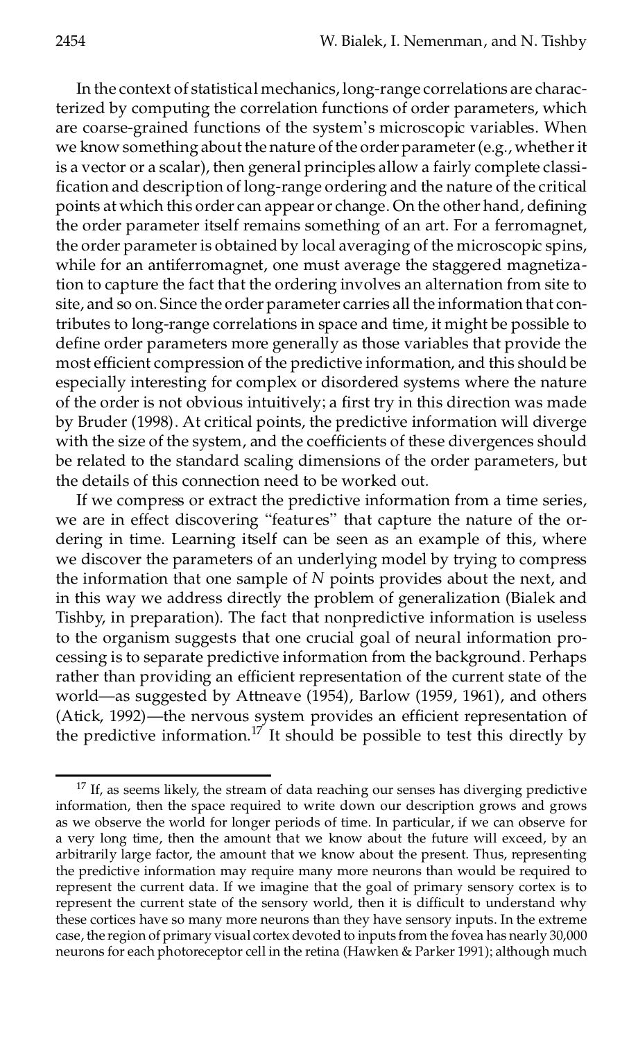In the context of statistical mechanics, long-range correlations are characterized by computing the correlation functions of order parameters, which are coarse-grained functions of the system's microscopic variables. When we know something about the nature of the order parameter (e.g., whether it is a vector or a scalar), then general principles allow a fairly complete classification and description of long-range ordering and the nature of the critical points at which this order can appear or change. On the other hand, defining the order parameter itself remains something of an art. For a ferromagnet, the order parameter is obtained by local averaging of the microscopic spins, while for an antiferromagnet, one must average the staggered magnetization to capture the fact that the ordering involves an alternation from site to site, and so on. Since the order parameter carries all the information that contributes to long-range correlations in space and time, it might be possible to define order parameters more generally as those variables that provide the most efficient compression of the predictive information, and this should be especially interesting for complex or disordered systems where the nature of the order is not obvious intuitively; a first try in this direction was made by Bruder (1998). At critical points, the predictive information will diverge with the size of the system, and the coefficients of these divergences should be related to the standard scaling dimensions of the order parameters, but the details of this connection need to be worked out.

If we compress or extract the predictive information from a time series, we are in effect discovering "features" that capture the nature of the ordering in time. Learning itself can be seen as an example of this, where we discover the parameters of an underlying model by trying to compress the information that one sample of $N$ points provides about the next, and in this way we address directly the problem of generalization (Bialek and Tishby, in preparation). The fact that nonpredictive information is useless to the organism suggests that one crucial goal of neural information processing is to separate predictive information from the background. Perhaps rather than providing an efficient representation of the current state of the world—as suggested by Attneave (1954), Barlow (1959, 1961), and others (Atick, 1992)—the nervous system provides an efficient representation of the predictive information.[17] It should be possible to test this directly by

[17] If, as seems likely, the stream of data reaching our senses has diverging predictive information, then the space required to write down our description grows and grows as we observe the world for longer periods of time. In particular, if we can observe for a very long time, then the amount that we know about the future will exceed, by an arbitrarily large factor, the amount that we know about the present. Thus, representing the predictive information may require many more neurons than would be required to represent the current data. If we imagine that the goal of primary sensory cortex is to represent the current state of the sensory world, then it is difficult to understand why these cortices have so many more neurons than they have sensory inputs. In the extreme case, the region of primary visual cortex devoted to inputs from the fovea has nearly 30,000 neurons for each photoreceptor cell in the retina (Hawken & Parker 1991); although much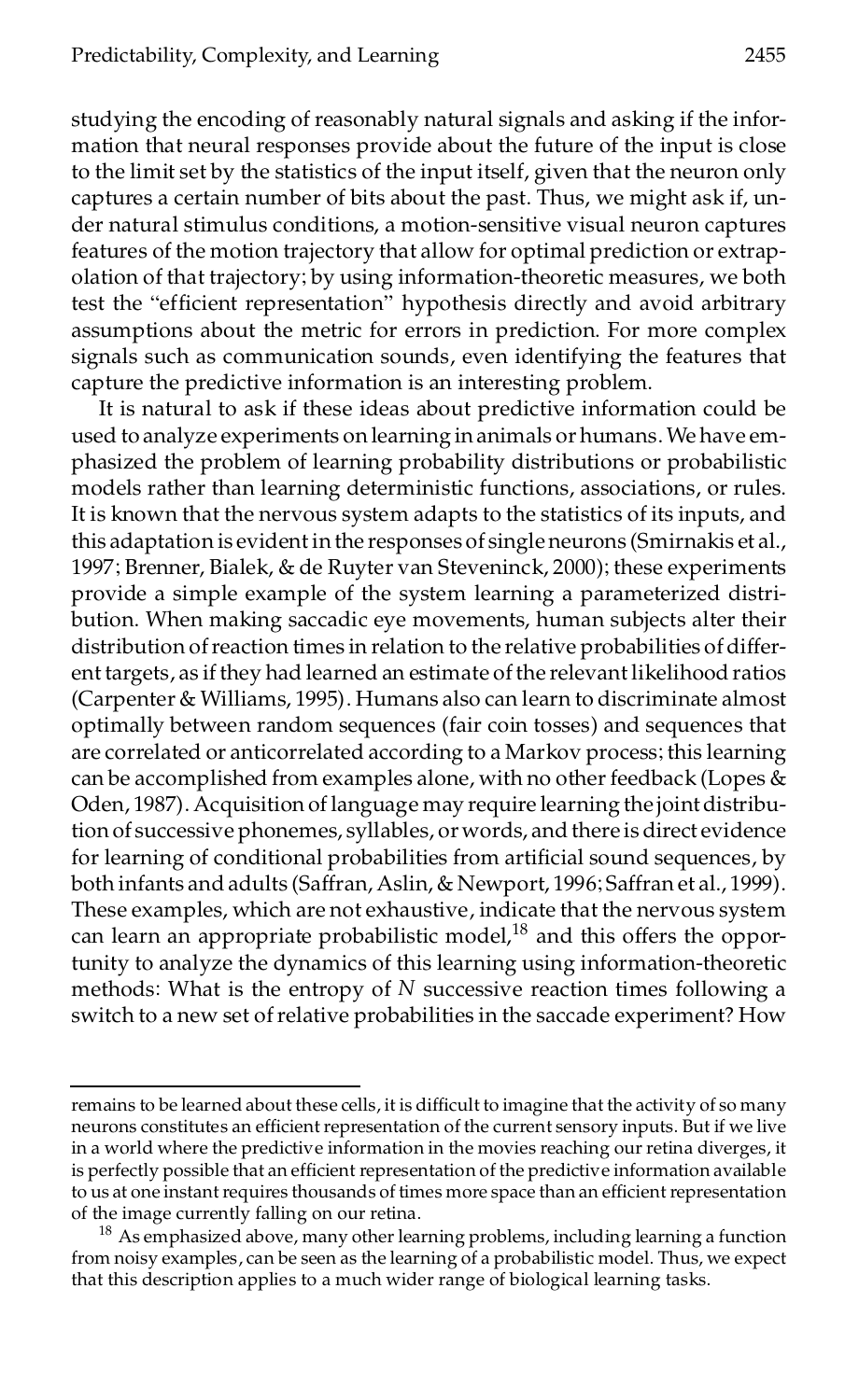studying the encoding of reasonably natural signals and asking if the information that neural responses provide about the future of the input is close to the limit set by the statistics of the input itself, given that the neuron only captures a certain number of bits about the past. Thus, we might ask if, under natural stimulus conditions, a motion-sensitive visual neuron captures features of the motion trajectory that allow for optimal prediction or extrapolation of that trajectory; by using information-theoretic measures, we both test the "efficient representation" hypothesis directly and avoid arbitrary assumptions about the metric for errors in prediction. For more complex signals such as communication sounds, even identifying the features that capture the predictive information is an interesting problem.

It is natural to ask if these ideas about predictive information could be used to analyze experiments on learning in animals or humans. We have emphasized the problem of learning probability distributions or probabilistic models rather than learning deterministic functions, associations, or rules. It is known that the nervous system adapts to the statistics of its inputs, and this adaptation is evident in the responses of single neurons (Smirnakis et al., 1997; Brenner, Bialek, & de Ruyter van Steveninck, 2000); these experiments provide a simple example of the system learning a parameterized distribution. When making saccadic eye movements, human subjects alter their distribution of reaction times in relation to the relative probabilities of different targets, as if they had learned an estimate of the relevant likelihood ratios (Carpenter & Williams, 1995). Humans also can learn to discriminate almost optimally between random sequences (fair coin tosses) and sequences that are correlated or anticorrelated according to a Markov process; this learning can be accomplished from examples alone, with no other feedback (Lopes & Oden, 1987). Acquisition of language may require learning the joint distribution of successive phonemes, syllables, or words, and there is direct evidence for learning of conditional probabilities from artificial sound sequences, by both infants and adults (Saffran, Aslin, & Newport, 1996; Saffran et al., 1999). These examples, which are not exhaustive, indicate that the nervous system can learn an appropriate probabilistic model,[18] and this offers the opportunity to analyze the dynamics of this learning using information-theoretic methods: What is the entropy of $N$ successive reaction times following a switch to a new set of relative probabilities in the saccade experiment? How

---

remains to be learned about these cells, it is difficult to imagine that the activity of so many neurons constitutes an efficient representation of the current sensory inputs. But if we live in a world where the predictive information in the movies reaching our retina diverges, it is perfectly possible that an efficient representation of the predictive information available to us at one instant requires thousands of times more space than an efficient representation of the image currently falling on our retina.

[18] As emphasized above, many other learning problems, including learning a function from noisy examples, can be seen as the learning of a probabilistic model. Thus, we expect that this description applies to a much wider range of biological learning tasks.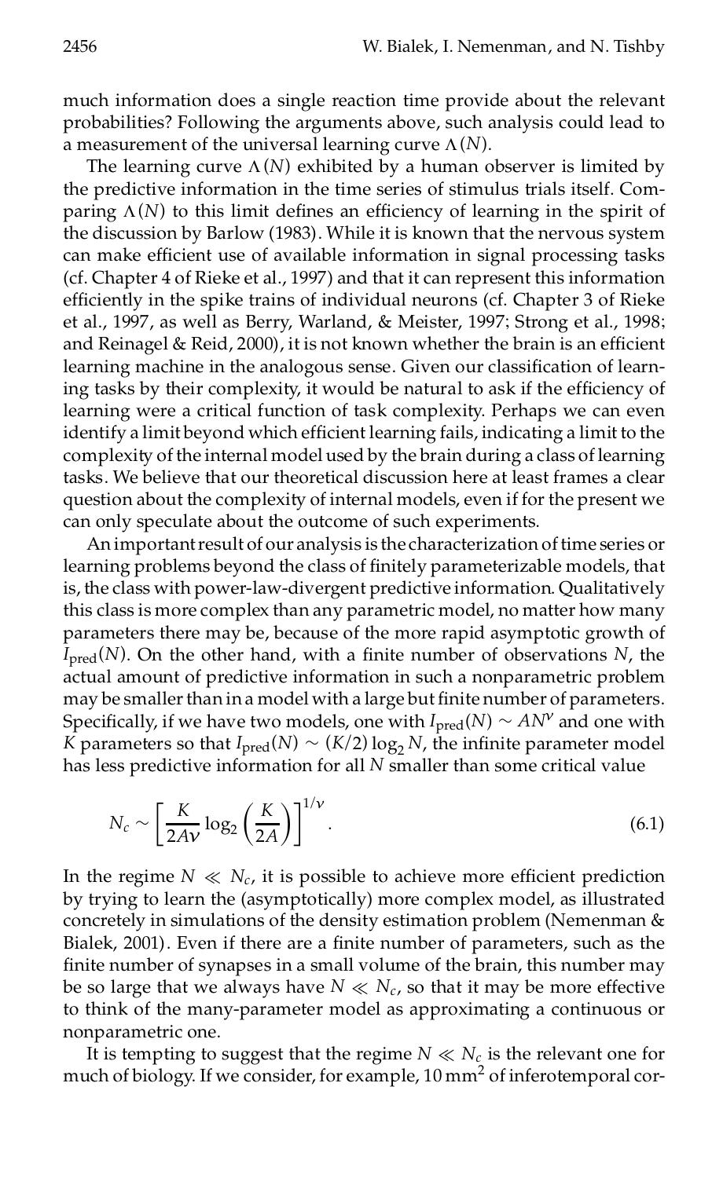much information does a single reaction time provide about the relevant probabilities? Following the arguments above, such analysis could lead to a measurement of the universal learning curve $\Lambda(N)$.

The learning curve $\Lambda(N)$ exhibited by a human observer is limited by the predictive information in the time series of stimulus trials itself. Comparing $\Lambda(N)$ to this limit defines an efficiency of learning in the spirit of the discussion by Barlow (1983). While it is known that the nervous system can make efficient use of available information in signal processing tasks (cf. Chapter 4 of Rieke et al., 1997) and that it can represent this information efficiently in the spike trains of individual neurons (cf. Chapter 3 of Rieke et al., 1997, as well as Berry, Warland, & Meister, 1997; Strong et al., 1998; and Reinagel & Reid, 2000), it is not known whether the brain is an efficient learning machine in the analogous sense. Given our classification of learning tasks by their complexity, it would be natural to ask if the efficiency of learning were a critical function of task complexity. Perhaps we can even identify a limit beyond which efficient learning fails, indicating a limit to the complexity of the internal model used by the brain during a class of learning tasks. We believe that our theoretical discussion here at least frames a clear question about the complexity of internal models, even if for the present we can only speculate about the outcome of such experiments.

An important result of our analysis is the characterization of time series or learning problems beyond the class of finitely parameterizable models, that is, the class with power-law-divergent predictive information. Qualitatively this class is more complex than any parametric model, no matter how many parameters there may be, because of the more rapid asymptotic growth of $I_{\text{pred}}(N)$. On the other hand, with a finite number of observations $N$, the actual amount of predictive information in such a nonparametric problem may be smaller than in a model with a large but finite number of parameters. Specifically, if we have two models, one with $I_{\text{pred}}(N) \sim AN^{\nu}$ and one with $K$ parameters so that $I_{\text{pred}}(N) \sim (K/2)\log_2 N$, the infinite parameter model has less predictive information for all $N$ smaller than some critical value

$$N_c \sim \left[\frac{K}{2A\nu}\log_2\left(\frac{K}{2A}\right)\right]^{1/\nu}. \tag{6.1}$$

In the regime $N \ll N_c$, it is possible to achieve more efficient prediction by trying to learn the (asymptotically) more complex model, as illustrated concretely in simulations of the density estimation problem (Nemenman & Bialek, 2001). Even if there are a finite number of parameters, such as the finite number of synapses in a small volume of the brain, this number may be so large that we always have $N \ll N_c$, so that it may be more effective to think of the many-parameter model as approximating a continuous or nonparametric one.

It is tempting to suggest that the regime $N \ll N_c$ is the relevant one for much of biology. If we consider, for example, $10\,\text{mm}^2$ of inferotemporal cor-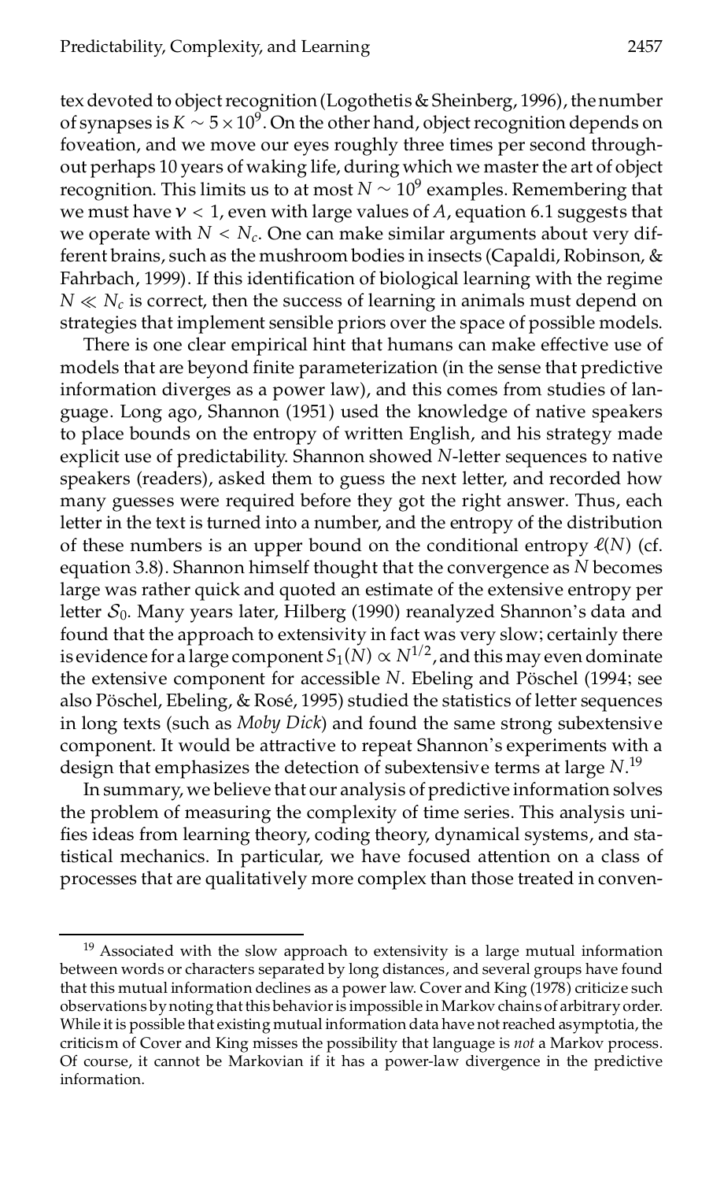tex devoted to object recognition (Logothetis & Sheinberg, 1996), the number of synapses is $K \sim 5 \times 10^9$. On the other hand, object recognition depends on foveation, and we move our eyes roughly three times per second throughout perhaps 10 years of waking life, during which we master the art of object recognition. This limits us to at most $N \sim 10^9$ examples. Remembering that we must have $\nu < 1$, even with large values of $A$, equation 6.1 suggests that we operate with $N < N_c$. One can make similar arguments about very different brains, such as the mushroom bodies in insects (Capaldi, Robinson, & Fahrbach, 1999). If this identification of biological learning with the regime $N \ll N_c$ is correct, then the success of learning in animals must depend on strategies that implement sensible priors over the space of possible models.

There is one clear empirical hint that humans can make effective use of models that are beyond finite parameterization (in the sense that predictive information diverges as a power law), and this comes from studies of language. Long ago, Shannon (1951) used the knowledge of native speakers to place bounds on the entropy of written English, and his strategy made explicit use of predictability. Shannon showed $N$-letter sequences to native speakers (readers), asked them to guess the next letter, and recorded how many guesses were required before they got the right answer. Thus, each letter in the text is turned into a number, and the entropy of the distribution of these numbers is an upper bound on the conditional entropy $\ell(N)$ (cf. equation 3.8). Shannon himself thought that the convergence as $N$ becomes large was rather quick and quoted an estimate of the extensive entropy per letter $\mathcal{S}_0$. Many years later, Hilberg (1990) reanalyzed Shannon's data and found that the approach to extensivity in fact was very slow; certainly there is evidence for a large component $S_1(N) \propto N^{1/2}$, and this may even dominate the extensive component for accessible $N$. Ebeling and Pöschel (1994; see also Pöschel, Ebeling, & Rosé, 1995) studied the statistics of letter sequences in long texts (such as *Moby Dick*) and found the same strong subextensive component. It would be attractive to repeat Shannon's experiments with a design that emphasizes the detection of subextensive terms at large $N$.[19]

In summary, we believe that our analysis of predictive information solves the problem of measuring the complexity of time series. This analysis unifies ideas from learning theory, coding theory, dynamical systems, and statistical mechanics. In particular, we have focused attention on a class of processes that are qualitatively more complex than those treated in conven-

---

[19] Associated with the slow approach to extensivity is a large mutual information between words or characters separated by long distances, and several groups have found that this mutual information declines as a power law. Cover and King (1978) criticize such observations by noting that this behavior is impossible in Markov chains of arbitrary order. While it is possible that existing mutual information data have not reached asymptotia, the criticism of Cover and King misses the possibility that language is *not* a Markov process. Of course, it cannot be Markovian if it has a power-law divergence in the predictive information.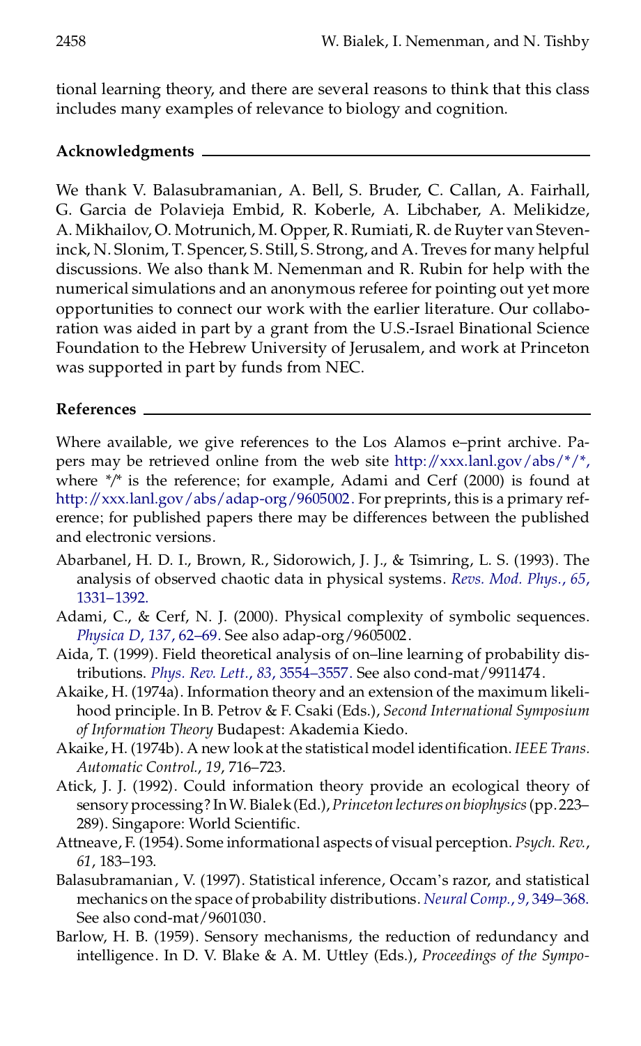tional learning theory, and there are several reasons to think that this class includes many examples of relevance to biology and cognition.

## Acknowledgments

We thank V. Balasubramanian, A. Bell, S. Bruder, C. Callan, A. Fairhall, G. Garcia de Polavieja Embid, R. Koberle, A. Libchaber, A. Melikidze, A. Mikhailov, O. Motrunich, M. Opper, R. Rumiati, R. de Ruyter van Steveninck, N. Slonim, T. Spencer, S. Still, S. Strong, and A. Treves for many helpful discussions. We also thank M. Nemenman and R. Rubin for help with the numerical simulations and an anonymous referee for pointing out yet more opportunities to connect our work with the earlier literature. Our collaboration was aided in part by a grant from the U.S.-Israel Binational Science Foundation to the Hebrew University of Jerusalem, and work at Princeton was supported in part by funds from NEC.

## References

Where available, we give references to the Los Alamos e–print archive. Papers may be retrieved online from the web site http://xxx.lanl.gov/abs/*/*, where */* is the reference; for example, Adami and Cerf (2000) is found at http://xxx.lanl.gov/abs/adap-org/9605002. For preprints, this is a primary reference; for published papers there may be differences between the published and electronic versions.

Abarbanel, H. D. I., Brown, R., Sidorowich, J. J., & Tsimring, L. S. (1993). The analysis of observed chaotic data in physical systems. *Revs. Mod. Phys.*, *65*, 1331–1392.

Adami, C., & Cerf, N. J. (2000). Physical complexity of symbolic sequences. *Physica D*, *137*, 62–69. See also adap-org/9605002.

Aida, T. (1999). Field theoretical analysis of on–line learning of probability distributions. *Phys. Rev. Lett.*, *83*, 3554–3557. See also cond-mat/9911474.

Akaike, H. (1974a). Information theory and an extension of the maximum likelihood principle. In B. Petrov & F. Csaki (Eds.), *Second International Symposium of Information Theory* Budapest: Akademia Kiedo.

Akaike, H. (1974b). A new look at the statistical model identification. *IEEE Trans. Automatic Control.*, *19*, 716–723.

Atick, J. J. (1992). Could information theory provide an ecological theory of sensory processing? In W. Bialek (Ed.), *Princeton lectures on biophysics* (pp. 223–289). Singapore: World Scientific.

Attneave, F. (1954). Some informational aspects of visual perception. *Psych. Rev.*, *61*, 183–193.

Balasubramanian, V. (1997). Statistical inference, Occam's razor, and statistical mechanics on the space of probability distributions. *Neural Comp.*, *9*, 349–368. See also cond-mat/9601030.

Barlow, H. B. (1959). Sensory mechanisms, the reduction of redundancy and intelligence. In D. V. Blake & A. M. Uttley (Eds.), *Proceedings of the Sympo-*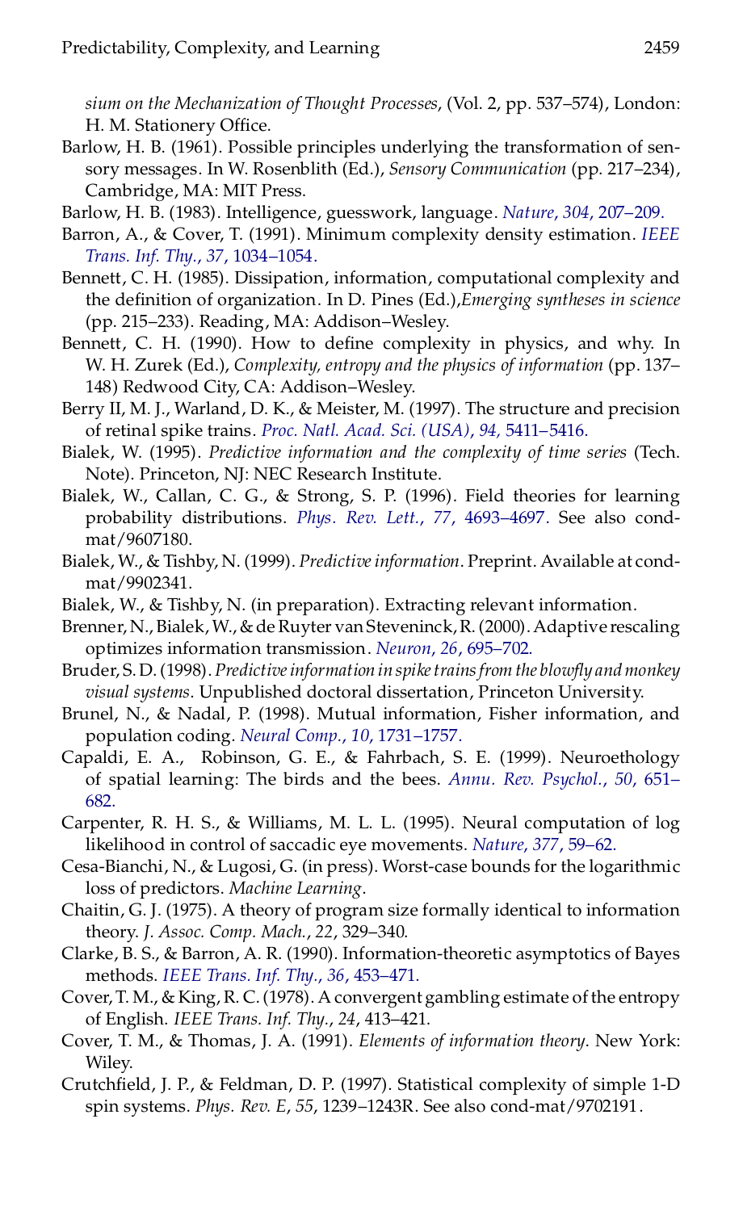*sium on the Mechanization of Thought Processes*, (Vol. 2, pp. 537–574), London: H. M. Stationery Office.

Barlow, H. B. (1961). Possible principles underlying the transformation of sensory messages. In W. Rosenblith (Ed.), *Sensory Communication* (pp. 217–234), Cambridge, MA: MIT Press.

Barlow, H. B. (1983). Intelligence, guesswork, language. *Nature*, *304*, 207–209.

Barron, A., & Cover, T. (1991). Minimum complexity density estimation. *IEEE Trans. Inf. Thy.*, *37*, 1034–1054.

Bennett, C. H. (1985). Dissipation, information, computational complexity and the definition of organization. In D. Pines (Ed.),*Emerging syntheses in science* (pp. 215–233). Reading, MA: Addison–Wesley.

Bennett, C. H. (1990). How to define complexity in physics, and why. In W. H. Zurek (Ed.), *Complexity, entropy and the physics of information* (pp. 137–148) Redwood City, CA: Addison–Wesley.

Berry II, M. J., Warland, D. K., & Meister, M. (1997). The structure and precision of retinal spike trains. *Proc. Natl. Acad. Sci. (USA)*, *94*, 5411–5416.

Bialek, W. (1995). *Predictive information and the complexity of time series* (Tech. Note). Princeton, NJ: NEC Research Institute.

Bialek, W., Callan, C. G., & Strong, S. P. (1996). Field theories for learning probability distributions. *Phys. Rev. Lett.*, *77*, 4693–4697. See also cond-mat/9607180.

Bialek, W., & Tishby, N. (1999). *Predictive information*. Preprint. Available at cond-mat/9902341.

Bialek, W., & Tishby, N. (in preparation). Extracting relevant information.

Brenner, N., Bialek, W., & de Ruyter van Steveninck, R. (2000). Adaptive rescaling optimizes information transmission. *Neuron*, *26*, 695–702.

Bruder, S. D. (1998). *Predictive information in spike trains from the blowfly and monkey visual systems*. Unpublished doctoral dissertation, Princeton University.

Brunel, N., & Nadal, P. (1998). Mutual information, Fisher information, and population coding. *Neural Comp.*, *10*, 1731–1757.

Capaldi, E. A., Robinson, G. E., & Fahrbach, S. E. (1999). Neuroethology of spatial learning: The birds and the bees. *Annu. Rev. Psychol.*, *50*, 651–682.

Carpenter, R. H. S., & Williams, M. L. L. (1995). Neural computation of log likelihood in control of saccadic eye movements. *Nature*, *377*, 59–62.

Cesa-Bianchi, N., & Lugosi, G. (in press). Worst-case bounds for the logarithmic loss of predictors. *Machine Learning*.

Chaitin, G. J. (1975). A theory of program size formally identical to information theory. *J. Assoc. Comp. Mach.*, *22*, 329–340.

Clarke, B. S., & Barron, A. R. (1990). Information-theoretic asymptotics of Bayes methods. *IEEE Trans. Inf. Thy.*, *36*, 453–471.

Cover, T. M., & King, R. C. (1978). A convergent gambling estimate of the entropy of English. *IEEE Trans. Inf. Thy.*, *24*, 413–421.

Cover, T. M., & Thomas, J. A. (1991). *Elements of information theory*. New York: Wiley.

Crutchfield, J. P., & Feldman, D. P. (1997). Statistical complexity of simple 1-D spin systems. *Phys. Rev. E*, *55*, 1239–1243R. See also cond-mat/9702191.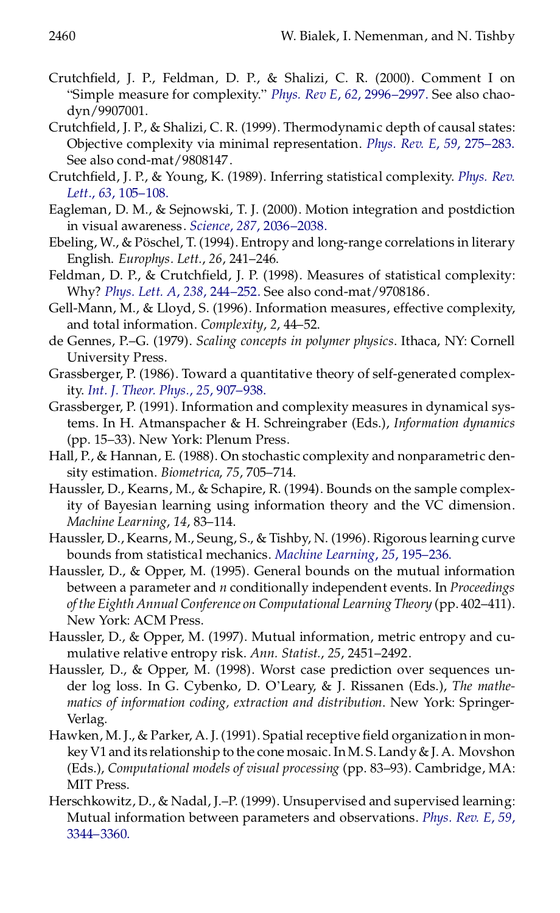Crutchfield, J. P., Feldman, D. P., & Shalizi, C. R. (2000). Comment I on "Simple measure for complexity." *Phys. Rev E*, *62*, 2996–2997. See also chao-dyn/9907001.

Crutchfield, J. P., & Shalizi, C. R. (1999). Thermodynamic depth of causal states: Objective complexity via minimal representation. *Phys. Rev. E*, *59*, 275–283. See also cond-mat/9808147.

Crutchfield, J. P., & Young, K. (1989). Inferring statistical complexity. *Phys. Rev. Lett.*, *63*, 105–108.

Eagleman, D. M., & Sejnowski, T. J. (2000). Motion integration and postdiction in visual awareness. *Science*, *287*, 2036–2038.

Ebeling, W., & Pöschel, T. (1994). Entropy and long-range correlations in literary English. *Europhys. Lett.*, *26*, 241–246.

Feldman, D. P., & Crutchfield, J. P. (1998). Measures of statistical complexity: Why? *Phys. Lett. A*, *238*, 244–252. See also cond-mat/9708186.

Gell-Mann, M., & Lloyd, S. (1996). Information measures, effective complexity, and total information. *Complexity*, *2*, 44–52.

de Gennes, P.–G. (1979). *Scaling concepts in polymer physics*. Ithaca, NY: Cornell University Press.

Grassberger, P. (1986). Toward a quantitative theory of self-generated complexity. *Int. J. Theor. Phys.*, *25*, 907–938.

Grassberger, P. (1991). Information and complexity measures in dynamical systems. In H. Atmanspacher & H. Schreingraber (Eds.), *Information dynamics* (pp. 15–33). New York: Plenum Press.

Hall, P., & Hannan, E. (1988). On stochastic complexity and nonparametric density estimation. *Biometrica*, *75*, 705–714.

Haussler, D., Kearns, M., & Schapire, R. (1994). Bounds on the sample complexity of Bayesian learning using information theory and the VC dimension. *Machine Learning*, *14*, 83–114.

Haussler, D., Kearns, M., Seung, S., & Tishby, N. (1996). Rigorous learning curve bounds from statistical mechanics. *Machine Learning*, *25*, 195–236.

Haussler, D., & Opper, M. (1995). General bounds on the mutual information between a parameter and *n* conditionally independent events. In *Proceedings of the Eighth Annual Conference on Computational Learning Theory* (pp. 402–411). New York: ACM Press.

Haussler, D., & Opper, M. (1997). Mutual information, metric entropy and cumulative relative entropy risk. *Ann. Statist.*, *25*, 2451–2492.

Haussler, D., & Opper, M. (1998). Worst case prediction over sequences under log loss. In G. Cybenko, D. O'Leary, & J. Rissanen (Eds.), *The mathematics of information coding, extraction and distribution*. New York: Springer-Verlag.

Hawken, M. J., & Parker, A. J. (1991). Spatial receptive field organization in monkey V1 and its relationship to the cone mosaic. In M. S. Landy & J. A. Movshon (Eds.), *Computational models of visual processing* (pp. 83–93). Cambridge, MA: MIT Press.

Herschkowitz, D., & Nadal, J.–P. (1999). Unsupervised and supervised learning: Mutual information between parameters and observations. *Phys. Rev. E*, *59*, 3344–3360.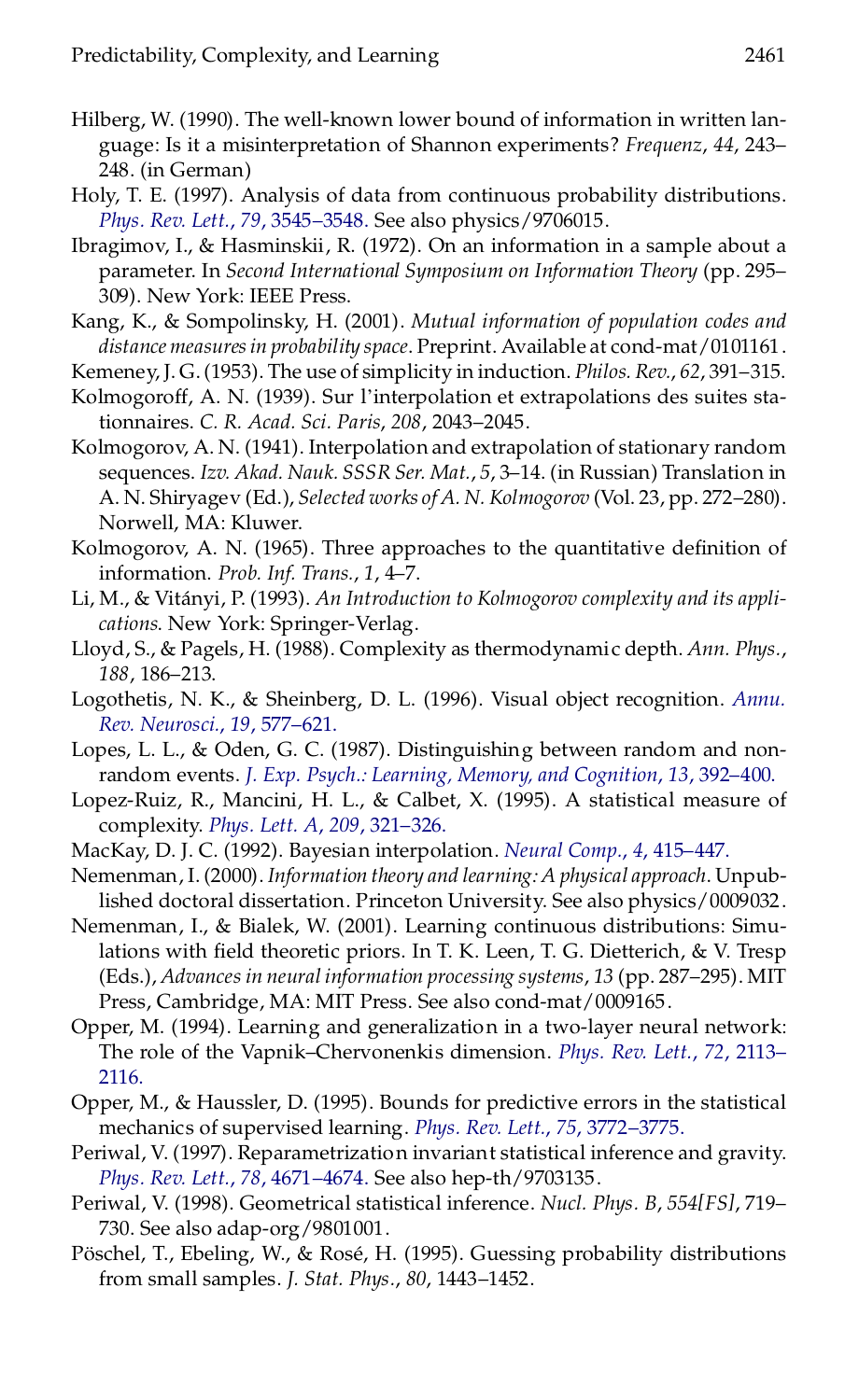Hilberg, W. (1990). The well-known lower bound of information in written language: Is it a misinterpretation of Shannon experiments? *Frequenz*, *44*, 243–248. (in German)

Holy, T. E. (1997). Analysis of data from continuous probability distributions. *Phys. Rev. Lett.*, *79*, 3545–3548. See also physics/9706015.

Ibragimov, I., & Hasminskii, R. (1972). On an information in a sample about a parameter. In *Second International Symposium on Information Theory* (pp. 295–309). New York: IEEE Press.

Kang, K., & Sompolinsky, H. (2001). *Mutual information of population codes and distance measures in probability space*. Preprint. Available at cond-mat/0101161.

Kemeney, J. G. (1953). The use of simplicity in induction. *Philos. Rev.*, *62*, 391–315.

Kolmogoroff, A. N. (1939). Sur l'interpolation et extrapolations des suites stationnaires. *C. R. Acad. Sci. Paris*, *208*, 2043–2045.

Kolmogorov, A. N. (1941). Interpolation and extrapolation of stationary random sequences. *Izv. Akad. Nauk. SSSR Ser. Mat.*, *5*, 3–14. (in Russian) Translation in A. N. Shiryagev (Ed.), *Selected works of A. N. Kolmogorov* (Vol. 23, pp. 272–280). Norwell, MA: Kluwer.

Kolmogorov, A. N. (1965). Three approaches to the quantitative definition of information. *Prob. Inf. Trans.*, *1*, 4–7.

Li, M., & Vitányi, P. (1993). *An Introduction to Kolmogorov complexity and its applications*. New York: Springer-Verlag.

Lloyd, S., & Pagels, H. (1988). Complexity as thermodynamic depth. *Ann. Phys.*, *188*, 186–213.

Logothetis, N. K., & Sheinberg, D. L. (1996). Visual object recognition. *Annu. Rev. Neurosci.*, *19*, 577–621.

Lopes, L. L., & Oden, G. C. (1987). Distinguishing between random and nonrandom events. *J. Exp. Psych.: Learning, Memory, and Cognition*, *13*, 392–400.

Lopez-Ruiz, R., Mancini, H. L., & Calbet, X. (1995). A statistical measure of complexity. *Phys. Lett. A*, *209*, 321–326.

MacKay, D. J. C. (1992). Bayesian interpolation. *Neural Comp.*, *4*, 415–447.

Nemenman, I. (2000). *Information theory and learning: A physical approach*. Unpublished doctoral dissertation. Princeton University. See also physics/0009032.

Nemenman, I., & Bialek, W. (2001). Learning continuous distributions: Simulations with field theoretic priors. In T. K. Leen, T. G. Dietterich, & V. Tresp (Eds.), *Advances in neural information processing systems*, *13* (pp. 287–295). MIT Press, Cambridge, MA: MIT Press. See also cond-mat/0009165.

Opper, M. (1994). Learning and generalization in a two-layer neural network: The role of the Vapnik–Chervonenkis dimension. *Phys. Rev. Lett.*, *72*, 2113–2116.

Opper, M., & Haussler, D. (1995). Bounds for predictive errors in the statistical mechanics of supervised learning. *Phys. Rev. Lett.*, *75*, 3772–3775.

Periwal, V. (1997). Reparametrization invariant statistical inference and gravity. *Phys. Rev. Lett.*, *78*, 4671–4674. See also hep-th/9703135.

Periwal, V. (1998). Geometrical statistical inference. *Nucl. Phys. B*, *554[FS]*, 719–730. See also adap-org/9801001.

Pöschel, T., Ebeling, W., & Rosé, H. (1995). Guessing probability distributions from small samples. *J. Stat. Phys.*, *80*, 1443–1452.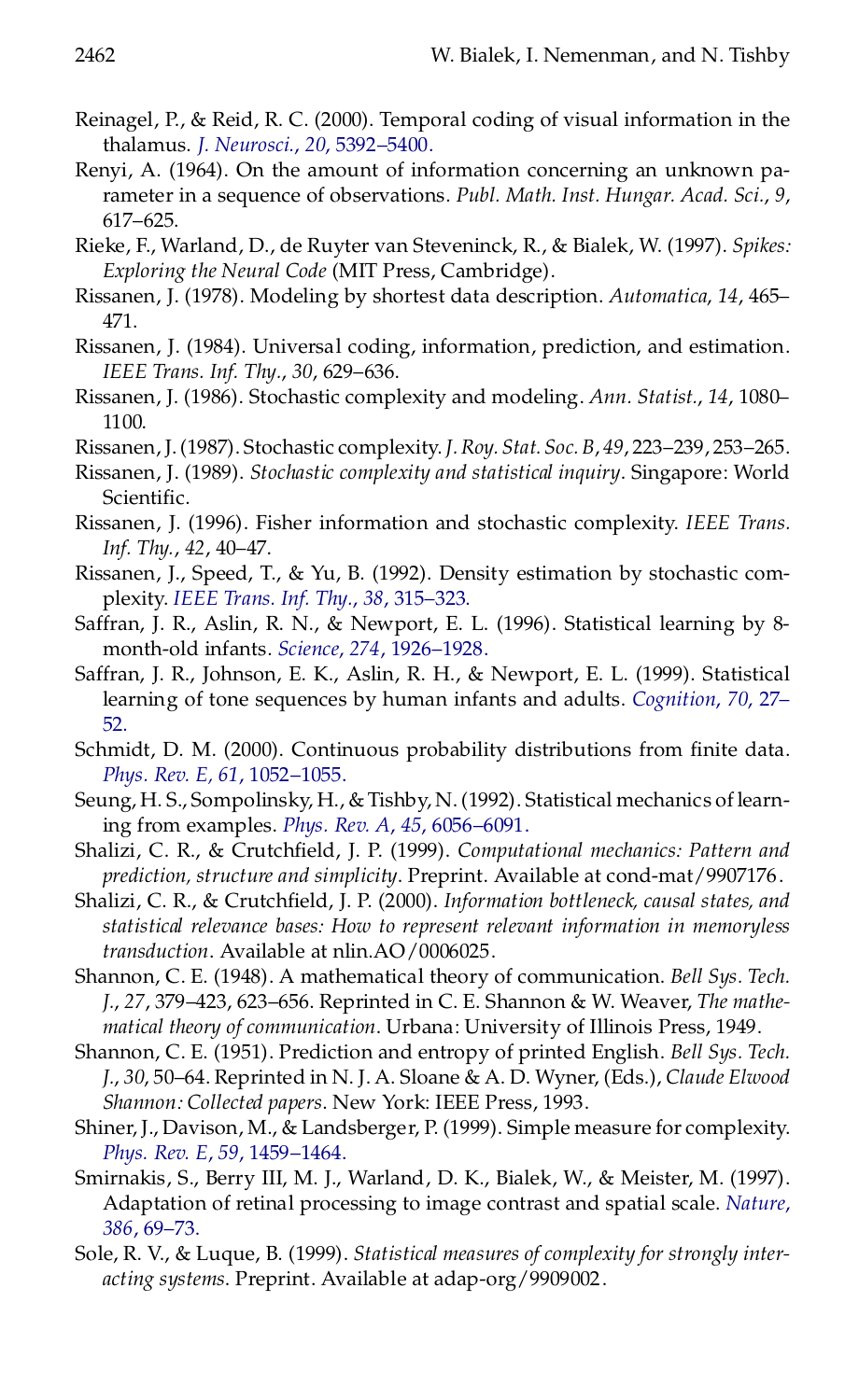Reinagel, P., & Reid, R. C. (2000). Temporal coding of visual information in the thalamus. *J. Neurosci.*, *20*, 5392–5400.

Renyi, A. (1964). On the amount of information concerning an unknown parameter in a sequence of observations. *Publ. Math. Inst. Hungar. Acad. Sci.*, *9*, 617–625.

Rieke, F., Warland, D., de Ruyter van Steveninck, R., & Bialek, W. (1997). *Spikes: Exploring the Neural Code* (MIT Press, Cambridge).

Rissanen, J. (1978). Modeling by shortest data description. *Automatica*, *14*, 465–471.

Rissanen, J. (1984). Universal coding, information, prediction, and estimation. *IEEE Trans. Inf. Thy.*, *30*, 629–636.

Rissanen, J. (1986). Stochastic complexity and modeling. *Ann. Statist.*, *14*, 1080–1100.

Rissanen, J. (1987). Stochastic complexity. *J. Roy. Stat. Soc. B*, *49*, 223–239, 253–265.

Rissanen, J. (1989). *Stochastic complexity and statistical inquiry*. Singapore: World Scientific.

Rissanen, J. (1996). Fisher information and stochastic complexity. *IEEE Trans. Inf. Thy.*, *42*, 40–47.

Rissanen, J., Speed, T., & Yu, B. (1992). Density estimation by stochastic complexity. *IEEE Trans. Inf. Thy.*, *38*, 315–323.

Saffran, J. R., Aslin, R. N., & Newport, E. L. (1996). Statistical learning by 8-month-old infants. *Science*, *274*, 1926–1928.

Saffran, J. R., Johnson, E. K., Aslin, R. H., & Newport, E. L. (1999). Statistical learning of tone sequences by human infants and adults. *Cognition*, *70*, 27–52.

Schmidt, D. M. (2000). Continuous probability distributions from finite data. *Phys. Rev. E*, *61*, 1052–1055.

Seung, H. S., Sompolinsky, H., & Tishby, N. (1992). Statistical mechanics of learning from examples. *Phys. Rev. A*, *45*, 6056–6091.

Shalizi, C. R., & Crutchfield, J. P. (1999). *Computational mechanics: Pattern and prediction, structure and simplicity*. Preprint. Available at cond-mat/9907176.

Shalizi, C. R., & Crutchfield, J. P. (2000). *Information bottleneck, causal states, and statistical relevance bases: How to represent relevant information in memoryless transduction*. Available at nlin.AO/0006025.

Shannon, C. E. (1948). A mathematical theory of communication. *Bell Sys. Tech. J.*, *27*, 379–423, 623–656. Reprinted in C. E. Shannon & W. Weaver, *The mathematical theory of communication*. Urbana: University of Illinois Press, 1949.

Shannon, C. E. (1951). Prediction and entropy of printed English. *Bell Sys. Tech. J.*, *30*, 50–64. Reprinted in N. J. A. Sloane & A. D. Wyner, (Eds.), *Claude Elwood Shannon: Collected papers*. New York: IEEE Press, 1993.

Shiner, J., Davison, M., & Landsberger, P. (1999). Simple measure for complexity. *Phys. Rev. E*, *59*, 1459–1464.

Smirnakis, S., Berry III, M. J., Warland, D. K., Bialek, W., & Meister, M. (1997). Adaptation of retinal processing to image contrast and spatial scale. *Nature*, *386*, 69–73.

Sole, R. V., & Luque, B. (1999). *Statistical measures of complexity for strongly interacting systems*. Preprint. Available at adap-org/9909002.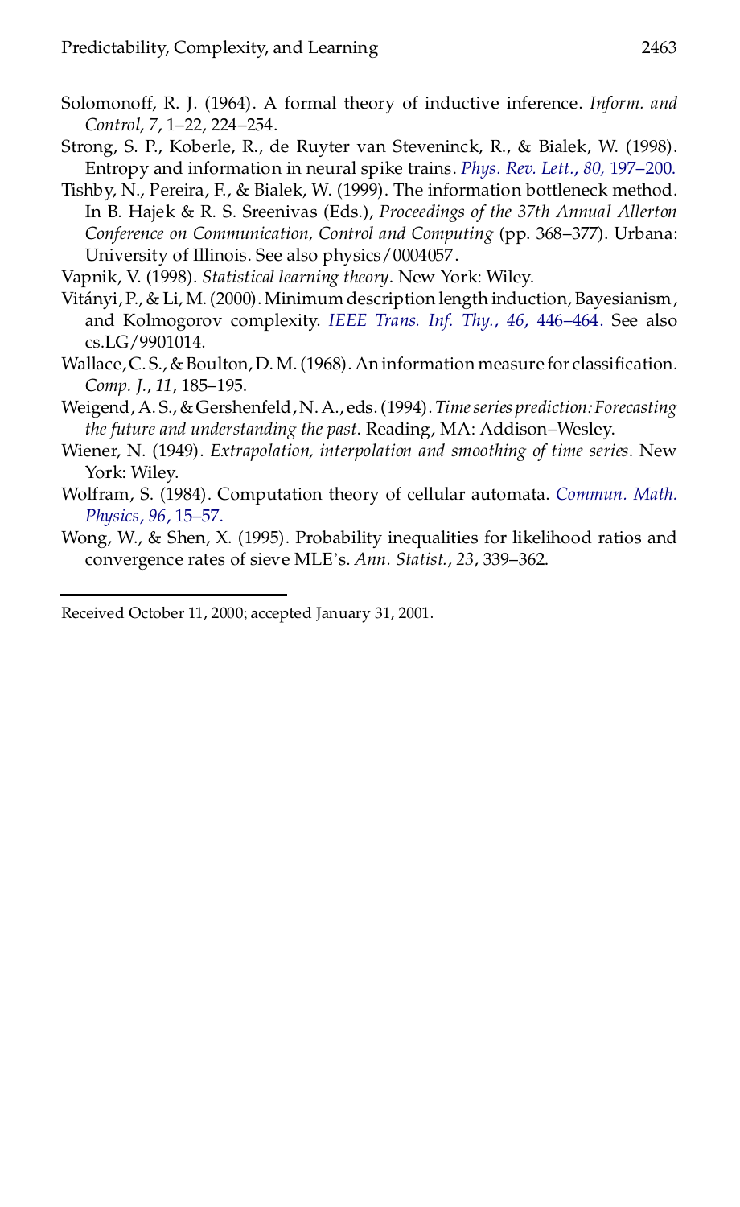Solomonoff, R. J. (1964). A formal theory of inductive inference. *Inform. and Control*, *7*, 1–22, 224–254.

Strong, S. P., Koberle, R., de Ruyter van Steveninck, R., & Bialek, W. (1998). Entropy and information in neural spike trains. *Phys. Rev. Lett.*, *80,* 197–200.

Tishby, N., Pereira, F., & Bialek, W. (1999). The information bottleneck method. In B. Hajek & R. S. Sreenivas (Eds.), *Proceedings of the 37th Annual Allerton Conference on Communication, Control and Computing* (pp. 368–377). Urbana: University of Illinois. See also physics/0004057.

Vapnik, V. (1998). *Statistical learning theory*. New York: Wiley.

Vitányi, P., & Li, M. (2000). Minimum description length induction, Bayesianism, and Kolmogorov complexity. *IEEE Trans. Inf. Thy.*, *46*, 446–464. See also cs.LG/9901014.

Wallace, C. S., & Boulton, D. M. (1968). An information measure for classification. *Comp. J.*, *11*, 185–195.

Weigend, A. S., & Gershenfeld, N. A., eds. (1994). *Time series prediction: Forecasting the future and understanding the past*. Reading, MA: Addison–Wesley.

Wiener, N. (1949). *Extrapolation, interpolation and smoothing of time series*. New York: Wiley.

Wolfram, S. (1984). Computation theory of cellular automata. *Commun. Math. Physics*, *96*, 15–57.

Wong, W., & Shen, X. (1995). Probability inequalities for likelihood ratios and convergence rates of sieve MLE's. *Ann. Statist.*, *23*, 339–362.

---

Received October 11, 2000; accepted January 31, 2001.